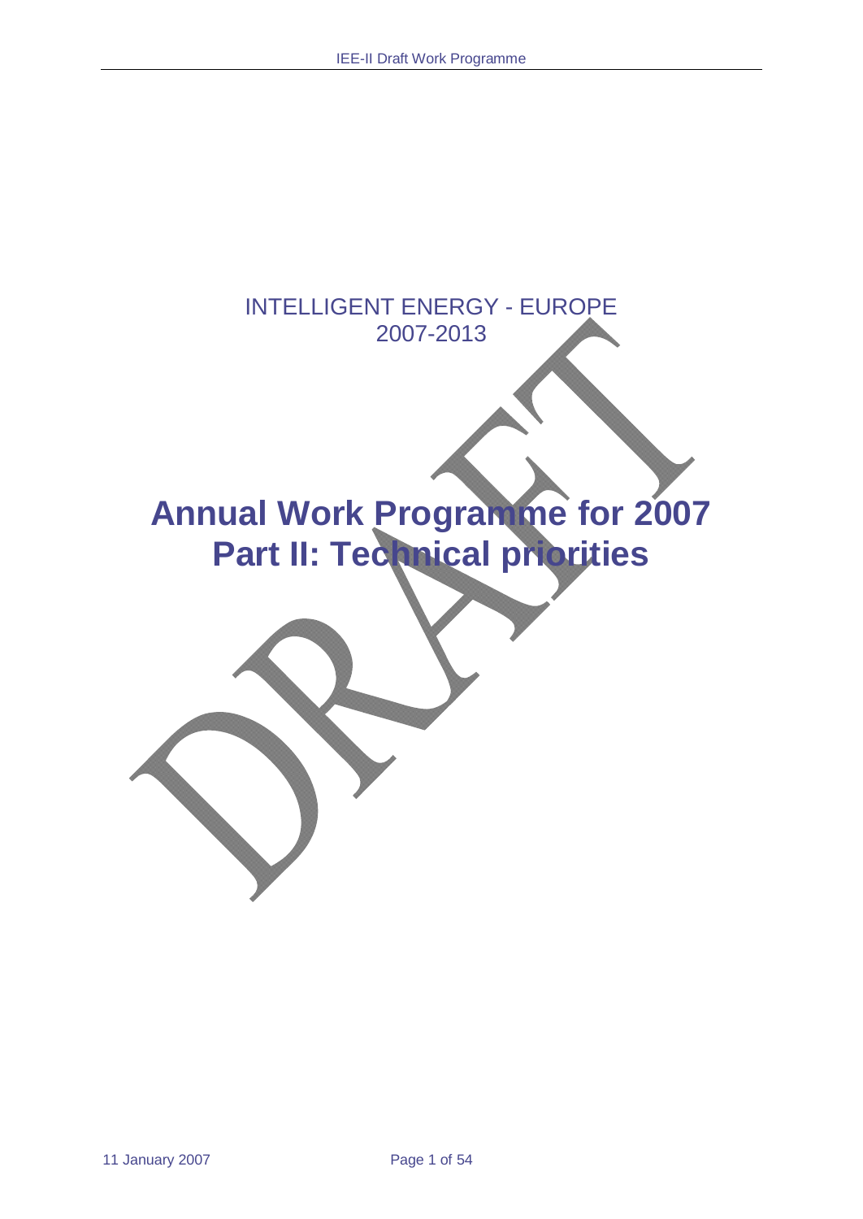INTELLIGENT ENERGY - EUROPE
2007-2013

# Annual Work Programme for 2007
# Part II: Technical priorities

DRAFT

11 January 2007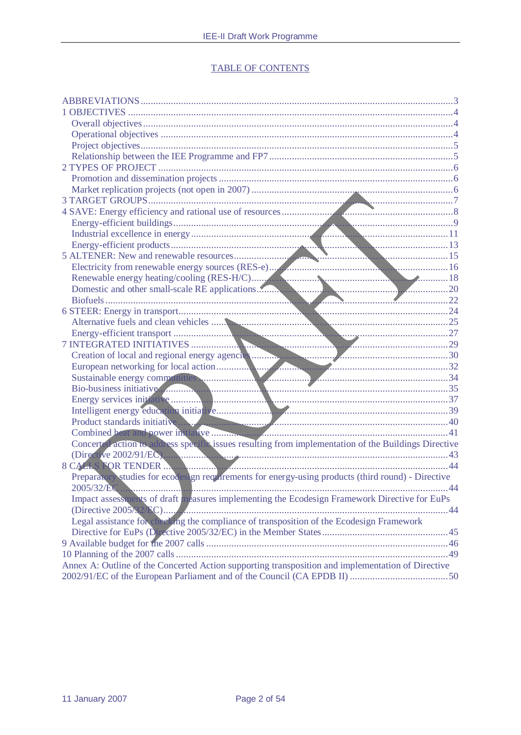# TABLE OF CONTENTS

ABBREVIATIONS ....... 3
1 OBJECTIVES ....... 4
  Overall objectives ....... 4
  Operational objectives ....... 4
  Project objectives ....... 5
  Relationship between the IEE Programme and FP7 ....... 5
2 TYPES OF PROJECT ....... 6
  Promotion and dissemination projects ....... 6
  Market replication projects (not open in 2007) ....... 6
3 TARGET GROUPS ....... 7
4 SAVE: Energy efficiency and rational use of resources ....... 8
  Energy-efficient buildings ....... 9
  Industrial excellence in energy ....... 11
  Energy-efficient products ....... 13
5 ALTENER: New and renewable resources ....... 15
  Electricity from renewable energy sources (RES-e) ....... 16
  Renewable energy heating/cooling (RES-H/C) ....... 18
  Domestic and other small-scale RE applications ....... 20
  Biofuels ....... 22
6 STEER: Energy in transport ....... 24
  Alternative fuels and clean vehicles ....... 25
  Energy-efficient transport ....... 27
7 INTEGRATED INITIATIVES ....... 29
  Creation of local and regional energy agencies ....... 30
  European networking for local action ....... 32
  Sustainable energy communities ....... 34
  Bio-business initiative ....... 35
  Energy services initiative ....... 37
  Intelligent energy education initiative ....... 39
  Product standards initiative ....... 40
  Combined heat and power initiative ....... 41
  Concerted action to address specific issues resulting from implementation of the Buildings Directive (Directive 2002/91/EC) ....... 43
8 CALLS FOR TENDER ....... 44
  Preparatory studies for ecodesign requirements for energy-using products (third round) - Directive 2005/32/EC ....... 44
  Impact assessments of draft measures implementing the Ecodesign Framework Directive for EuPs (Directive 2005/32/EC) ....... 44
  Legal assistance for checking the compliance of transposition of the Ecodesign Framework Directive for EuPs (Directive 2005/32/EC) in the Member States ....... 45
9 Available budget for the 2007 calls ....... 46
10 Planning of the 2007 calls ....... 49
Annex A: Outline of the Concerted Action supporting transposition and implementation of Directive 2002/91/EC of the European Parliament and of the Council (CA EPDB II) ....... 50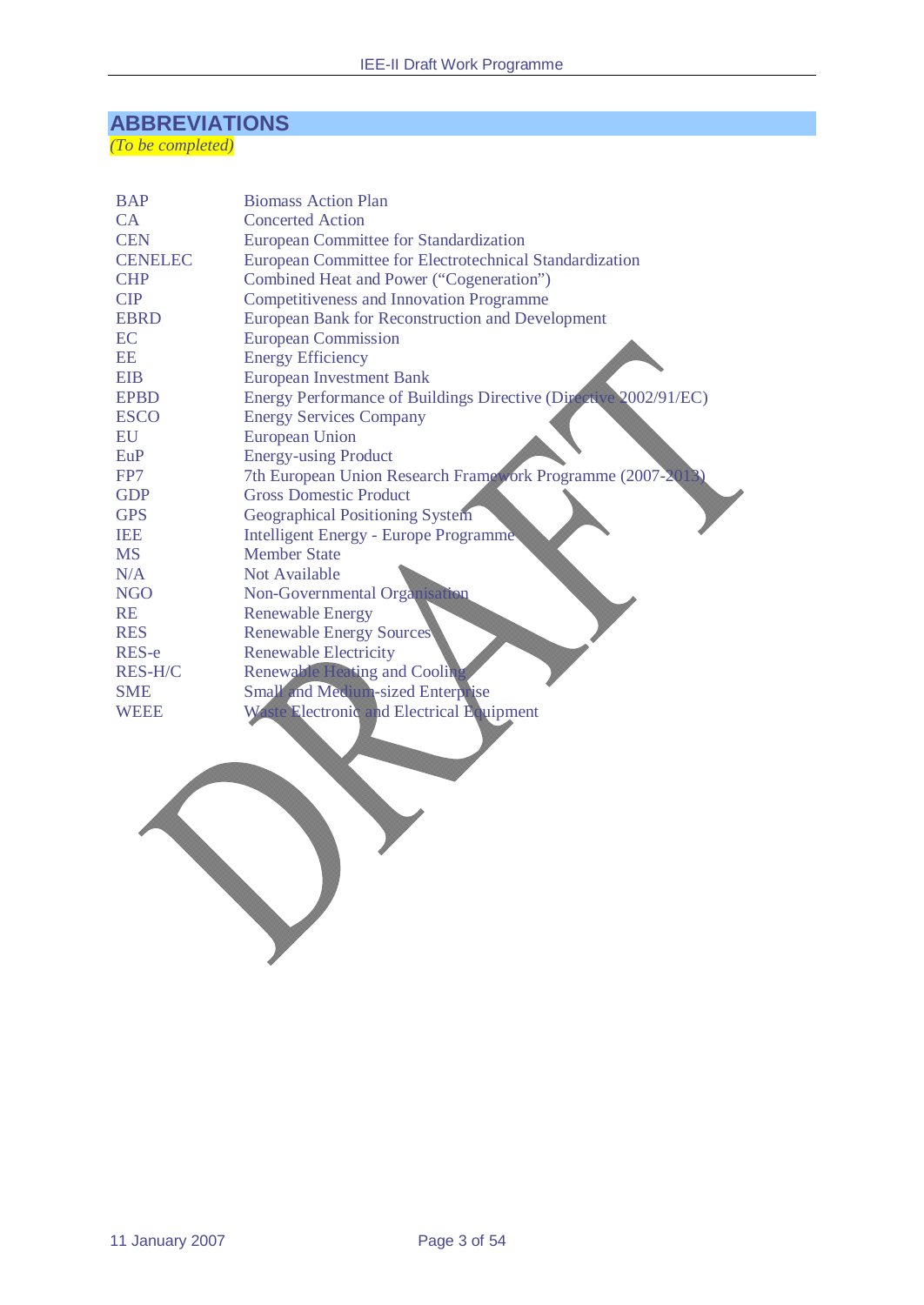# ABBREVIATIONS

*(To be completed)*

| | |
|---|---|
| BAP | Biomass Action Plan |
| CA | Concerted Action |
| CEN | European Committee for Standardization |
| CENELEC | European Committee for Electrotechnical Standardization |
| CHP | Combined Heat and Power ("Cogeneration") |
| CIP | Competitiveness and Innovation Programme |
| EBRD | European Bank for Reconstruction and Development |
| EC | European Commission |
| EE | Energy Efficiency |
| EIB | European Investment Bank |
| EPBD | Energy Performance of Buildings Directive (Directive 2002/91/EC) |
| ESCO | Energy Services Company |
| EU | European Union |
| EuP | Energy-using Product |
| FP7 | 7th European Union Research Framework Programme (2007-2013) |
| GDP | Gross Domestic Product |
| GPS | Geographical Positioning System |
| IEE | Intelligent Energy - Europe Programme |
| MS | Member State |
| N/A | Not Available |
| NGO | Non-Governmental Organisation |
| RE | Renewable Energy |
| RES | Renewable Energy Sources |
| RES-e | Renewable Electricity |
| RES-H/C | Renewable Heating and Cooling |
| SME | Small and Medium-sized Enterprise |
| WEEE | Waste Electronic and Electrical Equipment |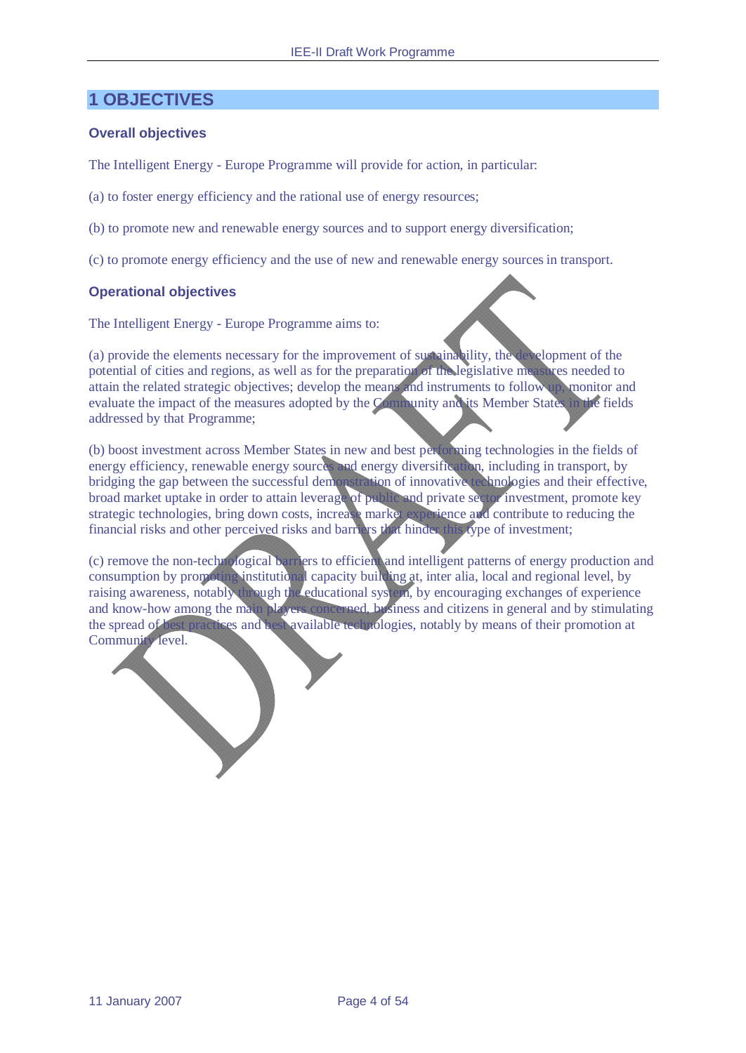# 1 OBJECTIVES

### Overall objectives

The Intelligent Energy - Europe Programme will provide for action, in particular:

(a) to foster energy efficiency and the rational use of energy resources;

(b) to promote new and renewable energy sources and to support energy diversification;

(c) to promote energy efficiency and the use of new and renewable energy sources in transport.

### Operational objectives

The Intelligent Energy - Europe Programme aims to:

(a) provide the elements necessary for the improvement of sustainability, the development of the potential of cities and regions, as well as for the preparation of the legislative measures needed to attain the related strategic objectives; develop the means and instruments to follow up, monitor and evaluate the impact of the measures adopted by the Community and its Member States in the fields addressed by that Programme;

(b) boost investment across Member States in new and best performing technologies in the fields of energy efficiency, renewable energy sources and energy diversification, including in transport, by bridging the gap between the successful demonstration of innovative technologies and their effective, broad market uptake in order to attain leverage of public and private sector investment, promote key strategic technologies, bring down costs, increase market experience and contribute to reducing the financial risks and other perceived risks and barriers that hinder this type of investment;

(c) remove the non-technological barriers to efficient and intelligent patterns of energy production and consumption by promoting institutional capacity building at, inter alia, local and regional level, by raising awareness, notably through the educational system, by encouraging exchanges of experience and know-how among the main players concerned, business and citizens in general and by stimulating the spread of best practices and best available technologies, notably by means of their promotion at Community level.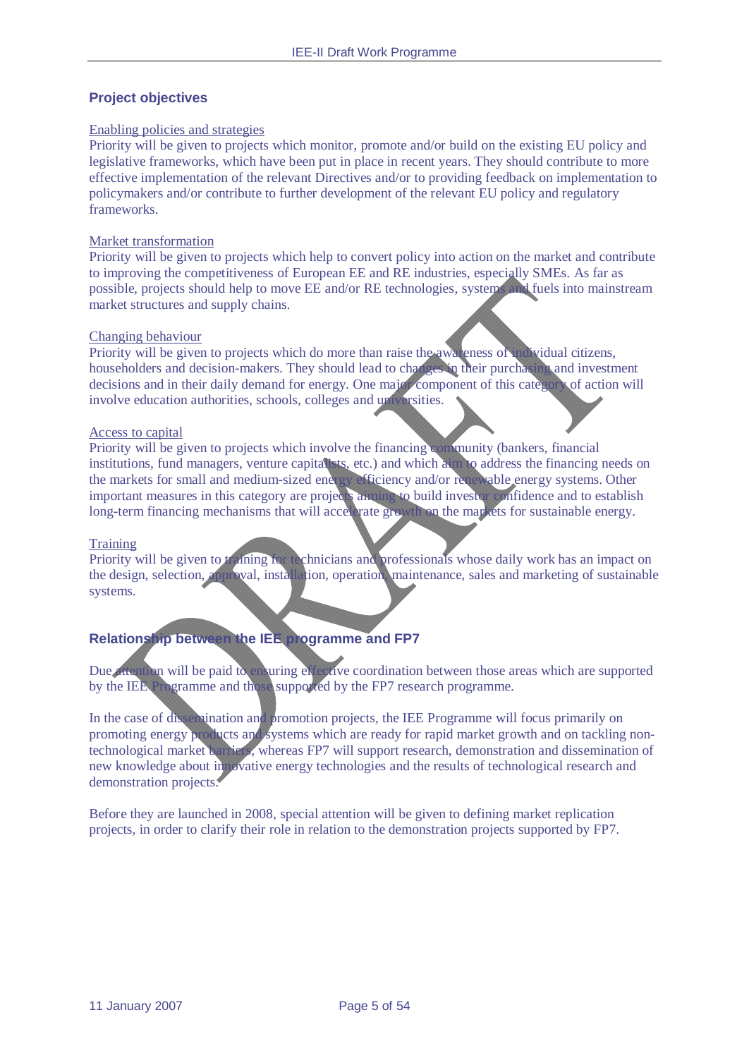## Project objectives

Enabling policies and strategies
Priority will be given to projects which monitor, promote and/or build on the existing EU policy and legislative frameworks, which have been put in place in recent years. They should contribute to more effective implementation of the relevant Directives and/or to providing feedback on implementation to policymakers and/or contribute to further development of the relevant EU policy and regulatory frameworks.

Market transformation
Priority will be given to projects which help to convert policy into action on the market and contribute to improving the competitiveness of European EE and RE industries, especially SMEs. As far as possible, projects should help to move EE and/or RE technologies, systems and fuels into mainstream market structures and supply chains.

Changing behaviour
Priority will be given to projects which do more than raise the awareness of individual citizens, householders and decision-makers. They should lead to changes in their purchasing and investment decisions and in their daily demand for energy. One major component of this category of action will involve education authorities, schools, colleges and universities.

Access to capital
Priority will be given to projects which involve the financing community (bankers, financial institutions, fund managers, venture capitalists, etc.) and which aim to address the financing needs on the markets for small and medium-sized energy efficiency and/or renewable energy systems. Other important measures in this category are projects aiming to build investor confidence and to establish long-term financing mechanisms that will accelerate growth on the markets for sustainable energy.

Training
Priority will be given to training for technicians and professionals whose daily work has an impact on the design, selection, approval, installation, operation, maintenance, sales and marketing of sustainable systems.

## Relationship between the IEE programme and FP7

Due attention will be paid to ensuring effective coordination between those areas which are supported by the IEE Programme and those supported by the FP7 research programme.

In the case of dissemination and promotion projects, the IEE Programme will focus primarily on promoting energy products and systems which are ready for rapid market growth and on tackling non-technological market barriers, whereas FP7 will support research, demonstration and dissemination of new knowledge about innovative energy technologies and the results of technological research and demonstration projects.

Before they are launched in 2008, special attention will be given to defining market replication projects, in order to clarify their role in relation to the demonstration projects supported by FP7.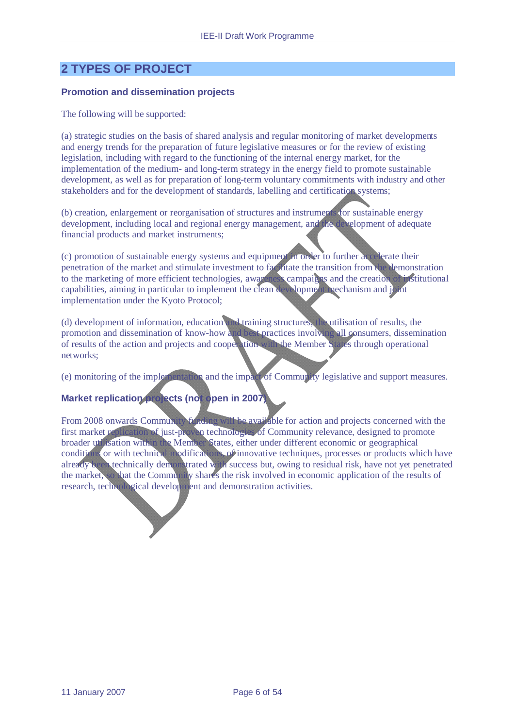# 2 TYPES OF PROJECT

### Promotion and dissemination projects

The following will be supported:

(a) strategic studies on the basis of shared analysis and regular monitoring of market developments and energy trends for the preparation of future legislative measures or for the review of existing legislation, including with regard to the functioning of the internal energy market, for the implementation of the medium- and long-term strategy in the energy field to promote sustainable development, as well as for preparation of long-term voluntary commitments with industry and other stakeholders and for the development of standards, labelling and certification systems;

(b) creation, enlargement or reorganisation of structures and instruments for sustainable energy development, including local and regional energy management, and the development of adequate financial products and market instruments;

(c) promotion of sustainable energy systems and equipment in order to further accelerate their penetration of the market and stimulate investment to facilitate the transition from the demonstration to the marketing of more efficient technologies, awareness campaigns and the creation of institutional capabilities, aiming in particular to implement the clean development mechanism and joint implementation under the Kyoto Protocol;

(d) development of information, education and training structures, the utilisation of results, the promotion and dissemination of know-how and best practices involving all consumers, dissemination of results of the action and projects and cooperation with the Member States through operational networks;

(e) monitoring of the implementation and the impact of Community legislative and support measures.

### Market replication projects (not open in 2007)

From 2008 onwards Community funding will be available for action and projects concerned with the first market replication of just-proven technologies of Community relevance, designed to promote broader utilisation within the Member States, either under different economic or geographical conditions or with technical modifications, of innovative techniques, processes or products which have already been technically demonstrated with success but, owing to residual risk, have not yet penetrated the market, so that the Community shares the risk involved in economic application of the results of research, technological development and demonstration activities.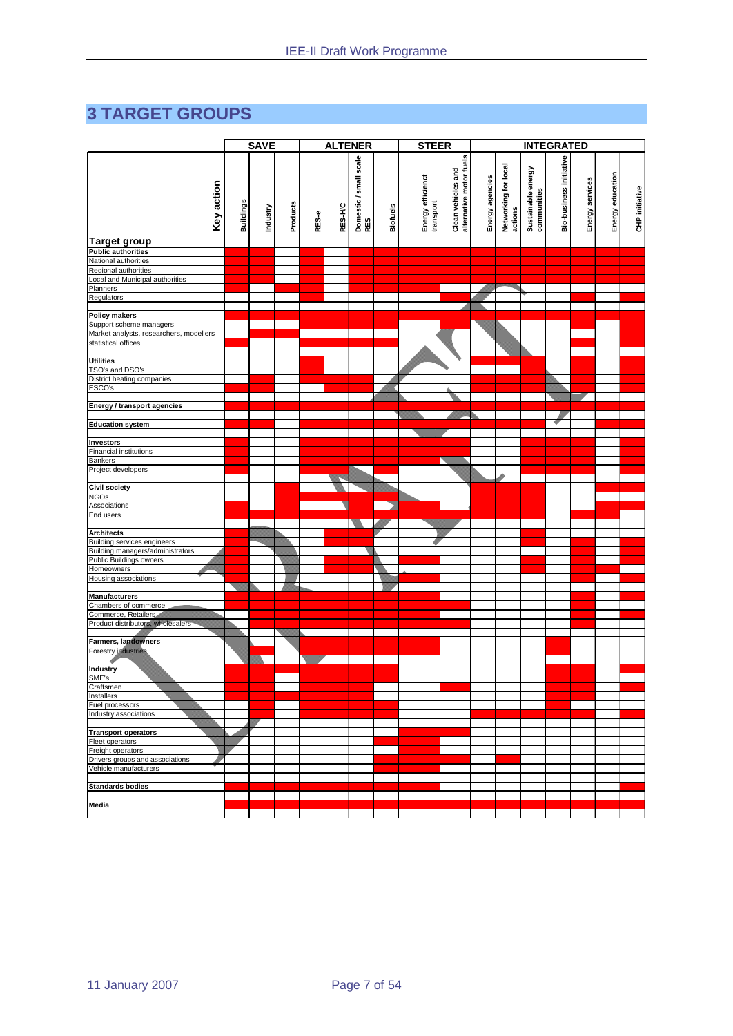# 3 TARGET GROUPS

| Target group \ Key action | SAVE | | | ALTENER | | | | STEER | | INTEGRATED | | | | | | |
|---|---|---|---|---|---|---|---|---|---|---|---|---|---|---|---|---|
| | Buildings | Industry | Products | RES-e | RES-H/C | Domestic / small scale RES | Biofuels | Energy efficienct transport | Clean vehicles and alternative motor fuels | Energy agencies | Networking for local actions | Sustainable energy communities | Bio-business initiative | Energy services | Energy education | CHP initiative |
| **Public authorities** | X | X | | X | | X | X | X | X | X | X | X | X | X | X | X |
| National authorities | X | X | | X | | X | X | X | X | X | X | X | X | X | X | X |
| Regional authorities | X | X | | X | | X | X | X | X | X | X | X | X | X | X | X |
| Local and Municipal authorities | X | X | | X | | X | X | X | X | X | X | X | X | X | X | X |
| Planners | X | | X | X | | X | X | X | | | | | | | | |
| Regulators | | | | X | | | | | X | | | | | X | | X |
| **Policy makers** | X | X | X | X | X | X | X | X | X | X | X | X | X | X | X | X |
| Support scheme managers | | | | X | X | X | X | | X | | | | | X | | X |
| Market analysts, researchers, modellers | | X | X | | | | | | | | | | | | | X |
| statistical offices | X | | | X | X | X | X | | | | | | | X | | X |
| **Utilities** | | | | X | | | | | | X | X | X | | X | | X |
| TSO's and DSO's | | | | X | | | | | | | | X | | X | | X |
| District heating companies | | X | | X | X | X | | | | X | X | X | | X | | X |
| ESCO's | X | X | | | X | X | | | | X | X | X | | X | | X |
| **Energy / transport agencies** | X | X | X | X | X | X | X | X | X | X | X | X | X | X | X | X |
| **Education system** | X | X | | X | X | X | X | X | X | X | X | X | | | X | X |
| **Investors** | X | | | X | X | X | X | X | X | | | X | X | X | | X |
| Financial institutions | X | | | X | X | X | X | X | X | | | X | X | X | | X |
| Bankers | X | | | X | X | X | X | X | X | | | X | X | X | | X |
| Project developers | X | | | X | X | X | X | | | | | X | X | X | | X |
| **Civil society** | | | X | | | | | | | X | X | X | | | X | X |
| NGOs | | | X | X | X | X | X | | | X | X | X | | | | |
| Associations | X | | X | | | X | | X | | X | X | X | | | X | X |
| End users | X | X | X | X | X | X | X | X | X | X | X | X | | X | X | |
| **Architects** | X | | | | X | X | | | | | | X | | | | |
| Building services engineers | X | | | | X | X | | | | | | X | | X | | X |
| Building managers/administrators | X | | | | | | | | | | | | | X | | X |
| Public Buildings owners | X | | | | | | | X | | | | | | X | | X |
| Homeowners | X | | | | X | X | | | | | | X | | X | X | |
| Housing associations | X | | | | | | | X | | | | | | X | | X |
| **Manufacturers** | X | X | X | X | X | X | X | X | | | | | | X | | X |
| Chambers of commerce | X | X | X | X | X | X | X | X | X | | | | | X | | |
| Commerce, Retailers | | X | X | X | X | X | X | X | | | | | | X | | X |
| Product distributors, wholesalers | | X | X | X | X | X | X | X | X | | | | | X | | |
| **Farmers, landowners** | | | | X | X | X | X | X | | | | | X | | | |
| Forestry industries | | X | | X | X | X | X | X | | | | | X | | | |
| **Industry** | X | X | X | X | X | X | X | | | | | | X | X | | X |
| SME's | X | X | | X | X | X | X | | | | | | X | X | | |
| Craftsmen | X | X | | X | X | X | | | X | | | | X | X | | X |
| Installers | X | X | X | X | X | X | | | | | | | X | X | | |
| Fuel processors | | X | | X | X | X | X | | | | | | X | | | |
| Industry associations | | X | | X | X | X | X | | | X | X | X | X | X | | X |
| **Transport operators** | | | | | | | | X | X | | | | | | | |
| Fleet operators | | | | | | | X | X | | | | | | | | |
| Freight operators | | | | | | | | X | | | | | | | | |
| Drivers groups and associations | | | | | | | X | X | X | | X | | | | | |
| Vehicle manufacturers | | | | | | | X | X | | | | | | | | |
| **Standards bodies** | X | X | X | X | X | X | X | X | | | | | | | | X |
| **Media** | X | X | X | X | X | X | X | X | X | X | X | X | X | X | X | X |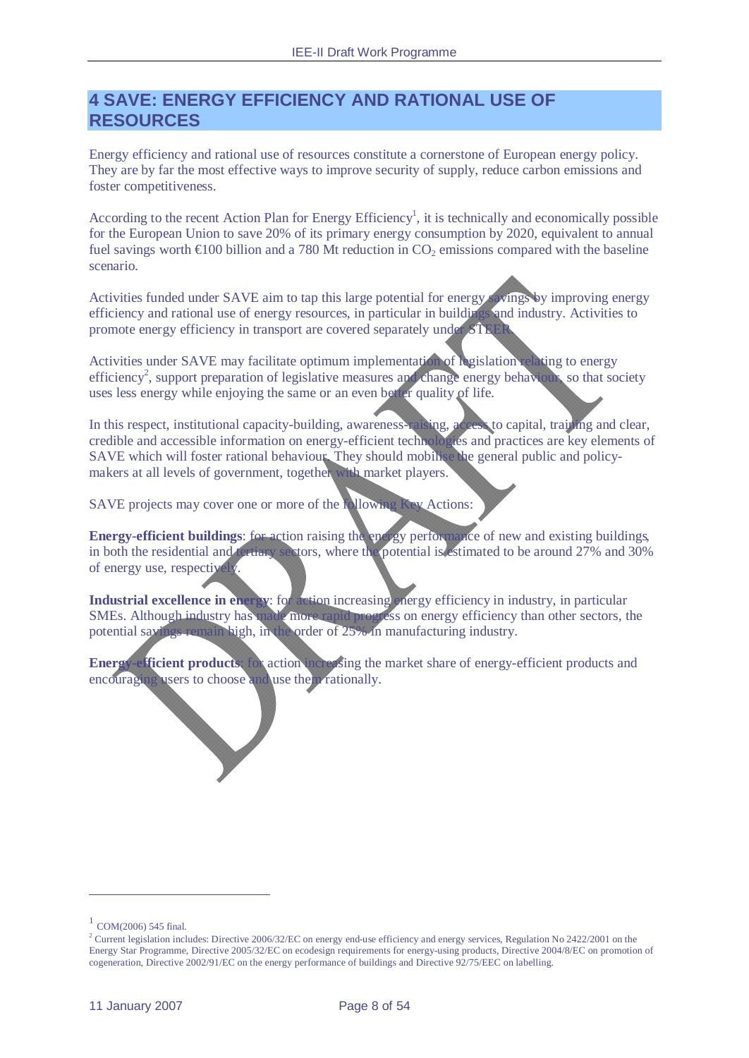# 4 SAVE: ENERGY EFFICIENCY AND RATIONAL USE OF RESOURCES

Energy efficiency and rational use of resources constitute a cornerstone of European energy policy. They are by far the most effective ways to improve security of supply, reduce carbon emissions and foster competitiveness.

According to the recent Action Plan for Energy Efficiency[1], it is technically and economically possible for the European Union to save 20% of its primary energy consumption by 2020, equivalent to annual fuel savings worth €100 billion and a 780 Mt reduction in $CO_2$ emissions compared with the baseline scenario.

Activities funded under SAVE aim to tap this large potential for energy savings by improving energy efficiency and rational use of energy resources, in particular in buildings and industry. Activities to promote energy efficiency in transport are covered separately under STEER.

Activities under SAVE may facilitate optimum implementation of legislation relating to energy efficiency[2], support preparation of legislative measures and change energy behaviour, so that society uses less energy while enjoying the same or an even better quality of life.

In this respect, institutional capacity-building, awareness-raising, access to capital, training and clear, credible and accessible information on energy-efficient technologies and practices are key elements of SAVE which will foster rational behaviour. They should mobilise the general public and policy-makers at all levels of government, together with market players.

SAVE projects may cover one or more of the following Key Actions:

**Energy-efficient buildings**: for action raising the energy performance of new and existing buildings, in both the residential and tertiary sectors, where the potential is estimated to be around 27% and 30% of energy use, respectively.

**Industrial excellence in energy**: for action increasing energy efficiency in industry, in particular SMEs. Although industry has made more rapid progress on energy efficiency than other sectors, the potential savings remain high, in the order of 25% in manufacturing industry.

**Energy-efficient products**: for action increasing the market share of energy-efficient products and encouraging users to choose and use them rationally.

---

[1] COM(2006) 545 final.

[2] Current legislation includes: Directive 2006/32/EC on energy end-use efficiency and energy services, Regulation No 2422/2001 on the Energy Star Programme, Directive 2005/32/EC on ecodesign requirements for energy-using products, Directive 2004/8/EC on promotion of cogeneration, Directive 2002/91/EC on the energy performance of buildings and Directive 92/75/EEC on labelling.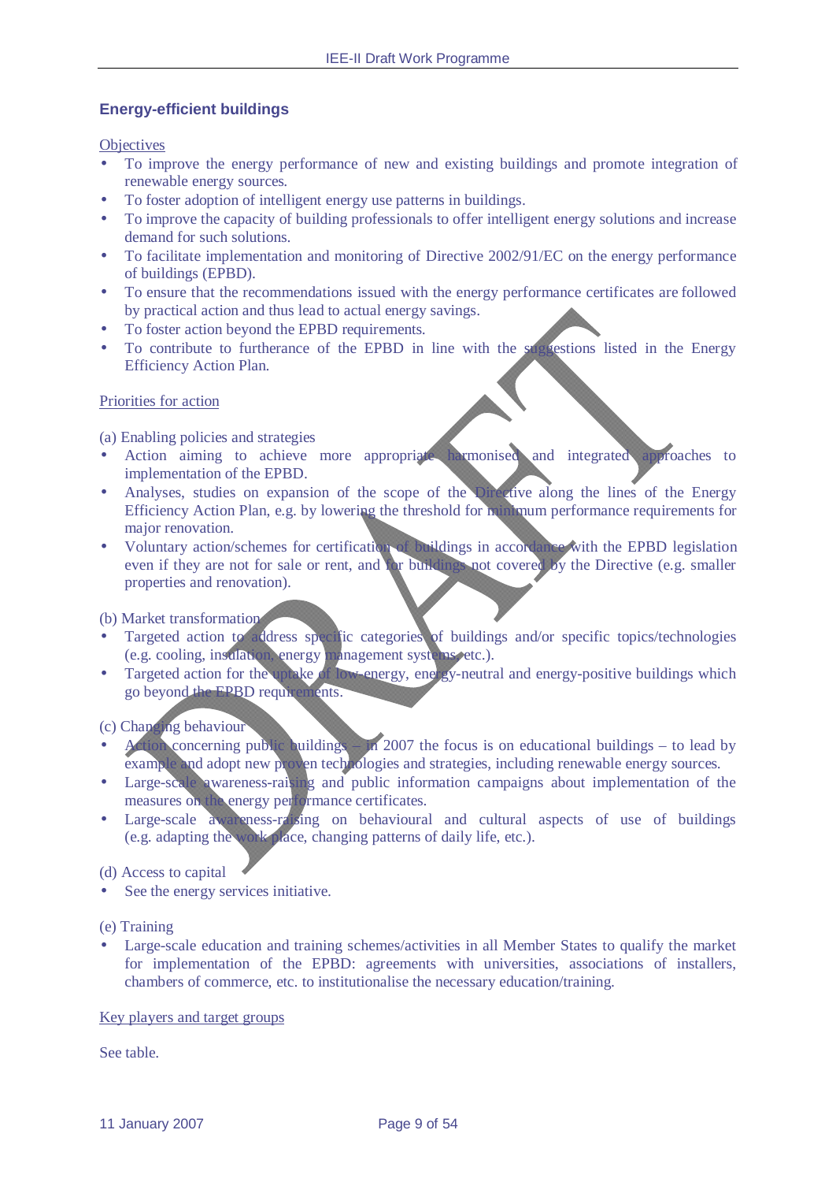## Energy-efficient buildings

Objectives

- To improve the energy performance of new and existing buildings and promote integration of renewable energy sources.
- To foster adoption of intelligent energy use patterns in buildings.
- To improve the capacity of building professionals to offer intelligent energy solutions and increase demand for such solutions.
- To facilitate implementation and monitoring of Directive 2002/91/EC on the energy performance of buildings (EPBD).
- To ensure that the recommendations issued with the energy performance certificates are followed by practical action and thus lead to actual energy savings.
- To foster action beyond the EPBD requirements.
- To contribute to furtherance of the EPBD in line with the suggestions listed in the Energy Efficiency Action Plan.

Priorities for action

(a) Enabling policies and strategies

- Action aiming to achieve more appropriate harmonised and integrated approaches to implementation of the EPBD.
- Analyses, studies on expansion of the scope of the Directive along the lines of the Energy Efficiency Action Plan, e.g. by lowering the threshold for minimum performance requirements for major renovation.
- Voluntary action/schemes for certification of buildings in accordance with the EPBD legislation even if they are not for sale or rent, and for buildings not covered by the Directive (e.g. smaller properties and renovation).

(b) Market transformation

- Targeted action to address specific categories of buildings and/or specific topics/technologies (e.g. cooling, insulation, energy management systems, etc.).
- Targeted action for the uptake of low-energy, energy-neutral and energy-positive buildings which go beyond the EPBD requirements.

(c) Changing behaviour

- Action concerning public buildings – in 2007 the focus is on educational buildings – to lead by example and adopt new proven technologies and strategies, including renewable energy sources.
- Large-scale awareness-raising and public information campaigns about implementation of the measures on the energy performance certificates.
- Large-scale awareness-raising on behavioural and cultural aspects of use of buildings (e.g. adapting the work place, changing patterns of daily life, etc.).

(d) Access to capital

- See the energy services initiative.

(e) Training

- Large-scale education and training schemes/activities in all Member States to qualify the market for implementation of the EPBD: agreements with universities, associations of installers, chambers of commerce, etc. to institutionalise the necessary education/training.

Key players and target groups

See table.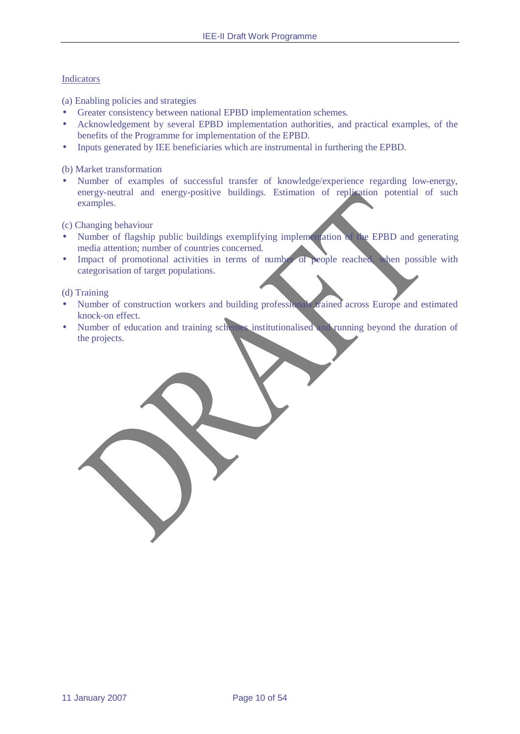Indicators

(a) Enabling policies and strategies

- Greater consistency between national EPBD implementation schemes.
- Acknowledgement by several EPBD implementation authorities, and practical examples, of the benefits of the Programme for implementation of the EPBD.
- Inputs generated by IEE beneficiaries which are instrumental in furthering the EPBD.

(b) Market transformation

- Number of examples of successful transfer of knowledge/experience regarding low-energy, energy-neutral and energy-positive buildings. Estimation of replication potential of such examples.

(c) Changing behaviour

- Number of flagship public buildings exemplifying implementation of the EPBD and generating media attention; number of countries concerned.
- Impact of promotional activities in terms of number of people reached, when possible with categorisation of target populations.

(d) Training

- Number of construction workers and building professionals trained across Europe and estimated knock-on effect.
- Number of education and training schemes institutionalised and running beyond the duration of the projects.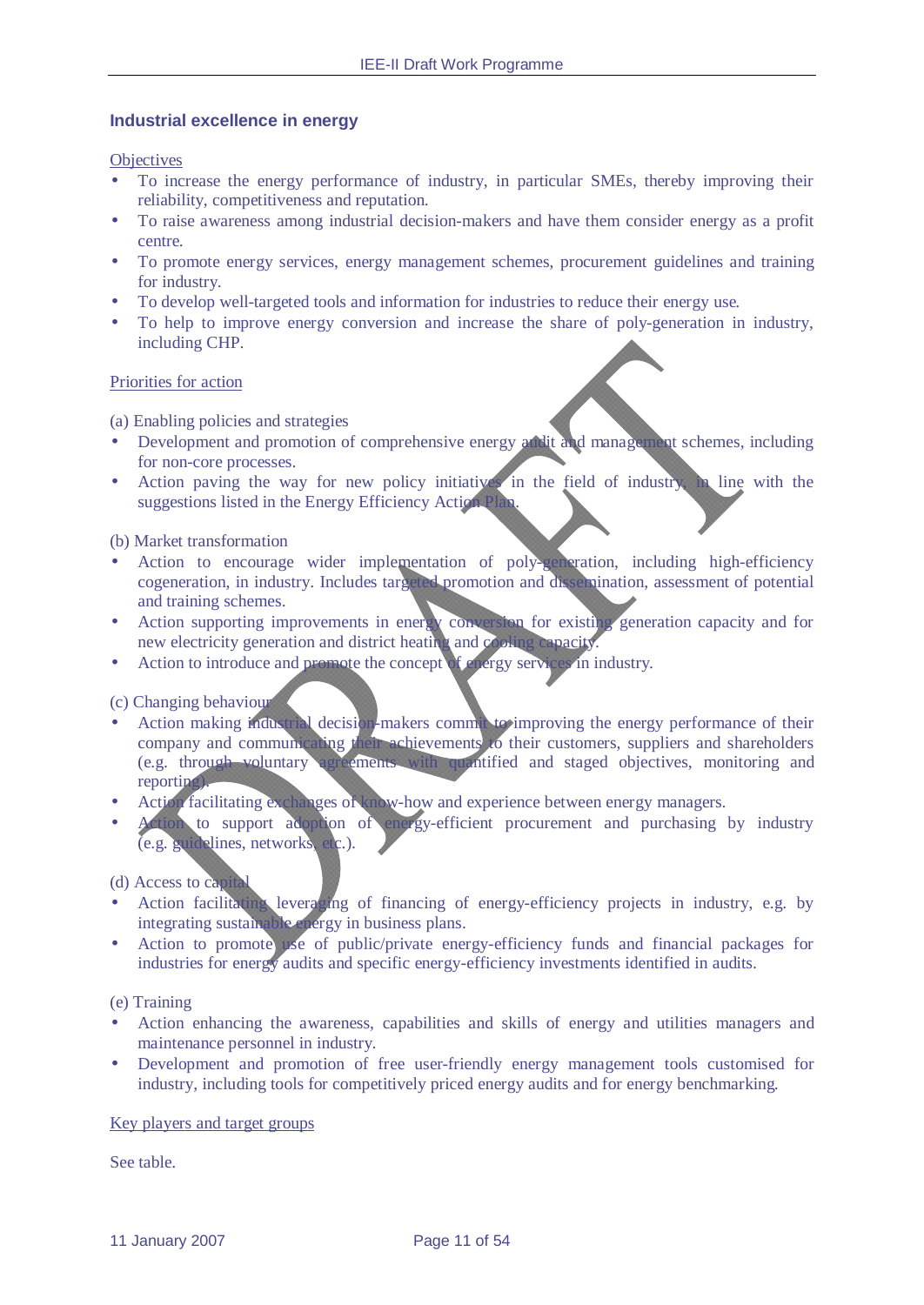## Industrial excellence in energy

Objectives

- To increase the energy performance of industry, in particular SMEs, thereby improving their reliability, competitiveness and reputation.
- To raise awareness among industrial decision-makers and have them consider energy as a profit centre.
- To promote energy services, energy management schemes, procurement guidelines and training for industry.
- To develop well-targeted tools and information for industries to reduce their energy use.
- To help to improve energy conversion and increase the share of poly-generation in industry, including CHP.

Priorities for action

(a) Enabling policies and strategies

- Development and promotion of comprehensive energy audit and management schemes, including for non-core processes.
- Action paving the way for new policy initiatives in the field of industry, in line with the suggestions listed in the Energy Efficiency Action Plan.

(b) Market transformation

- Action to encourage wider implementation of poly-generation, including high-efficiency cogeneration, in industry. Includes targeted promotion and dissemination, assessment of potential and training schemes.
- Action supporting improvements in energy conversion for existing generation capacity and for new electricity generation and district heating and cooling capacity.
- Action to introduce and promote the concept of energy services in industry.

(c) Changing behaviour

- Action making industrial decision-makers commit to improving the energy performance of their company and communicating their achievements to their customers, suppliers and shareholders (e.g. through voluntary agreements with quantified and staged objectives, monitoring and reporting).
- Action facilitating exchanges of know-how and experience between energy managers.
- Action to support adoption of energy-efficient procurement and purchasing by industry (e.g. guidelines, networks, etc.).

(d) Access to capital

- Action facilitating leveraging of financing of energy-efficiency projects in industry, e.g. by integrating sustainable energy in business plans.
- Action to promote use of public/private energy-efficiency funds and financial packages for industries for energy audits and specific energy-efficiency investments identified in audits.

(e) Training

- Action enhancing the awareness, capabilities and skills of energy and utilities managers and maintenance personnel in industry.
- Development and promotion of free user-friendly energy management tools customised for industry, including tools for competitively priced energy audits and for energy benchmarking.

Key players and target groups

See table.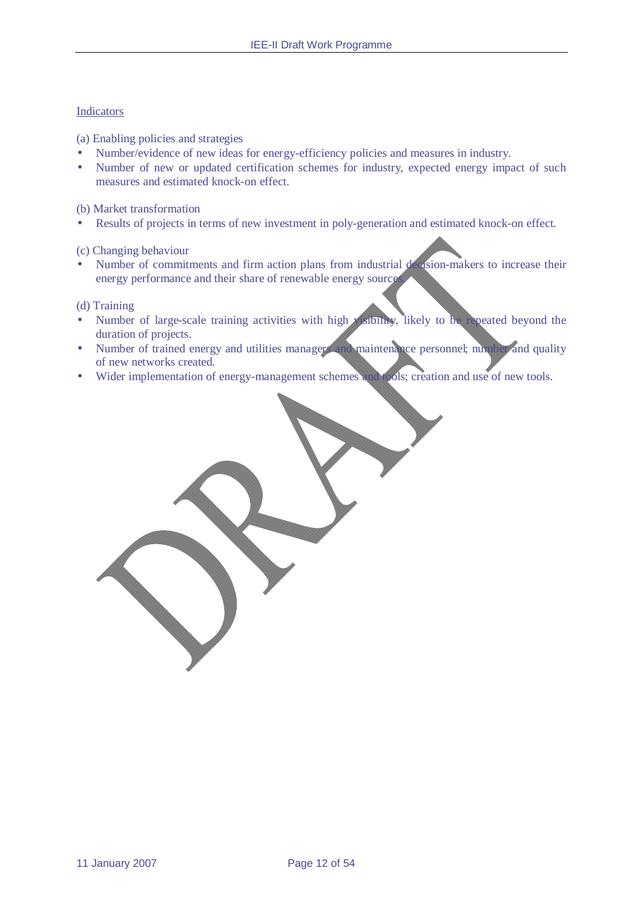Indicators

(a) Enabling policies and strategies

- Number/evidence of new ideas for energy-efficiency policies and measures in industry.
- Number of new or updated certification schemes for industry, expected energy impact of such measures and estimated knock-on effect.

(b) Market transformation

- Results of projects in terms of new investment in poly-generation and estimated knock-on effect.

(c) Changing behaviour

- Number of commitments and firm action plans from industrial decision-makers to increase their energy performance and their share of renewable energy sources.

(d) Training

- Number of large-scale training activities with high visibility, likely to be repeated beyond the duration of projects.
- Number of trained energy and utilities managers and maintenance personnel; number and quality of new networks created.
- Wider implementation of energy-management schemes and tools; creation and use of new tools.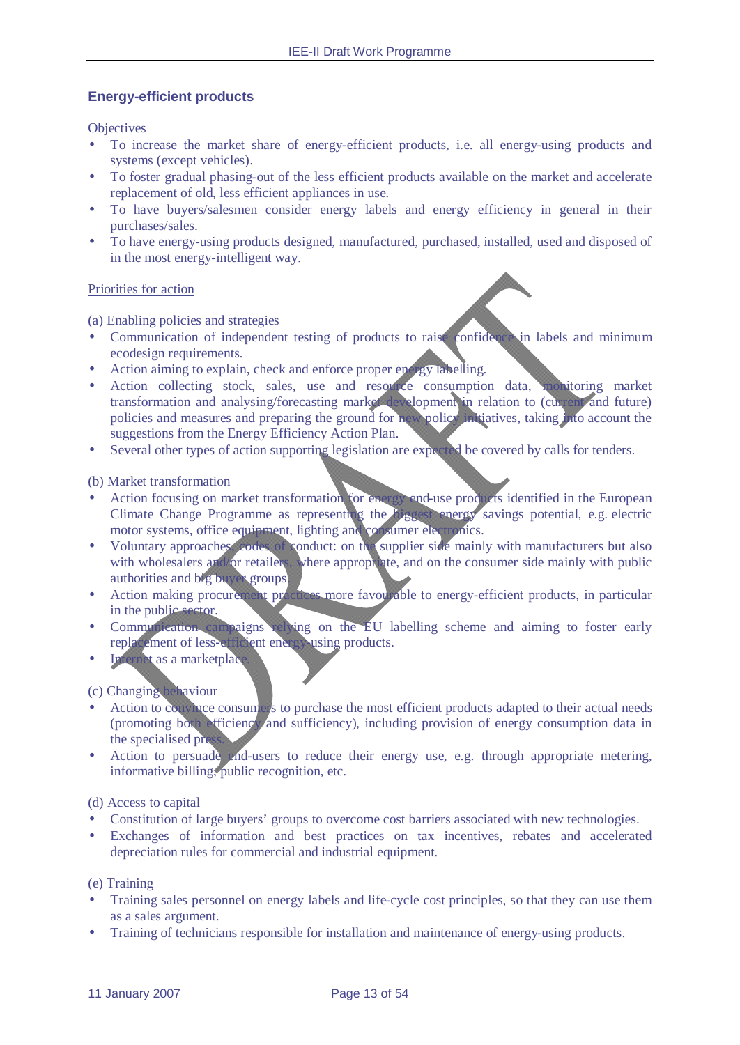## Energy-efficient products

Objectives

- To increase the market share of energy-efficient products, i.e. all energy-using products and systems (except vehicles).
- To foster gradual phasing-out of the less efficient products available on the market and accelerate replacement of old, less efficient appliances in use.
- To have buyers/salesmen consider energy labels and energy efficiency in general in their purchases/sales.
- To have energy-using products designed, manufactured, purchased, installed, used and disposed of in the most energy-intelligent way.

Priorities for action

(a) Enabling policies and strategies

- Communication of independent testing of products to raise confidence in labels and minimum ecodesign requirements.
- Action aiming to explain, check and enforce proper energy labelling.
- Action collecting stock, sales, use and resource consumption data, monitoring market transformation and analysing/forecasting market development in relation to (current and future) policies and measures and preparing the ground for new policy initiatives, taking into account the suggestions from the Energy Efficiency Action Plan.
- Several other types of action supporting legislation are expected be covered by calls for tenders.

(b) Market transformation

- Action focusing on market transformation for energy end-use products identified in the European Climate Change Programme as representing the biggest energy savings potential, e.g. electric motor systems, office equipment, lighting and consumer electronics.
- Voluntary approaches, codes of conduct: on the supplier side mainly with manufacturers but also with wholesalers and/or retailers, where appropriate, and on the consumer side mainly with public authorities and big buyer groups.
- Action making procurement practices more favourable to energy-efficient products, in particular in the public sector.
- Communication campaigns relying on the EU labelling scheme and aiming to foster early replacement of less-efficient energy-using products.
- Internet as a marketplace.

(c) Changing behaviour

- Action to convince consumers to purchase the most efficient products adapted to their actual needs (promoting both efficiency and sufficiency), including provision of energy consumption data in the specialised press.
- Action to persuade end-users to reduce their energy use, e.g. through appropriate metering, informative billing, public recognition, etc.

(d) Access to capital

- Constitution of large buyers' groups to overcome cost barriers associated with new technologies.
- Exchanges of information and best practices on tax incentives, rebates and accelerated depreciation rules for commercial and industrial equipment.

(e) Training

- Training sales personnel on energy labels and life-cycle cost principles, so that they can use them as a sales argument.
- Training of technicians responsible for installation and maintenance of energy-using products.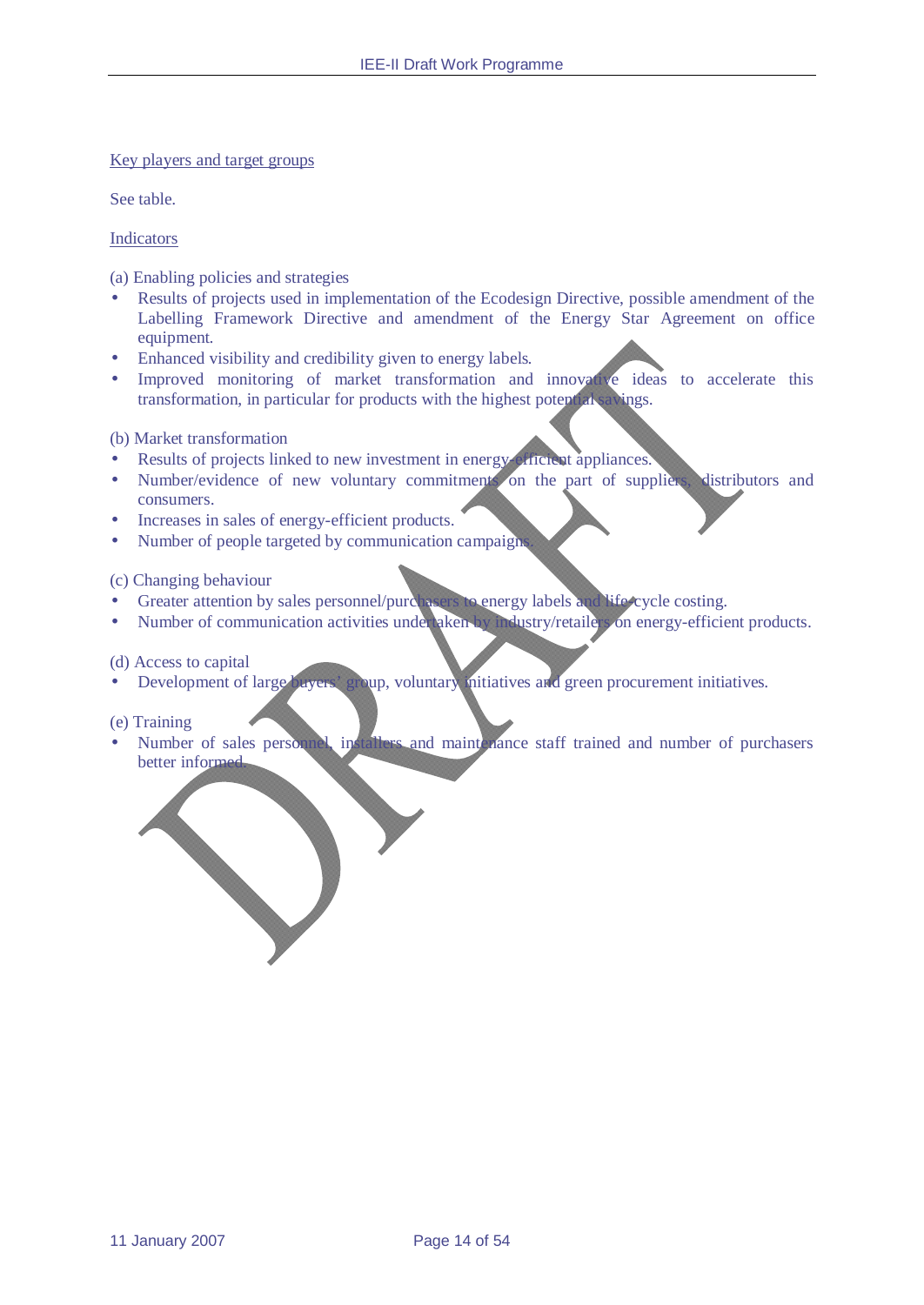Key players and target groups

See table.

Indicators

(a) Enabling policies and strategies

- Results of projects used in implementation of the Ecodesign Directive, possible amendment of the Labelling Framework Directive and amendment of the Energy Star Agreement on office equipment.
- Enhanced visibility and credibility given to energy labels.
- Improved monitoring of market transformation and innovative ideas to accelerate this transformation, in particular for products with the highest potential savings.

(b) Market transformation

- Results of projects linked to new investment in energy-efficient appliances.
- Number/evidence of new voluntary commitments on the part of suppliers, distributors and consumers.
- Increases in sales of energy-efficient products.
- Number of people targeted by communication campaigns.

(c) Changing behaviour

- Greater attention by sales personnel/purchasers to energy labels and life-cycle costing.
- Number of communication activities undertaken by industry/retailers on energy-efficient products.

(d) Access to capital

- Development of large buyers' group, voluntary initiatives and green procurement initiatives.

(e) Training

- Number of sales personnel, installers and maintenance staff trained and number of purchasers better informed.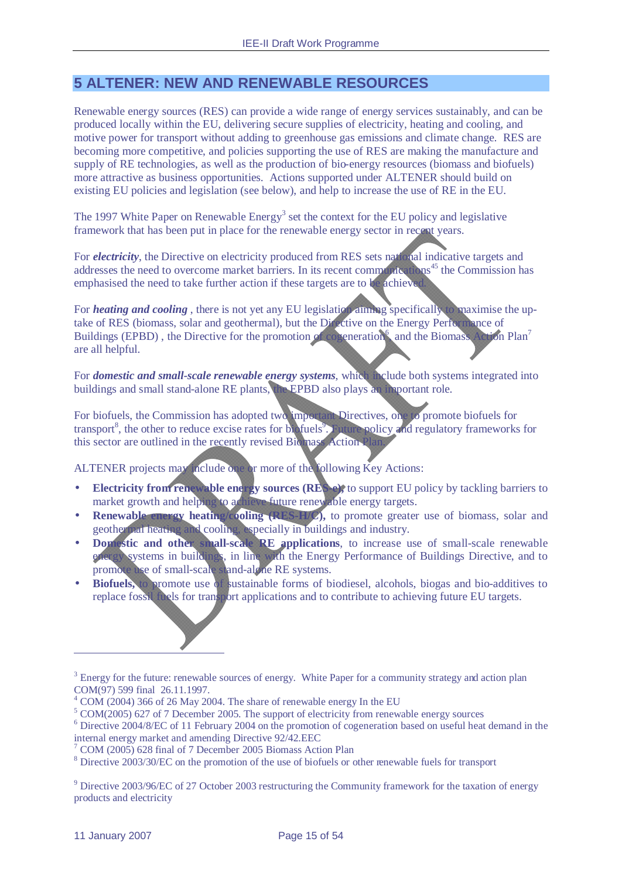# 5 ALTENER: NEW AND RENEWABLE RESOURCES

Renewable energy sources (RES) can provide a wide range of energy services sustainably, and can be produced locally within the EU, delivering secure supplies of electricity, heating and cooling, and motive power for transport without adding to greenhouse gas emissions and climate change. RES are becoming more competitive, and policies supporting the use of RES are making the manufacture and supply of RE technologies, as well as the production of bio-energy resources (biomass and biofuels) more attractive as business opportunities. Actions supported under ALTENER should build on existing EU policies and legislation (see below), and help to increase the use of RE in the EU.

The 1997 White Paper on Renewable Energy[3] set the context for the EU policy and legislative framework that has been put in place for the renewable energy sector in recent years.

For ***electricity***, the Directive on electricity produced from RES sets national indicative targets and addresses the need to overcome market barriers. In its recent communications[4][5] the Commission has emphasised the need to take further action if these targets are to be achieved.

For ***heating and cooling*** , there is not yet any EU legislation aiming specifically to maximise the up-take of RES (biomass, solar and geothermal), but the Directive on the Energy Performance of Buildings (EPBD) , the Directive for the promotion of cogeneration[6], and the Biomass Action Plan[7] are all helpful.

For ***domestic and small-scale renewable energy systems***, which include both systems integrated into buildings and small stand-alone RE plants, the EPBD also plays an important role.

For biofuels, the Commission has adopted two important Directives, one to promote biofuels for transport[8], the other to reduce excise rates for biofuels[9]. Future policy and regulatory frameworks for this sector are outlined in the recently revised Biomass Action Plan.

ALTENER projects may include one or more of the following Key Actions:

- **Electricity from renewable energy sources (RES-e)**, to support EU policy by tackling barriers to market growth and helping to achieve future renewable energy targets.
- **Renewable energy heating/cooling (RES-H/C),** to promote greater use of biomass, solar and geothermal heating and cooling, especially in buildings and industry.
- **Domestic and other small-scale RE applications**, to increase use of small-scale renewable energy systems in buildings, in line with the Energy Performance of Buildings Directive, and to promote use of small-scale stand-alone RE systems.
- **Biofuels,** to promote use of sustainable forms of biodiesel, alcohols, biogas and bio-additives to replace fossil fuels for transport applications and to contribute to achieving future EU targets.

---

[3] Energy for the future: renewable sources of energy. White Paper for a community strategy and action plan COM(97) 599 final 26.11.1997.

[4] COM (2004) 366 of 26 May 2004. The share of renewable energy In the EU

[5] COM(2005) 627 of 7 December 2005. The support of electricity from renewable energy sources

[6] Directive 2004/8/EC of 11 February 2004 on the promotion of cogeneration based on useful heat demand in the internal energy market and amending Directive 92/42.EEC

[7] COM (2005) 628 final of 7 December 2005 Biomass Action Plan

[8] Directive 2003/30/EC on the promotion of the use of biofuels or other renewable fuels for transport

[9] Directive 2003/96/EC of 27 October 2003 restructuring the Community framework for the taxation of energy products and electricity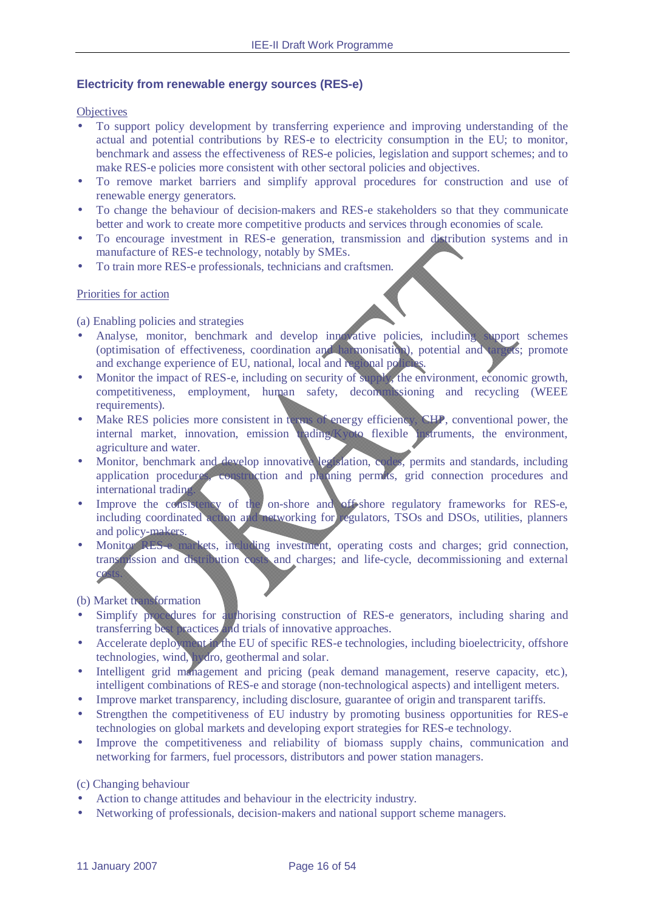## Electricity from renewable energy sources (RES-e)

Objectives

- To support policy development by transferring experience and improving understanding of the actual and potential contributions by RES-e to electricity consumption in the EU; to monitor, benchmark and assess the effectiveness of RES-e policies, legislation and support schemes; and to make RES-e policies more consistent with other sectoral policies and objectives.
- To remove market barriers and simplify approval procedures for construction and use of renewable energy generators.
- To change the behaviour of decision-makers and RES-e stakeholders so that they communicate better and work to create more competitive products and services through economies of scale.
- To encourage investment in RES-e generation, transmission and distribution systems and in manufacture of RES-e technology, notably by SMEs.
- To train more RES-e professionals, technicians and craftsmen.

Priorities for action

(a) Enabling policies and strategies

- Analyse, monitor, benchmark and develop innovative policies, including support schemes (optimisation of effectiveness, coordination and harmonisation), potential and targets; promote and exchange experience of EU, national, local and regional policies.
- Monitor the impact of RES-e, including on security of supply, the environment, economic growth, competitiveness, employment, human safety, decommissioning and recycling (WEEE requirements).
- Make RES policies more consistent in terms of energy efficiency, CHP, conventional power, the internal market, innovation, emission trading/Kyoto flexible instruments, the environment, agriculture and water.
- Monitor, benchmark and develop innovative legislation, codes, permits and standards, including application procedures, construction and planning permits, grid connection procedures and international trading.
- Improve the consistency of the on-shore and off-shore regulatory frameworks for RES-e, including coordinated action and networking for regulators, TSOs and DSOs, utilities, planners and policy-makers.
- Monitor RES-e markets, including investment, operating costs and charges; grid connection, transmission and distribution costs and charges; and life-cycle, decommissioning and external costs.

(b) Market transformation

- Simplify procedures for authorising construction of RES-e generators, including sharing and transferring best practices and trials of innovative approaches.
- Accelerate deployment in the EU of specific RES-e technologies, including bioelectricity, offshore technologies, wind, hydro, geothermal and solar.
- Intelligent grid management and pricing (peak demand management, reserve capacity, etc.), intelligent combinations of RES-e and storage (non-technological aspects) and intelligent meters.
- Improve market transparency, including disclosure, guarantee of origin and transparent tariffs.
- Strengthen the competitiveness of EU industry by promoting business opportunities for RES-e technologies on global markets and developing export strategies for RES-e technology.
- Improve the competitiveness and reliability of biomass supply chains, communication and networking for farmers, fuel processors, distributors and power station managers.

(c) Changing behaviour

- Action to change attitudes and behaviour in the electricity industry.
- Networking of professionals, decision-makers and national support scheme managers.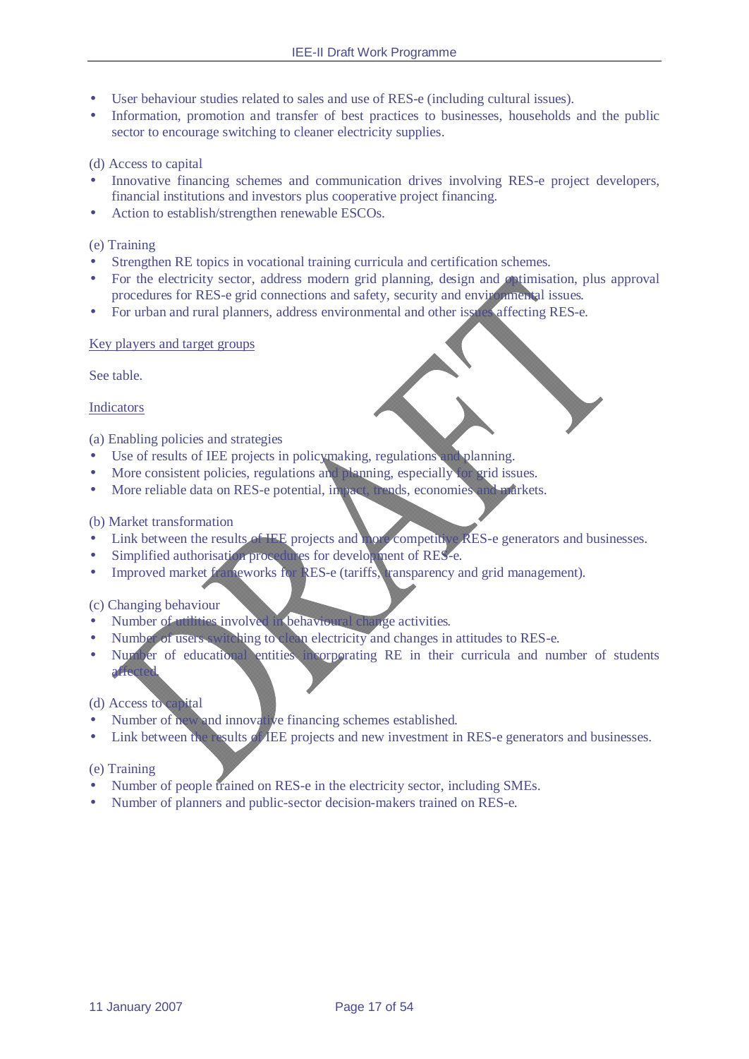- User behaviour studies related to sales and use of RES-e (including cultural issues).
- Information, promotion and transfer of best practices to businesses, households and the public sector to encourage switching to cleaner electricity supplies.

(d) Access to capital
- Innovative financing schemes and communication drives involving RES-e project developers, financial institutions and investors plus cooperative project financing.
- Action to establish/strengthen renewable ESCOs.

(e) Training
- Strengthen RE topics in vocational training curricula and certification schemes.
- For the electricity sector, address modern grid planning, design and optimisation, plus approval procedures for RES-e grid connections and safety, security and environmental issues.
- For urban and rural planners, address environmental and other issues affecting RES-e.

Key players and target groups

See table.

Indicators

(a) Enabling policies and strategies
- Use of results of IEE projects in policymaking, regulations and planning.
- More consistent policies, regulations and planning, especially for grid issues.
- More reliable data on RES-e potential, impact, trends, economies and markets.

(b) Market transformation
- Link between the results of IEE projects and more competitive RES-e generators and businesses.
- Simplified authorisation procedures for development of RES-e.
- Improved market frameworks for RES-e (tariffs, transparency and grid management).

(c) Changing behaviour
- Number of utilities involved in behavioural change activities.
- Number of users switching to clean electricity and changes in attitudes to RES-e.
- Number of educational entities incorporating RE in their curricula and number of students affected.

(d) Access to capital
- Number of new and innovative financing schemes established.
- Link between the results of IEE projects and new investment in RES-e generators and businesses.

(e) Training
- Number of people trained on RES-e in the electricity sector, including SMEs.
- Number of planners and public-sector decision-makers trained on RES-e.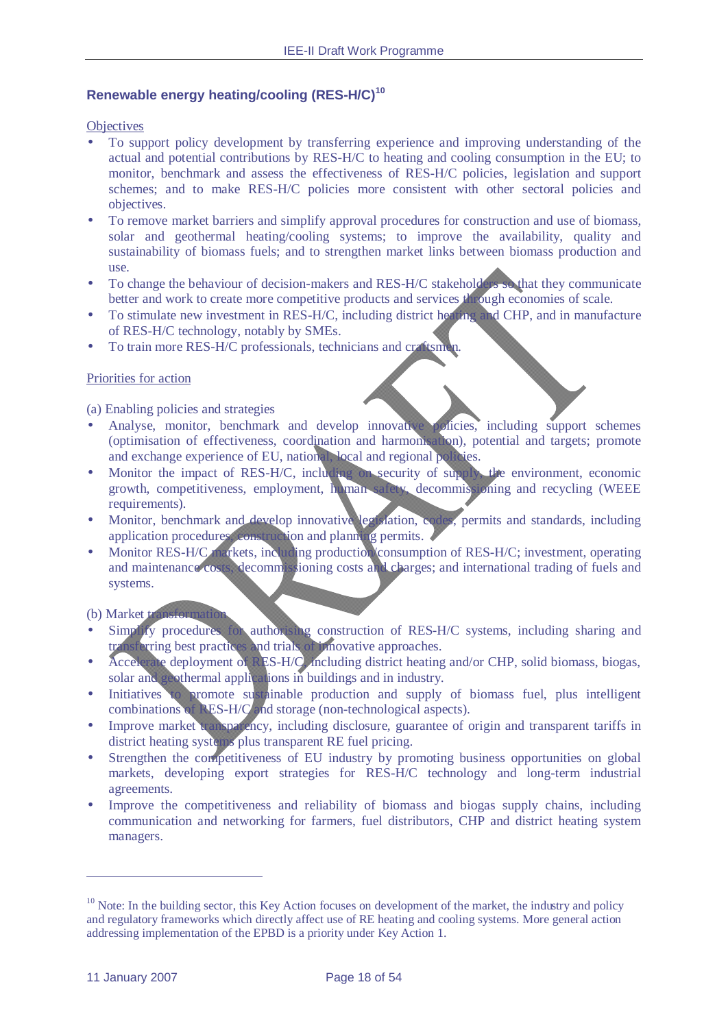### Renewable energy heating/cooling (RES-H/C)[10]

Objectives

- To support policy development by transferring experience and improving understanding of the actual and potential contributions by RES-H/C to heating and cooling consumption in the EU; to monitor, benchmark and assess the effectiveness of RES-H/C policies, legislation and support schemes; and to make RES-H/C policies more consistent with other sectoral policies and objectives.
- To remove market barriers and simplify approval procedures for construction and use of biomass, solar and geothermal heating/cooling systems; to improve the availability, quality and sustainability of biomass fuels; and to strengthen market links between biomass production and use.
- To change the behaviour of decision-makers and RES-H/C stakeholders so that they communicate better and work to create more competitive products and services through economies of scale.
- To stimulate new investment in RES-H/C, including district heating and CHP, and in manufacture of RES-H/C technology, notably by SMEs.
- To train more RES-H/C professionals, technicians and craftsmen.

Priorities for action

(a) Enabling policies and strategies

- Analyse, monitor, benchmark and develop innovative policies, including support schemes (optimisation of effectiveness, coordination and harmonisation), potential and targets; promote and exchange experience of EU, national, local and regional policies.
- Monitor the impact of RES-H/C, including on security of supply, the environment, economic growth, competitiveness, employment, human safety, decommissioning and recycling (WEEE requirements).
- Monitor, benchmark and develop innovative legislation, codes, permits and standards, including application procedures, construction and planning permits.
- Monitor RES-H/C markets, including production/consumption of RES-H/C; investment, operating and maintenance costs, decommissioning costs and charges; and international trading of fuels and systems.

(b) Market transformation

- Simplify procedures for authorising construction of RES-H/C systems, including sharing and transferring best practices and trials of innovative approaches.
- Accelerate deployment of RES-H/C, including district heating and/or CHP, solid biomass, biogas, solar and geothermal applications in buildings and in industry.
- Initiatives to promote sustainable production and supply of biomass fuel, plus intelligent combinations of RES-H/C and storage (non-technological aspects).
- Improve market transparency, including disclosure, guarantee of origin and transparent tariffs in district heating systems plus transparent RE fuel pricing.
- Strengthen the competitiveness of EU industry by promoting business opportunities on global markets, developing export strategies for RES-H/C technology and long-term industrial agreements.
- Improve the competitiveness and reliability of biomass and biogas supply chains, including communication and networking for farmers, fuel distributors, CHP and district heating system managers.

---

[10] Note: In the building sector, this Key Action focuses on development of the market, the industry and policy and regulatory frameworks which directly affect use of RE heating and cooling systems. More general action addressing implementation of the EPBD is a priority under Key Action 1.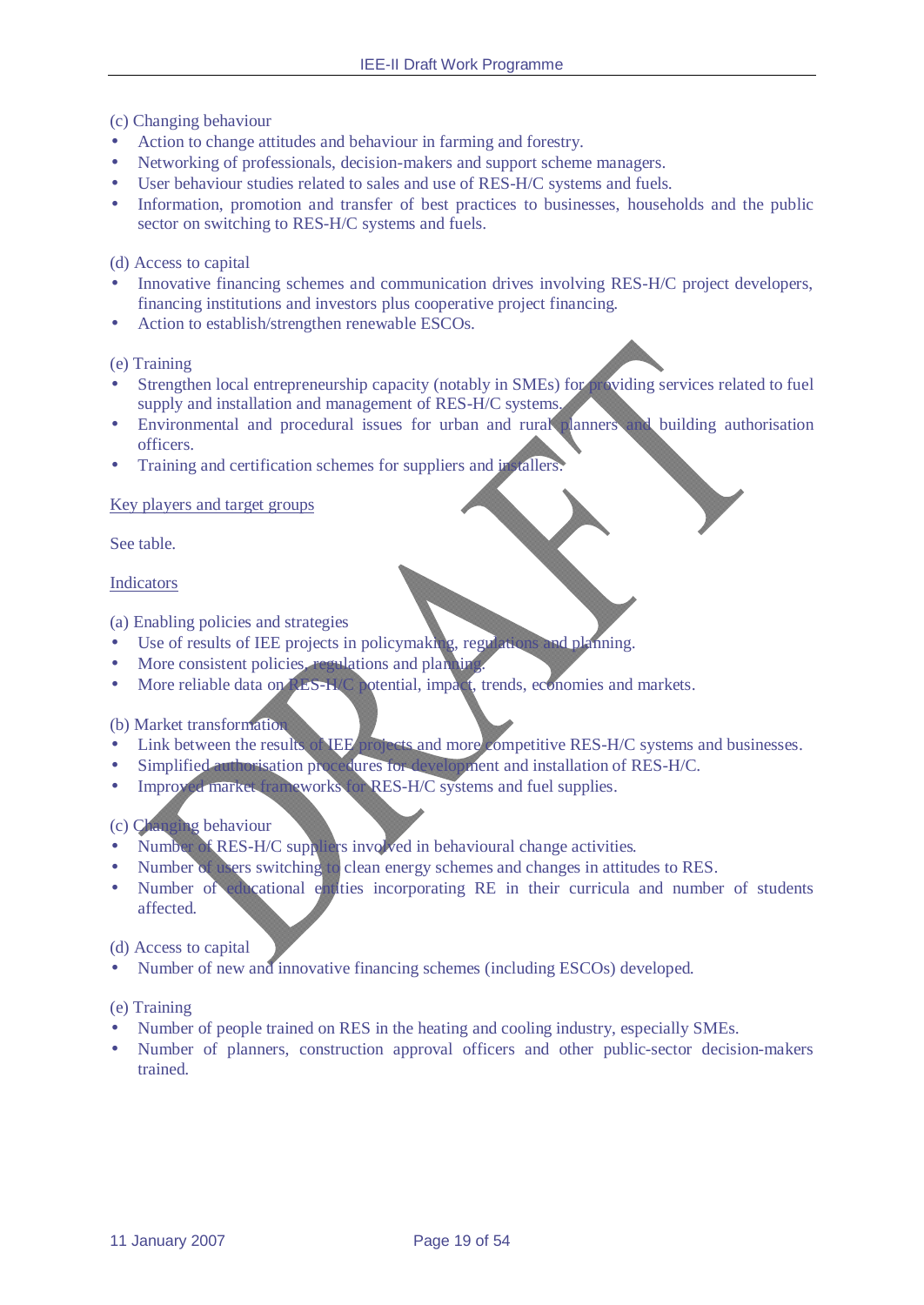(c) Changing behaviour

- Action to change attitudes and behaviour in farming and forestry.
- Networking of professionals, decision-makers and support scheme managers.
- User behaviour studies related to sales and use of RES-H/C systems and fuels.
- Information, promotion and transfer of best practices to businesses, households and the public sector on switching to RES-H/C systems and fuels.

(d) Access to capital

- Innovative financing schemes and communication drives involving RES-H/C project developers, financing institutions and investors plus cooperative project financing.
- Action to establish/strengthen renewable ESCOs.

(e) Training

- Strengthen local entrepreneurship capacity (notably in SMEs) for providing services related to fuel supply and installation and management of RES-H/C systems.
- Environmental and procedural issues for urban and rural planners and building authorisation officers.
- Training and certification schemes for suppliers and installers.

Key players and target groups

See table.

Indicators

(a) Enabling policies and strategies

- Use of results of IEE projects in policymaking, regulations and planning.
- More consistent policies, regulations and planning.
- More reliable data on RES-H/C potential, impact, trends, economies and markets.

(b) Market transformation

- Link between the results of IEE projects and more competitive RES-H/C systems and businesses.
- Simplified authorisation procedures for development and installation of RES-H/C.
- Improved market frameworks for RES-H/C systems and fuel supplies.

(c) Changing behaviour

- Number of RES-H/C suppliers involved in behavioural change activities.
- Number of users switching to clean energy schemes and changes in attitudes to RES.
- Number of educational entities incorporating RE in their curricula and number of students affected.

(d) Access to capital

- Number of new and innovative financing schemes (including ESCOs) developed.

(e) Training

- Number of people trained on RES in the heating and cooling industry, especially SMEs.
- Number of planners, construction approval officers and other public-sector decision-makers trained.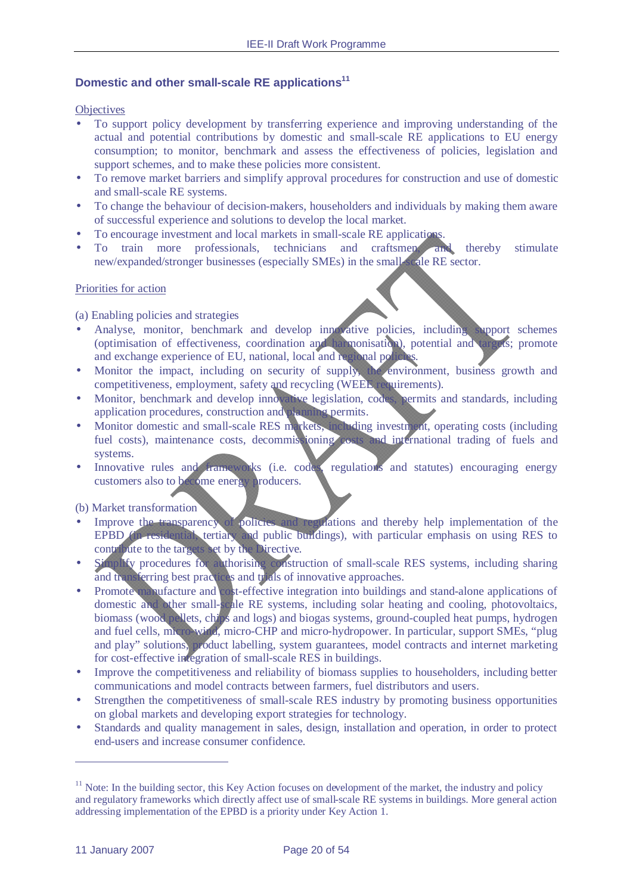## Domestic and other small-scale RE applications[11]

Objectives

- To support policy development by transferring experience and improving understanding of the actual and potential contributions by domestic and small-scale RE applications to EU energy consumption; to monitor, benchmark and assess the effectiveness of policies, legislation and support schemes, and to make these policies more consistent.
- To remove market barriers and simplify approval procedures for construction and use of domestic and small-scale RE systems.
- To change the behaviour of decision-makers, householders and individuals by making them aware of successful experience and solutions to develop the local market.
- To encourage investment and local markets in small-scale RE applications.
- To train more professionals, technicians and craftsmen, and thereby stimulate new/expanded/stronger businesses (especially SMEs) in the small-scale RE sector.

Priorities for action

(a) Enabling policies and strategies

- Analyse, monitor, benchmark and develop innovative policies, including support schemes (optimisation of effectiveness, coordination and harmonisation), potential and targets; promote and exchange experience of EU, national, local and regional policies.
- Monitor the impact, including on security of supply, the environment, business growth and competitiveness, employment, safety and recycling (WEEE requirements).
- Monitor, benchmark and develop innovative legislation, codes, permits and standards, including application procedures, construction and planning permits.
- Monitor domestic and small-scale RES markets, including investment, operating costs (including fuel costs), maintenance costs, decommissioning costs and international trading of fuels and systems.
- Innovative rules and frameworks (i.e. codes, regulations and statutes) encouraging energy customers also to become energy producers.

(b) Market transformation

- Improve the transparency of policies and regulations and thereby help implementation of the EPBD (in residential, tertiary and public buildings), with particular emphasis on using RES to contribute to the targets set by the Directive.
- Simplify procedures for authorising construction of small-scale RES systems, including sharing and transferring best practices and trials of innovative approaches.
- Promote manufacture and cost-effective integration into buildings and stand-alone applications of domestic and other small-scale RE systems, including solar heating and cooling, photovoltaics, biomass (wood pellets, chips and logs) and biogas systems, ground-coupled heat pumps, hydrogen and fuel cells, micro-wind, micro-CHP and micro-hydropower. In particular, support SMEs, "plug and play" solutions, product labelling, system guarantees, model contracts and internet marketing for cost-effective integration of small-scale RES in buildings.
- Improve the competitiveness and reliability of biomass supplies to householders, including better communications and model contracts between farmers, fuel distributors and users.
- Strengthen the competitiveness of small-scale RES industry by promoting business opportunities on global markets and developing export strategies for technology.
- Standards and quality management in sales, design, installation and operation, in order to protect end-users and increase consumer confidence.

---

[11] Note: In the building sector, this Key Action focuses on development of the market, the industry and policy and regulatory frameworks which directly affect use of small-scale RE systems in buildings. More general action addressing implementation of the EPBD is a priority under Key Action 1.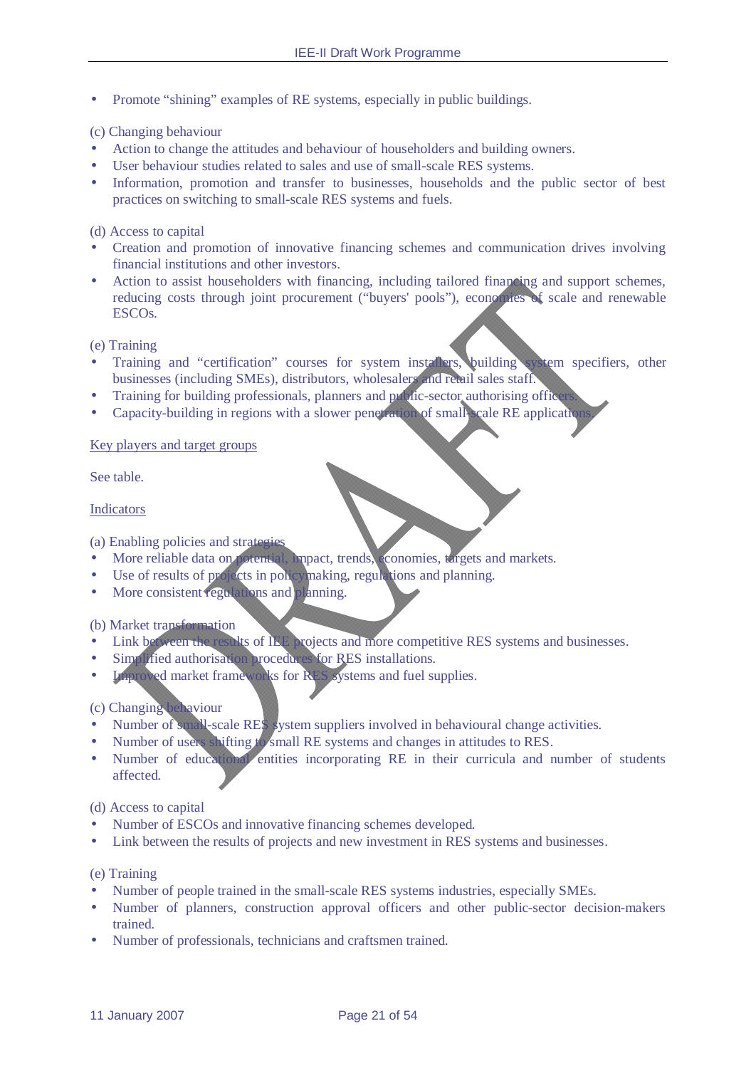- Promote "shining" examples of RE systems, especially in public buildings.

(c) Changing behaviour

- Action to change the attitudes and behaviour of householders and building owners.
- User behaviour studies related to sales and use of small-scale RES systems.
- Information, promotion and transfer to businesses, households and the public sector of best practices on switching to small-scale RES systems and fuels.

(d) Access to capital

- Creation and promotion of innovative financing schemes and communication drives involving financial institutions and other investors.
- Action to assist householders with financing, including tailored financing and support schemes, reducing costs through joint procurement ("buyers' pools"), economies of scale and renewable ESCOs.

(e) Training

- Training and "certification" courses for system installers, building system specifiers, other businesses (including SMEs), distributors, wholesalers and retail sales staff.
- Training for building professionals, planners and public-sector authorising officers.
- Capacity-building in regions with a slower penetration of small-scale RE applications.

<u>Key players and target groups</u>

See table.

<u>Indicators</u>

(a) Enabling policies and strategies

- More reliable data on potential, impact, trends, economies, targets and markets.
- Use of results of projects in policymaking, regulations and planning.
- More consistent regulations and planning.

(b) Market transformation

- Link between the results of IEE projects and more competitive RES systems and businesses.
- Simplified authorisation procedures for RES installations.
- Improved market frameworks for RES systems and fuel supplies.

(c) Changing behaviour

- Number of small-scale RES system suppliers involved in behavioural change activities.
- Number of users shifting to small RE systems and changes in attitudes to RES.
- Number of educational entities incorporating RE in their curricula and number of students affected.

(d) Access to capital

- Number of ESCOs and innovative financing schemes developed.
- Link between the results of projects and new investment in RES systems and businesses.

(e) Training

- Number of people trained in the small-scale RES systems industries, especially SMEs.
- Number of planners, construction approval officers and other public-sector decision-makers trained.
- Number of professionals, technicians and craftsmen trained.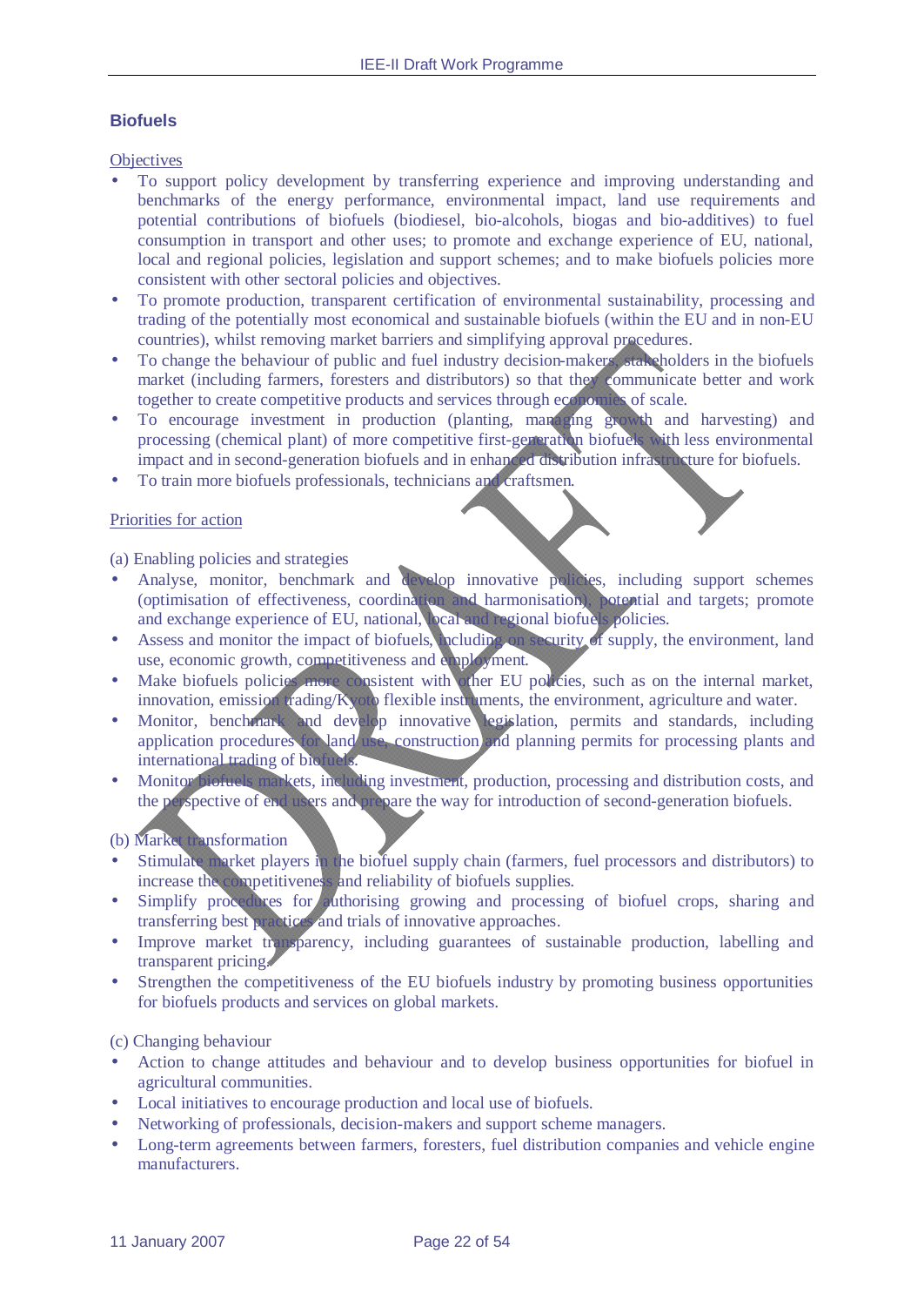## Biofuels

Objectives

- To support policy development by transferring experience and improving understanding and benchmarks of the energy performance, environmental impact, land use requirements and potential contributions of biofuels (biodiesel, bio-alcohols, biogas and bio-additives) to fuel consumption in transport and other uses; to promote and exchange experience of EU, national, local and regional policies, legislation and support schemes; and to make biofuels policies more consistent with other sectoral policies and objectives.
- To promote production, transparent certification of environmental sustainability, processing and trading of the potentially most economical and sustainable biofuels (within the EU and in non-EU countries), whilst removing market barriers and simplifying approval procedures.
- To change the behaviour of public and fuel industry decision-makers, stakeholders in the biofuels market (including farmers, foresters and distributors) so that they communicate better and work together to create competitive products and services through economies of scale.
- To encourage investment in production (planting, managing growth and harvesting) and processing (chemical plant) of more competitive first-generation biofuels with less environmental impact and in second-generation biofuels and in enhanced distribution infrastructure for biofuels.
- To train more biofuels professionals, technicians and craftsmen.

Priorities for action

(a) Enabling policies and strategies

- Analyse, monitor, benchmark and develop innovative policies, including support schemes (optimisation of effectiveness, coordination and harmonisation), potential and targets; promote and exchange experience of EU, national, local and regional biofuels policies.
- Assess and monitor the impact of biofuels, including on security of supply, the environment, land use, economic growth, competitiveness and employment.
- Make biofuels policies more consistent with other EU policies, such as on the internal market, innovation, emission trading/Kyoto flexible instruments, the environment, agriculture and water.
- Monitor, benchmark and develop innovative legislation, permits and standards, including application procedures for land use, construction and planning permits for processing plants and international trading of biofuels.
- Monitor biofuels markets, including investment, production, processing and distribution costs, and the perspective of end users and prepare the way for introduction of second-generation biofuels.

(b) Market transformation

- Stimulate market players in the biofuel supply chain (farmers, fuel processors and distributors) to increase the competitiveness and reliability of biofuels supplies.
- Simplify procedures for authorising growing and processing of biofuel crops, sharing and transferring best practices and trials of innovative approaches.
- Improve market transparency, including guarantees of sustainable production, labelling and transparent pricing.
- Strengthen the competitiveness of the EU biofuels industry by promoting business opportunities for biofuels products and services on global markets.

(c) Changing behaviour

- Action to change attitudes and behaviour and to develop business opportunities for biofuel in agricultural communities.
- Local initiatives to encourage production and local use of biofuels.
- Networking of professionals, decision-makers and support scheme managers.
- Long-term agreements between farmers, foresters, fuel distribution companies and vehicle engine manufacturers.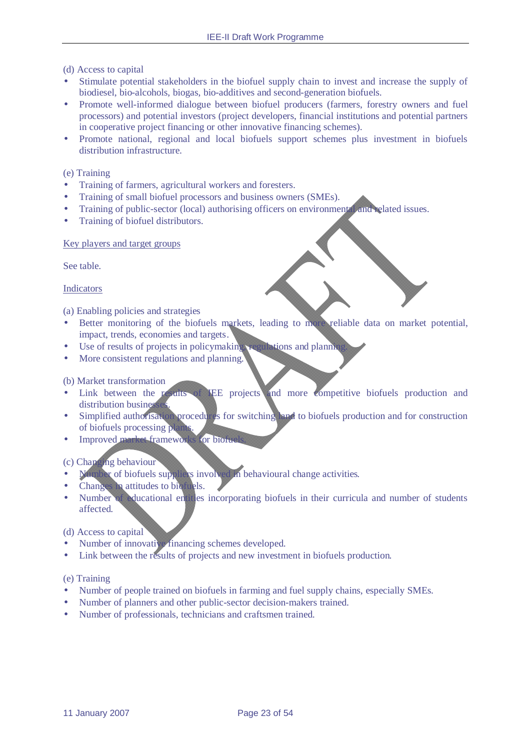(d) Access to capital

- Stimulate potential stakeholders in the biofuel supply chain to invest and increase the supply of biodiesel, bio-alcohols, biogas, bio-additives and second-generation biofuels.
- Promote well-informed dialogue between biofuel producers (farmers, forestry owners and fuel processors) and potential investors (project developers, financial institutions and potential partners in cooperative project financing or other innovative financing schemes).
- Promote national, regional and local biofuels support schemes plus investment in biofuels distribution infrastructure.

(e) Training

- Training of farmers, agricultural workers and foresters.
- Training of small biofuel processors and business owners (SMEs).
- Training of public-sector (local) authorising officers on environmental and related issues.
- Training of biofuel distributors.

<u>Key players and target groups</u>

See table.

<u>Indicators</u>

(a) Enabling policies and strategies

- Better monitoring of the biofuels markets, leading to more reliable data on market potential, impact, trends, economies and targets.
- Use of results of projects in policymaking, regulations and planning.
- More consistent regulations and planning.

(b) Market transformation

- Link between the results of IEE projects and more competitive biofuels production and distribution businesses.
- Simplified authorisation procedures for switching land to biofuels production and for construction of biofuels processing plants.
- Improved market frameworks for biofuels.

(c) Changing behaviour

- Number of biofuels suppliers involved in behavioural change activities.
- Changes in attitudes to biofuels.
- Number of educational entities incorporating biofuels in their curricula and number of students affected.

(d) Access to capital

- Number of innovative financing schemes developed.
- Link between the results of projects and new investment in biofuels production.

(e) Training

- Number of people trained on biofuels in farming and fuel supply chains, especially SMEs.
- Number of planners and other public-sector decision-makers trained.
- Number of professionals, technicians and craftsmen trained.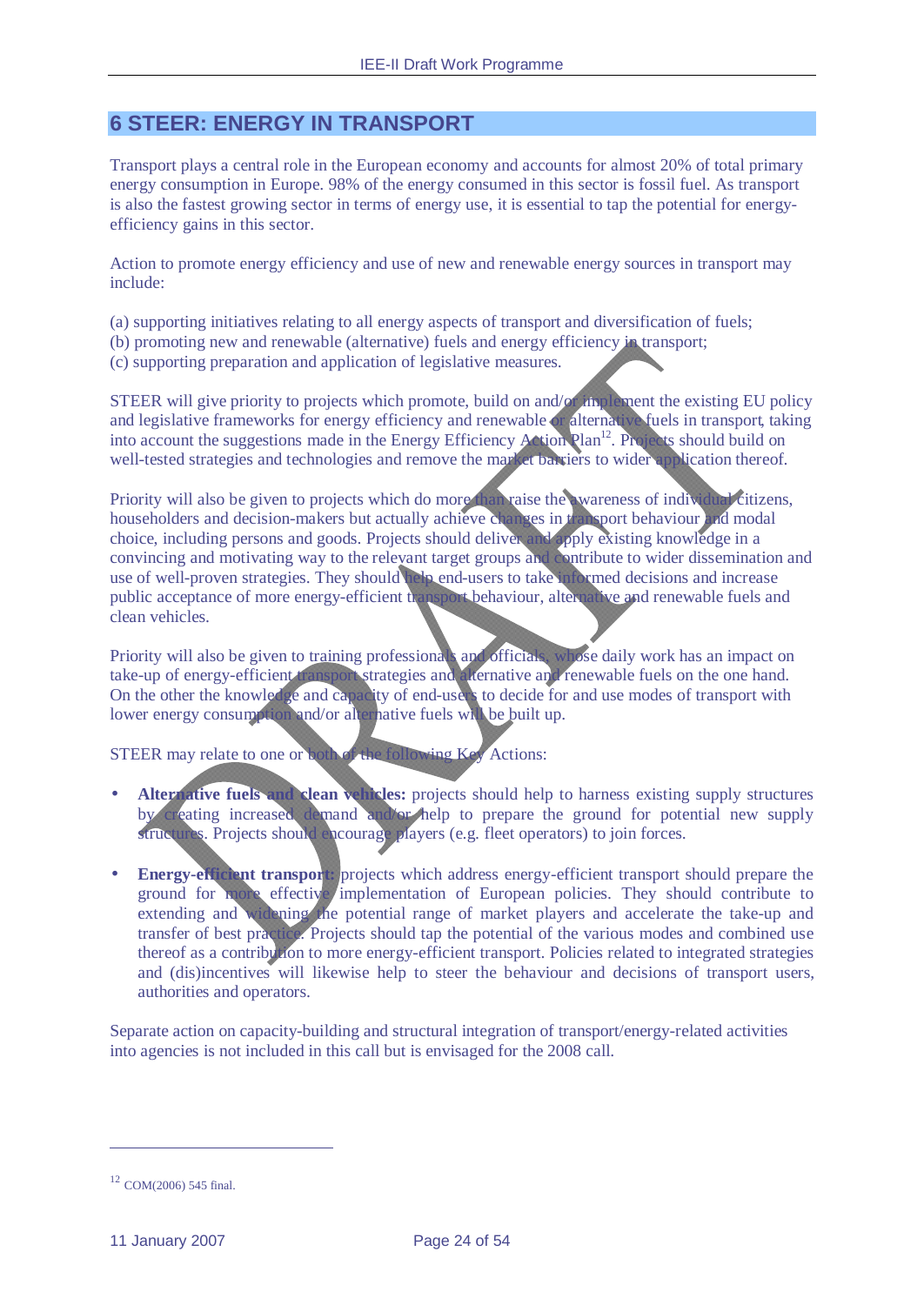# 6 STEER: ENERGY IN TRANSPORT

Transport plays a central role in the European economy and accounts for almost 20% of total primary energy consumption in Europe. 98% of the energy consumed in this sector is fossil fuel. As transport is also the fastest growing sector in terms of energy use, it is essential to tap the potential for energy-efficiency gains in this sector.

Action to promote energy efficiency and use of new and renewable energy sources in transport may include:

(a) supporting initiatives relating to all energy aspects of transport and diversification of fuels;
(b) promoting new and renewable (alternative) fuels and energy efficiency in transport;
(c) supporting preparation and application of legislative measures.

STEER will give priority to projects which promote, build on and/or implement the existing EU policy and legislative frameworks for energy efficiency and renewable or alternative fuels in transport, taking into account the suggestions made in the Energy Efficiency Action Plan[12]. Projects should build on well-tested strategies and technologies and remove the market barriers to wider application thereof.

Priority will also be given to projects which do more than raise the awareness of individual citizens, householders and decision-makers but actually achieve changes in transport behaviour and modal choice, including persons and goods. Projects should deliver and apply existing knowledge in a convincing and motivating way to the relevant target groups and contribute to wider dissemination and use of well-proven strategies. They should help end-users to take informed decisions and increase public acceptance of more energy-efficient transport behaviour, alternative and renewable fuels and clean vehicles.

Priority will also be given to training professionals and officials, whose daily work has an impact on take-up of energy-efficient transport strategies and alternative and renewable fuels on the one hand. On the other the knowledge and capacity of end-users to decide for and use modes of transport with lower energy consumption and/or alternative fuels will be built up.

STEER may relate to one or both of the following Key Actions:

- **Alternative fuels and clean vehicles:** projects should help to harness existing supply structures by creating increased demand and/or help to prepare the ground for potential new supply structures. Projects should encourage players (e.g. fleet operators) to join forces.
- **Energy-efficient transport:** projects which address energy-efficient transport should prepare the ground for more effective implementation of European policies. They should contribute to extending and widening the potential range of market players and accelerate the take-up and transfer of best practice. Projects should tap the potential of the various modes and combined use thereof as a contribution to more energy-efficient transport. Policies related to integrated strategies and (dis)incentives will likewise help to steer the behaviour and decisions of transport users, authorities and operators.

Separate action on capacity-building and structural integration of transport/energy-related activities into agencies is not included in this call but is envisaged for the 2008 call.

---

[12] COM(2006) 545 final.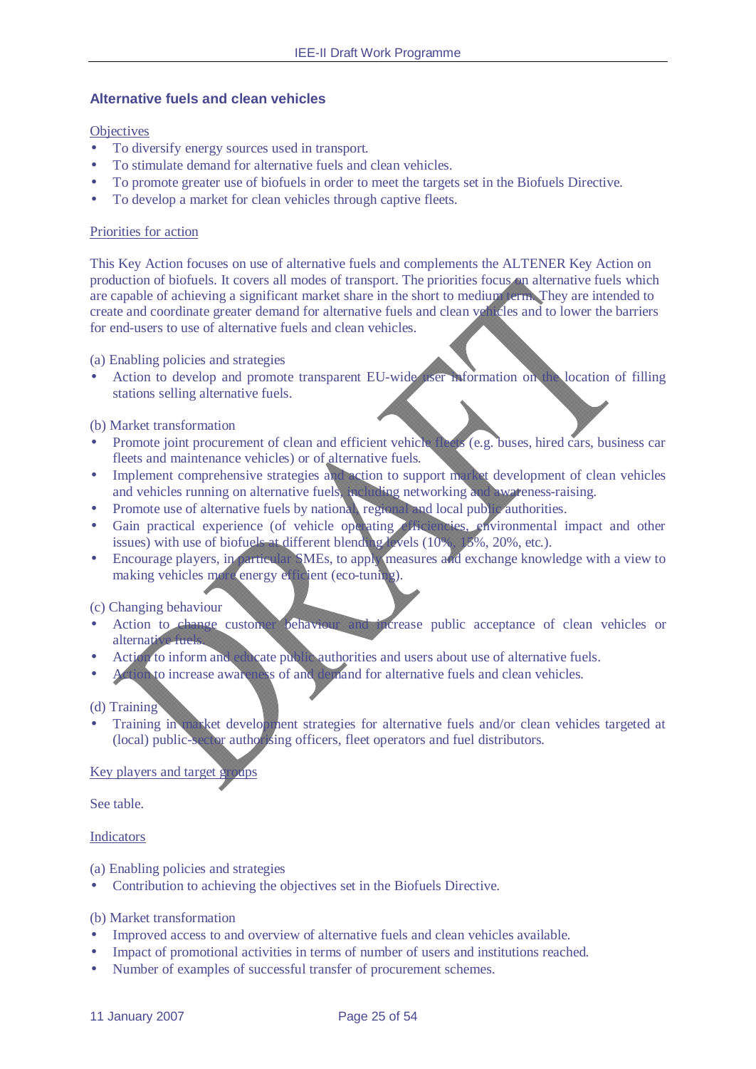## Alternative fuels and clean vehicles

Objectives

- To diversify energy sources used in transport.
- To stimulate demand for alternative fuels and clean vehicles.
- To promote greater use of biofuels in order to meet the targets set in the Biofuels Directive.
- To develop a market for clean vehicles through captive fleets.

Priorities for action

This Key Action focuses on use of alternative fuels and complements the ALTENER Key Action on production of biofuels. It covers all modes of transport. The priorities focus on alternative fuels which are capable of achieving a significant market share in the short to medium term. They are intended to create and coordinate greater demand for alternative fuels and clean vehicles and to lower the barriers for end-users to use of alternative fuels and clean vehicles.

(a) Enabling policies and strategies

- Action to develop and promote transparent EU-wide user information on the location of filling stations selling alternative fuels.

(b) Market transformation

- Promote joint procurement of clean and efficient vehicle fleets (e.g. buses, hired cars, business car fleets and maintenance vehicles) or of alternative fuels.
- Implement comprehensive strategies and action to support market development of clean vehicles and vehicles running on alternative fuels, including networking and awareness-raising.
- Promote use of alternative fuels by national, regional and local public authorities.
- Gain practical experience (of vehicle operating efficiencies, environmental impact and other issues) with use of biofuels at different blending levels (10%, 15%, 20%, etc.).
- Encourage players, in particular SMEs, to apply measures and exchange knowledge with a view to making vehicles more energy efficient (eco-tuning).

(c) Changing behaviour

- Action to change customer behaviour and increase public acceptance of clean vehicles or alternative fuels.
- Action to inform and educate public authorities and users about use of alternative fuels.
- Action to increase awareness of and demand for alternative fuels and clean vehicles.

(d) Training

- Training in market development strategies for alternative fuels and/or clean vehicles targeted at (local) public-sector authorising officers, fleet operators and fuel distributors.

Key players and target groups

See table.

Indicators

(a) Enabling policies and strategies

- Contribution to achieving the objectives set in the Biofuels Directive.

(b) Market transformation

- Improved access to and overview of alternative fuels and clean vehicles available.
- Impact of promotional activities in terms of number of users and institutions reached.
- Number of examples of successful transfer of procurement schemes.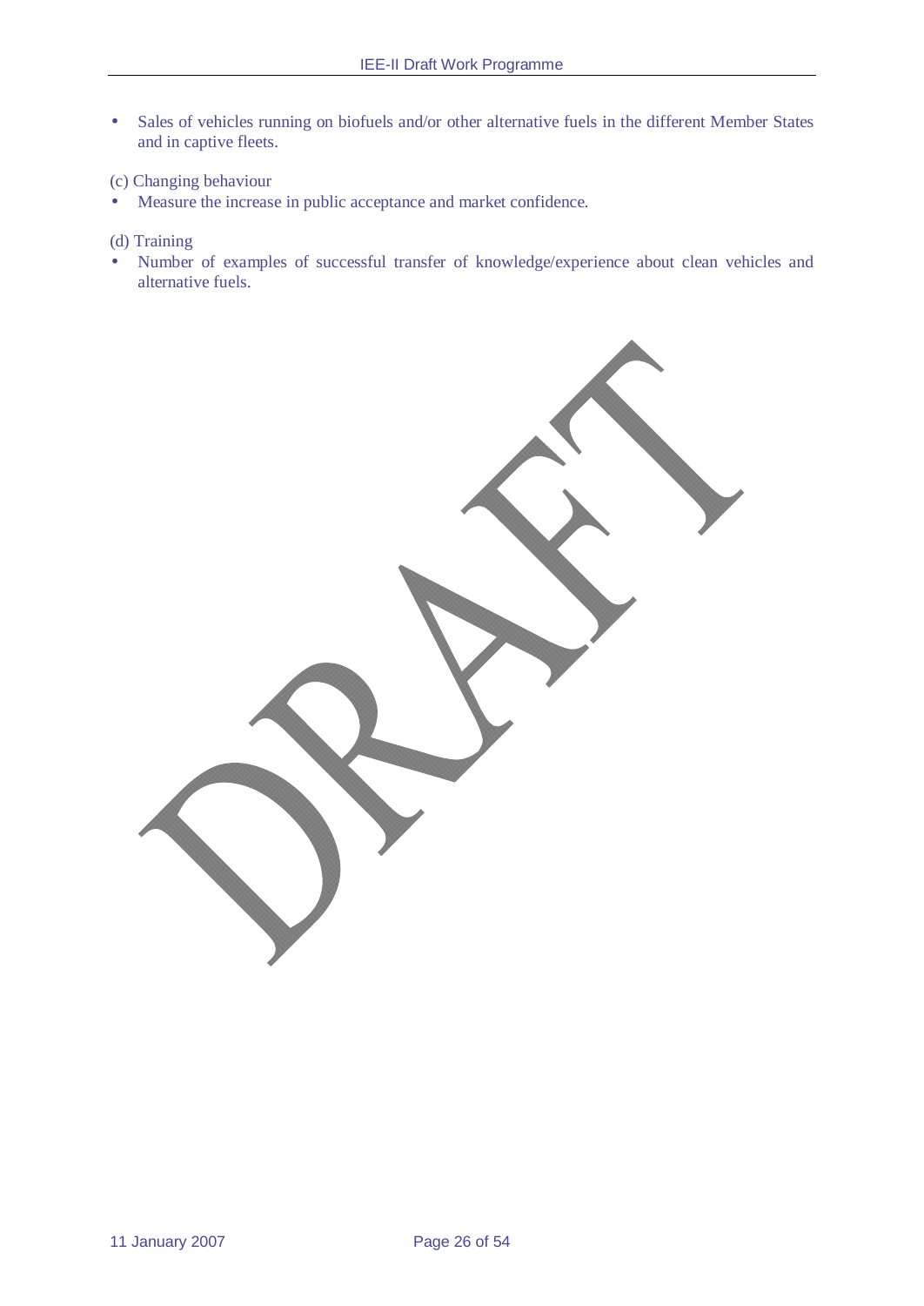- Sales of vehicles running on biofuels and/or other alternative fuels in the different Member States and in captive fleets.

(c) Changing behaviour

- Measure the increase in public acceptance and market confidence.

(d) Training

- Number of examples of successful transfer of knowledge/experience about clean vehicles and alternative fuels.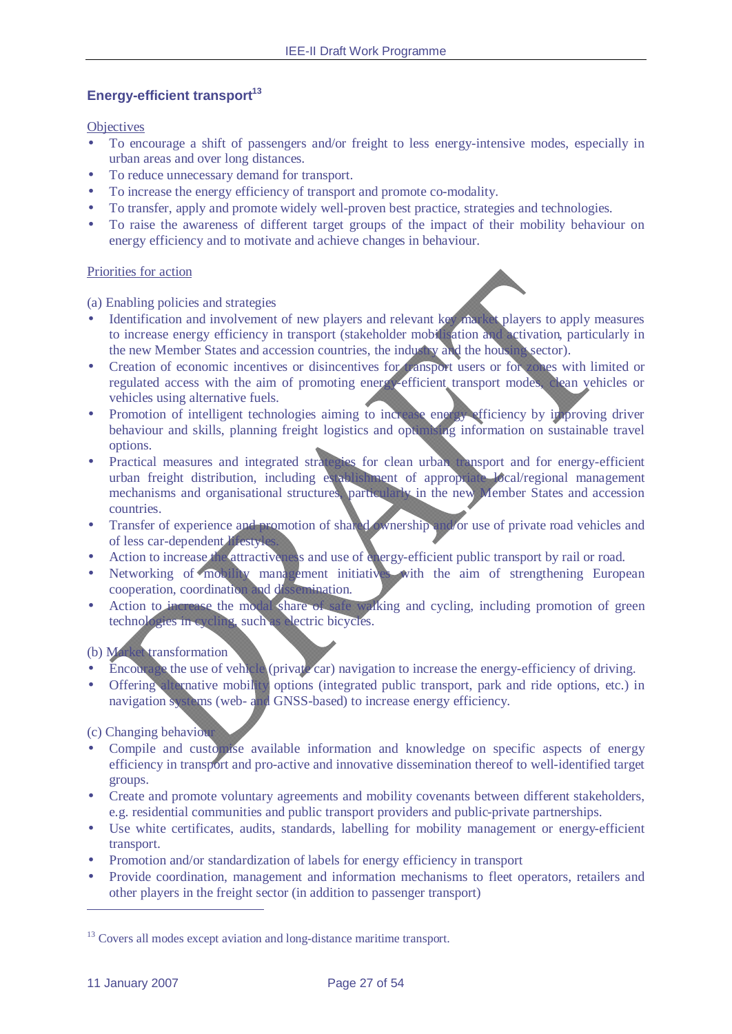## Energy-efficient transport[13]

Objectives

- To encourage a shift of passengers and/or freight to less energy-intensive modes, especially in urban areas and over long distances.
- To reduce unnecessary demand for transport.
- To increase the energy efficiency of transport and promote co-modality.
- To transfer, apply and promote widely well-proven best practice, strategies and technologies.
- To raise the awareness of different target groups of the impact of their mobility behaviour on energy efficiency and to motivate and achieve changes in behaviour.

Priorities for action

(a) Enabling policies and strategies

- Identification and involvement of new players and relevant key market players to apply measures to increase energy efficiency in transport (stakeholder mobilisation and activation, particularly in the new Member States and accession countries, the industry and the housing sector).
- Creation of economic incentives or disincentives for transport users or for zones with limited or regulated access with the aim of promoting energy-efficient transport modes, clean vehicles or vehicles using alternative fuels.
- Promotion of intelligent technologies aiming to increase energy efficiency by improving driver behaviour and skills, planning freight logistics and optimising information on sustainable travel options.
- Practical measures and integrated strategies for clean urban transport and for energy-efficient urban freight distribution, including establishment of appropriate local/regional management mechanisms and organisational structures, particularly in the new Member States and accession countries.
- Transfer of experience and promotion of shared ownership and/or use of private road vehicles and of less car-dependent lifestyles.
- Action to increase the attractiveness and use of energy-efficient public transport by rail or road.
- Networking of mobility management initiatives with the aim of strengthening European cooperation, coordination and dissemination.
- Action to increase the modal share of safe walking and cycling, including promotion of green technologies in cycling, such as electric bicycles.

(b) Market transformation

- Encourage the use of vehicle (private car) navigation to increase the energy-efficiency of driving.
- Offering alternative mobility options (integrated public transport, park and ride options, etc.) in navigation systems (web- and GNSS-based) to increase energy efficiency.

(c) Changing behaviour

- Compile and customise available information and knowledge on specific aspects of energy efficiency in transport and pro-active and innovative dissemination thereof to well-identified target groups.
- Create and promote voluntary agreements and mobility covenants between different stakeholders, e.g. residential communities and public transport providers and public-private partnerships.
- Use white certificates, audits, standards, labelling for mobility management or energy-efficient transport.
- Promotion and/or standardization of labels for energy efficiency in transport
- Provide coordination, management and information mechanisms to fleet operators, retailers and other players in the freight sector (in addition to passenger transport)

---

[13] Covers all modes except aviation and long-distance maritime transport.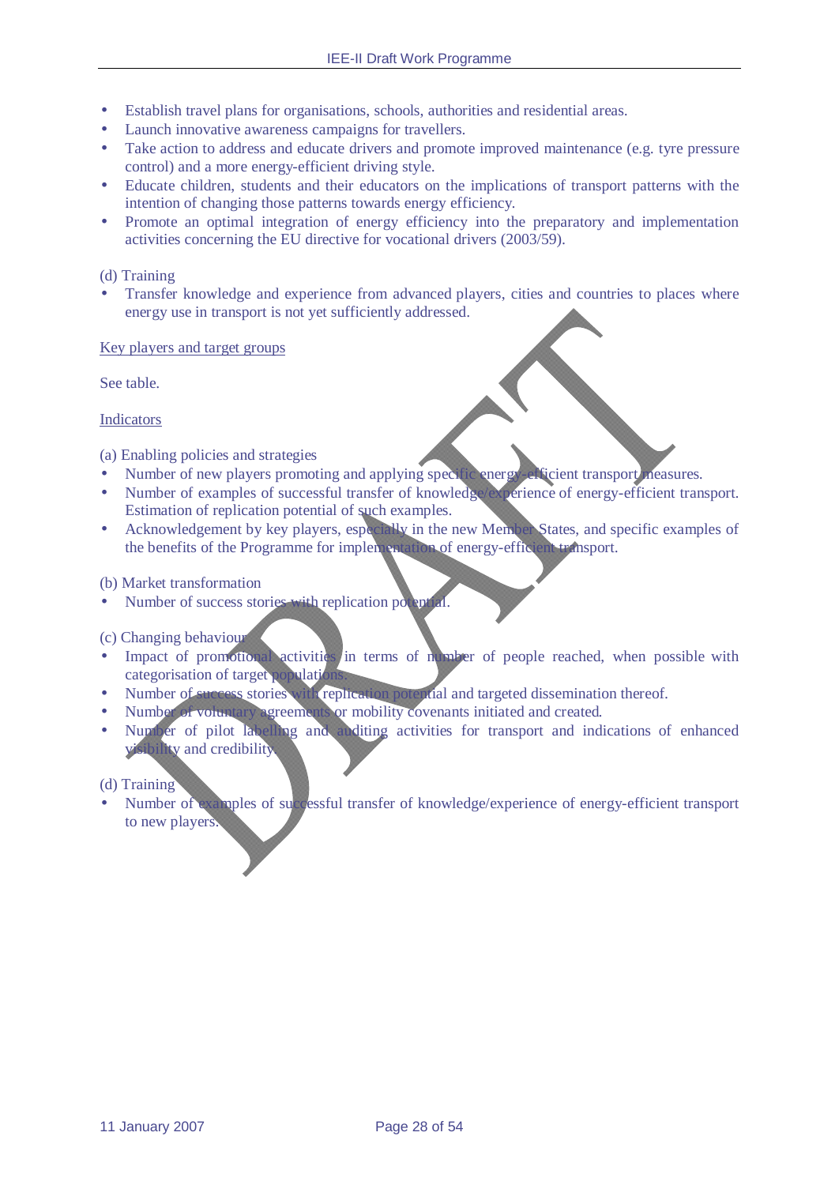- Establish travel plans for organisations, schools, authorities and residential areas.
- Launch innovative awareness campaigns for travellers.
- Take action to address and educate drivers and promote improved maintenance (e.g. tyre pressure control) and a more energy-efficient driving style.
- Educate children, students and their educators on the implications of transport patterns with the intention of changing those patterns towards energy efficiency.
- Promote an optimal integration of energy efficiency into the preparatory and implementation activities concerning the EU directive for vocational drivers (2003/59).

(d) Training

- Transfer knowledge and experience from advanced players, cities and countries to places where energy use in transport is not yet sufficiently addressed.

<u>Key players and target groups</u>

See table.

<u>Indicators</u>

(a) Enabling policies and strategies

- Number of new players promoting and applying specific energy-efficient transport measures.
- Number of examples of successful transfer of knowledge/experience of energy-efficient transport. Estimation of replication potential of such examples.
- Acknowledgement by key players, especially in the new Member States, and specific examples of the benefits of the Programme for implementation of energy-efficient transport.

(b) Market transformation

- Number of success stories with replication potential.

(c) Changing behaviour

- Impact of promotional activities in terms of number of people reached, when possible with categorisation of target populations.
- Number of success stories with replication potential and targeted dissemination thereof.
- Number of voluntary agreements or mobility covenants initiated and created.
- Number of pilot labelling and auditing activities for transport and indications of enhanced visibility and credibility.

(d) Training

- Number of examples of successful transfer of knowledge/experience of energy-efficient transport to new players.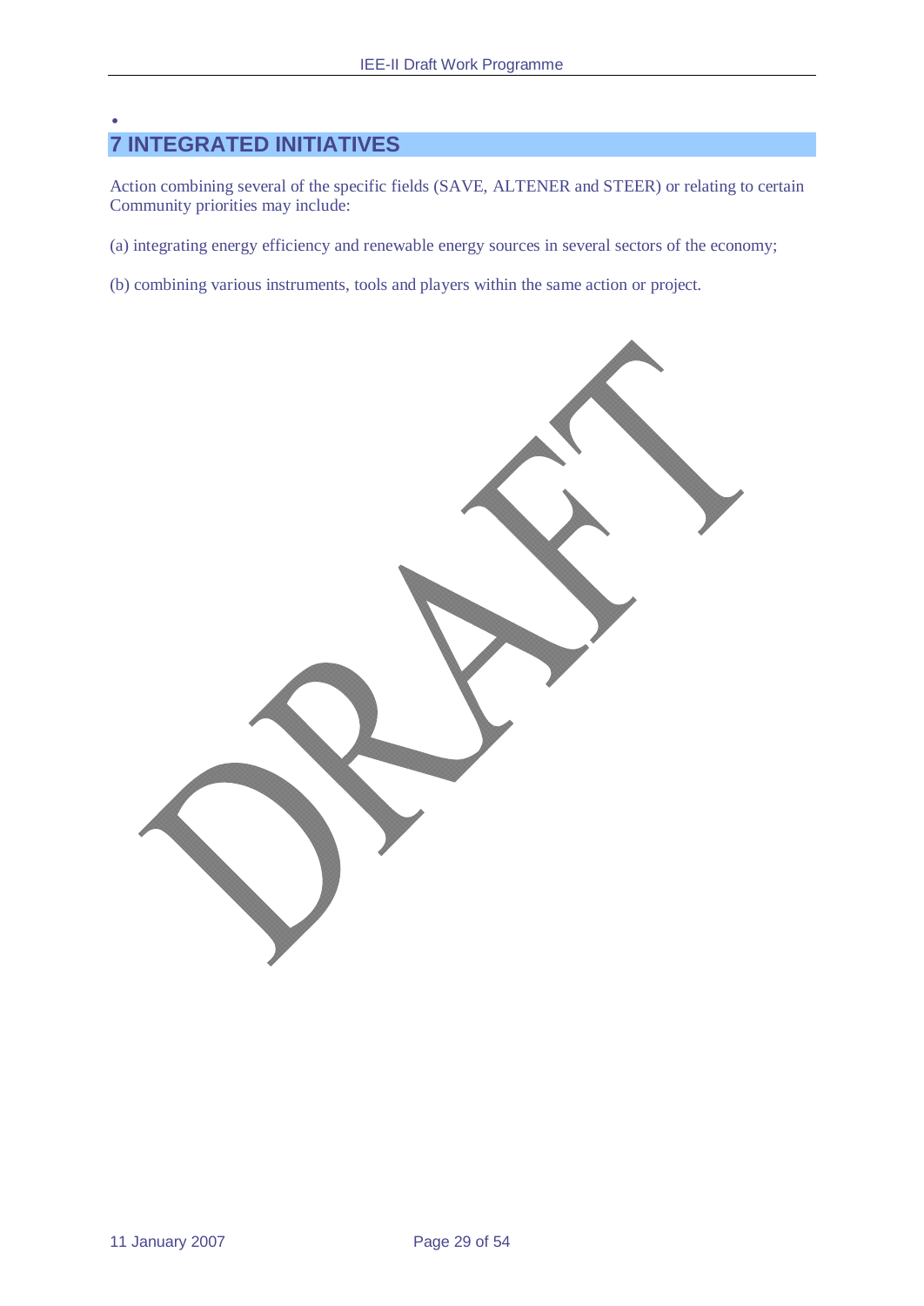# 7 INTEGRATED INITIATIVES

Action combining several of the specific fields (SAVE, ALTENER and STEER) or relating to certain Community priorities may include:

(a) integrating energy efficiency and renewable energy sources in several sectors of the economy;

(b) combining various instruments, tools and players within the same action or project.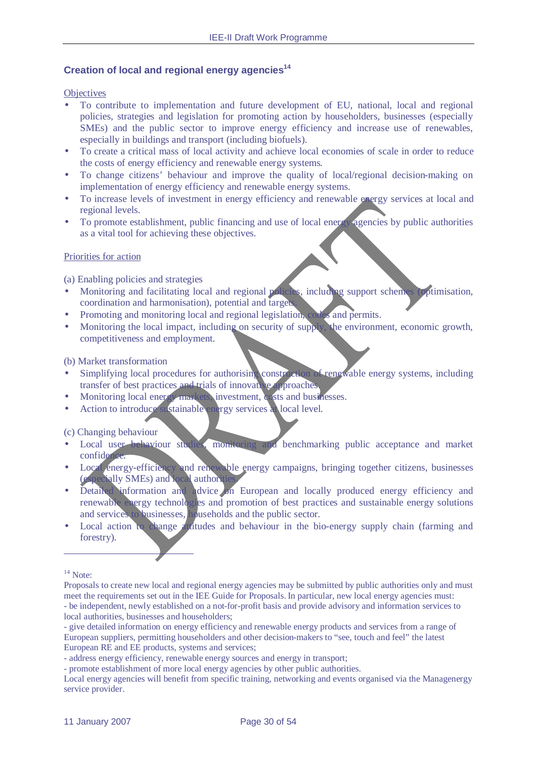### Creation of local and regional energy agencies[14]

Objectives

- To contribute to implementation and future development of EU, national, local and regional policies, strategies and legislation for promoting action by householders, businesses (especially SMEs) and the public sector to improve energy efficiency and increase use of renewables, especially in buildings and transport (including biofuels).
- To create a critical mass of local activity and achieve local economies of scale in order to reduce the costs of energy efficiency and renewable energy systems.
- To change citizens' behaviour and improve the quality of local/regional decision-making on implementation of energy efficiency and renewable energy systems.
- To increase levels of investment in energy efficiency and renewable energy services at local and regional levels.
- To promote establishment, public financing and use of local energy agencies by public authorities as a vital tool for achieving these objectives.

Priorities for action

(a) Enabling policies and strategies

- Monitoring and facilitating local and regional policies, including support schemes (optimisation, coordination and harmonisation), potential and targets.
- Promoting and monitoring local and regional legislation, codes and permits.
- Monitoring the local impact, including on security of supply, the environment, economic growth, competitiveness and employment.

(b) Market transformation

- Simplifying local procedures for authorising construction of renewable energy systems, including transfer of best practices and trials of innovative approaches.
- Monitoring local energy markets, investment, costs and businesses.
- Action to introduce sustainable energy services at local level.

(c) Changing behaviour

- Local user behaviour studies, monitoring and benchmarking public acceptance and market confidence.
- Local energy-efficiency and renewable energy campaigns, bringing together citizens, businesses (especially SMEs) and local authorities.
- Detailed information and advice on European and locally produced energy efficiency and renewable energy technologies and promotion of best practices and sustainable energy solutions and services to businesses, households and the public sector.
- Local action to change attitudes and behaviour in the bio-energy supply chain (farming and forestry).

---

[14] Note:

Proposals to create new local and regional energy agencies may be submitted by public authorities only and must meet the requirements set out in the IEE Guide for Proposals. In particular, new local energy agencies must:
- be independent, newly established on a not-for-profit basis and provide advisory and information services to local authorities, businesses and householders;
- give detailed information on energy efficiency and renewable energy products and services from a range of European suppliers, permitting householders and other decision-makers to "see, touch and feel" the latest European RE and EE products, systems and services;
- address energy efficiency, renewable energy sources and energy in transport;
- promote establishment of more local energy agencies by other public authorities.

Local energy agencies will benefit from specific training, networking and events organised via the Managenergy service provider.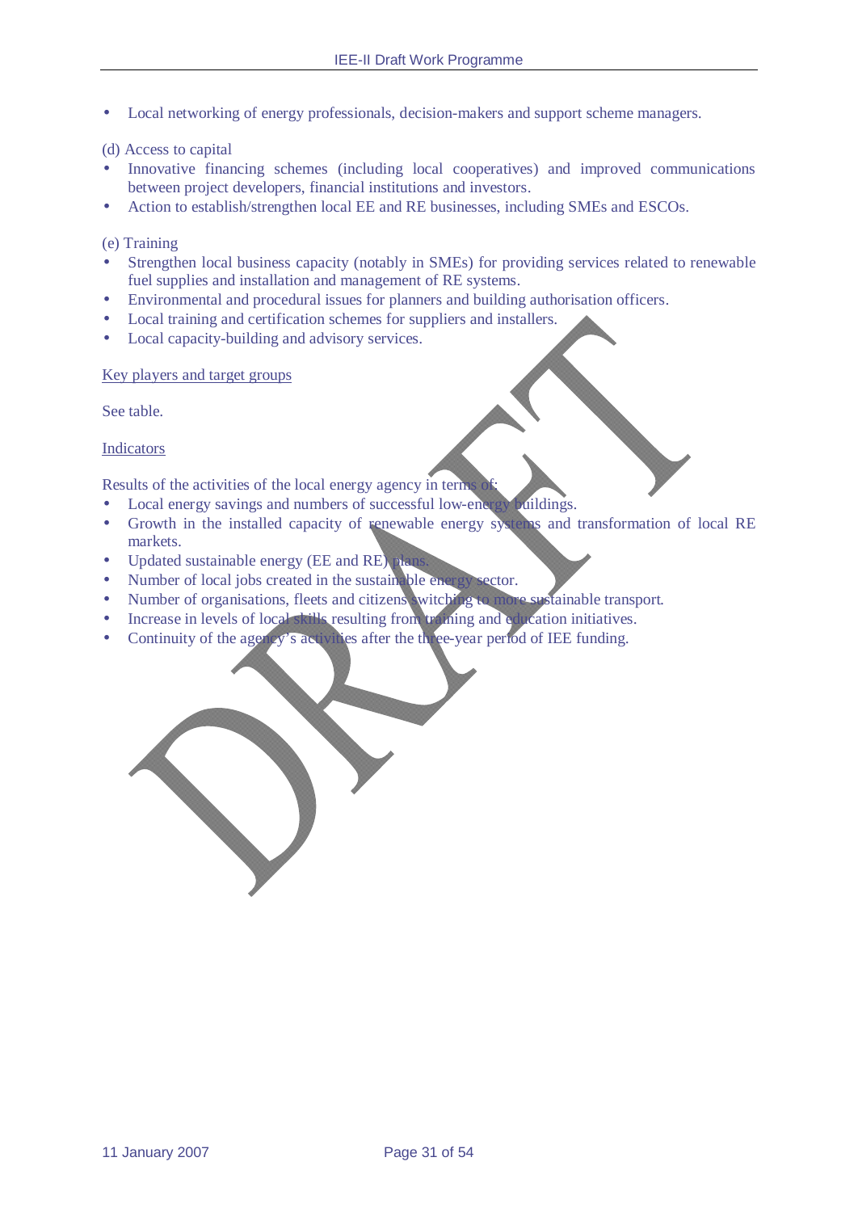- Local networking of energy professionals, decision-makers and support scheme managers.

(d) Access to capital

- Innovative financing schemes (including local cooperatives) and improved communications between project developers, financial institutions and investors.
- Action to establish/strengthen local EE and RE businesses, including SMEs and ESCOs.

(e) Training

- Strengthen local business capacity (notably in SMEs) for providing services related to renewable fuel supplies and installation and management of RE systems.
- Environmental and procedural issues for planners and building authorisation officers.
- Local training and certification schemes for suppliers and installers.
- Local capacity-building and advisory services.

Key players and target groups

See table.

Indicators

Results of the activities of the local energy agency in terms of:

- Local energy savings and numbers of successful low-energy buildings.
- Growth in the installed capacity of renewable energy systems and transformation of local RE markets.
- Updated sustainable energy (EE and RE) plans.
- Number of local jobs created in the sustainable energy sector.
- Number of organisations, fleets and citizens switching to more sustainable transport.
- Increase in levels of local skills resulting from training and education initiatives.
- Continuity of the agency's activities after the three-year period of IEE funding.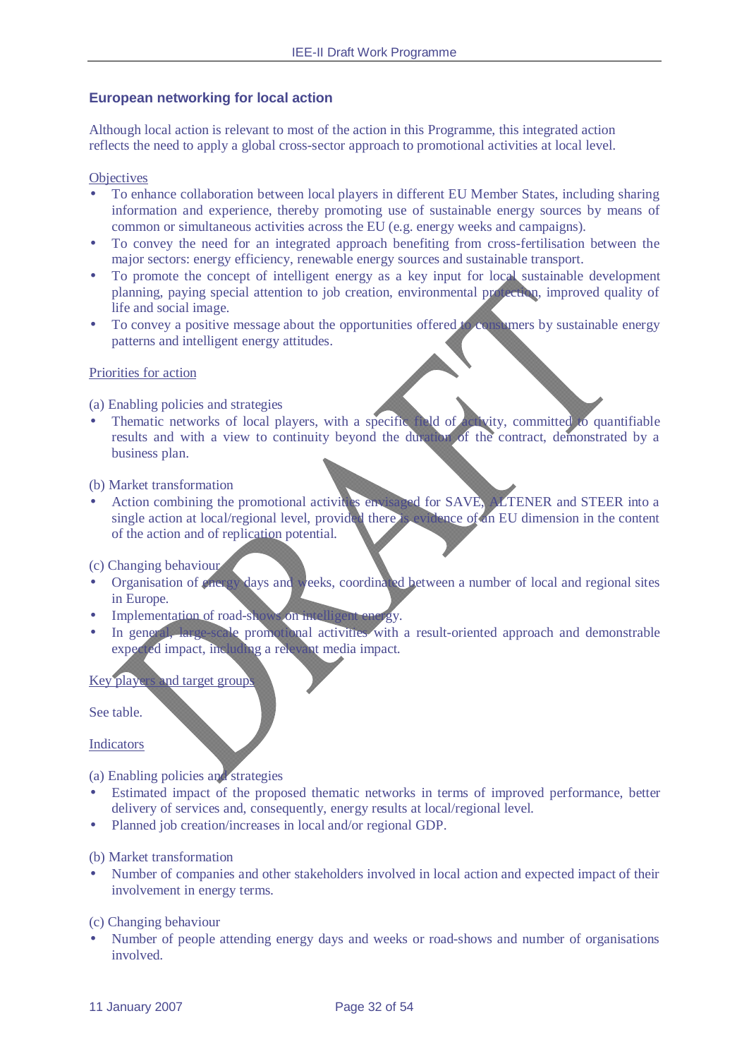## European networking for local action

Although local action is relevant to most of the action in this Programme, this integrated action reflects the need to apply a global cross-sector approach to promotional activities at local level.

Objectives

- To enhance collaboration between local players in different EU Member States, including sharing information and experience, thereby promoting use of sustainable energy sources by means of common or simultaneous activities across the EU (e.g. energy weeks and campaigns).
- To convey the need for an integrated approach benefiting from cross-fertilisation between the major sectors: energy efficiency, renewable energy sources and sustainable transport.
- To promote the concept of intelligent energy as a key input for local sustainable development planning, paying special attention to job creation, environmental protection, improved quality of life and social image.
- To convey a positive message about the opportunities offered to consumers by sustainable energy patterns and intelligent energy attitudes.

Priorities for action

(a) Enabling policies and strategies

- Thematic networks of local players, with a specific field of activity, committed to quantifiable results and with a view to continuity beyond the duration of the contract, demonstrated by a business plan.

(b) Market transformation

- Action combining the promotional activities envisaged for SAVE, ALTENER and STEER into a single action at local/regional level, provided there is evidence of an EU dimension in the content of the action and of replication potential.

(c) Changing behaviour

- Organisation of energy days and weeks, coordinated between a number of local and regional sites in Europe.
- Implementation of road-shows on intelligent energy.
- In general, large-scale promotional activities with a result-oriented approach and demonstrable expected impact, including a relevant media impact.

Key players and target groups

See table.

Indicators

(a) Enabling policies and strategies

- Estimated impact of the proposed thematic networks in terms of improved performance, better delivery of services and, consequently, energy results at local/regional level.
- Planned job creation/increases in local and/or regional GDP.

(b) Market transformation

- Number of companies and other stakeholders involved in local action and expected impact of their involvement in energy terms.

(c) Changing behaviour

- Number of people attending energy days and weeks or road-shows and number of organisations involved.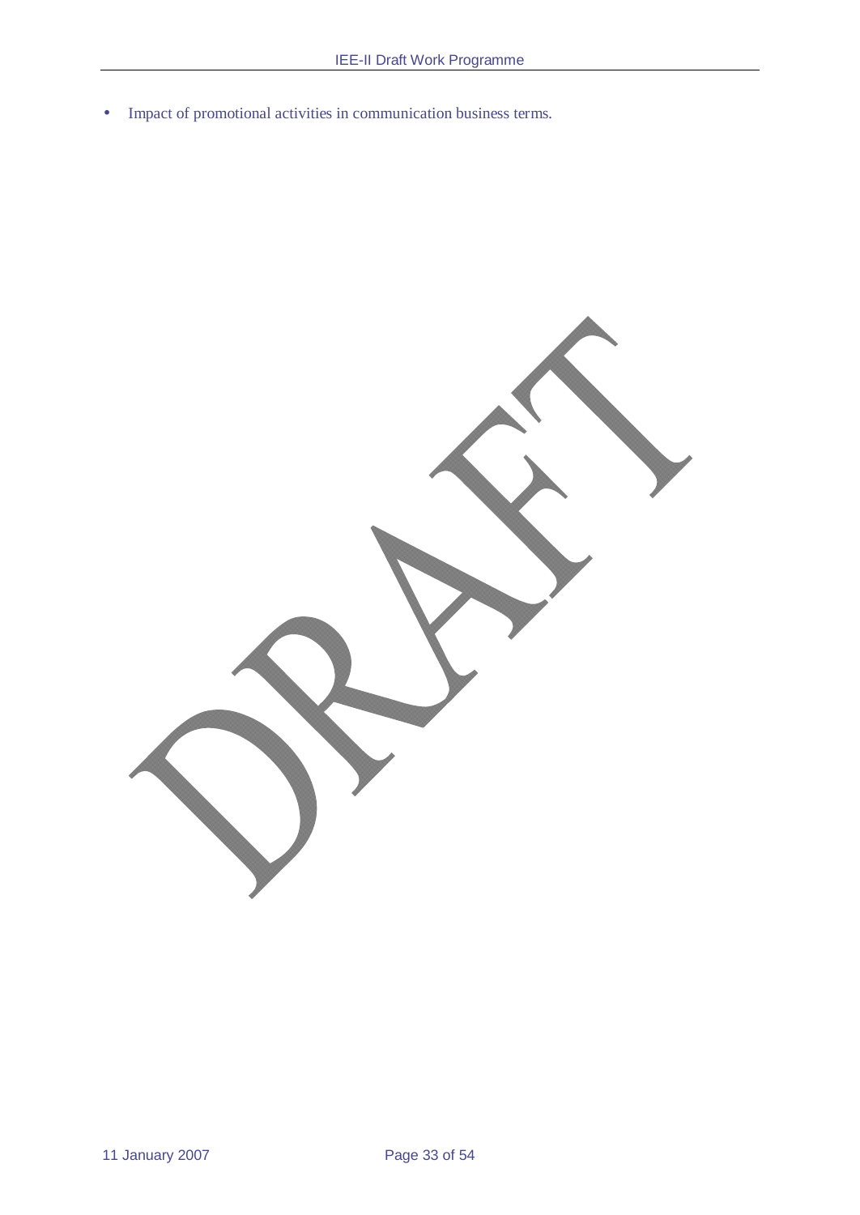- Impact of promotional activities in communication business terms.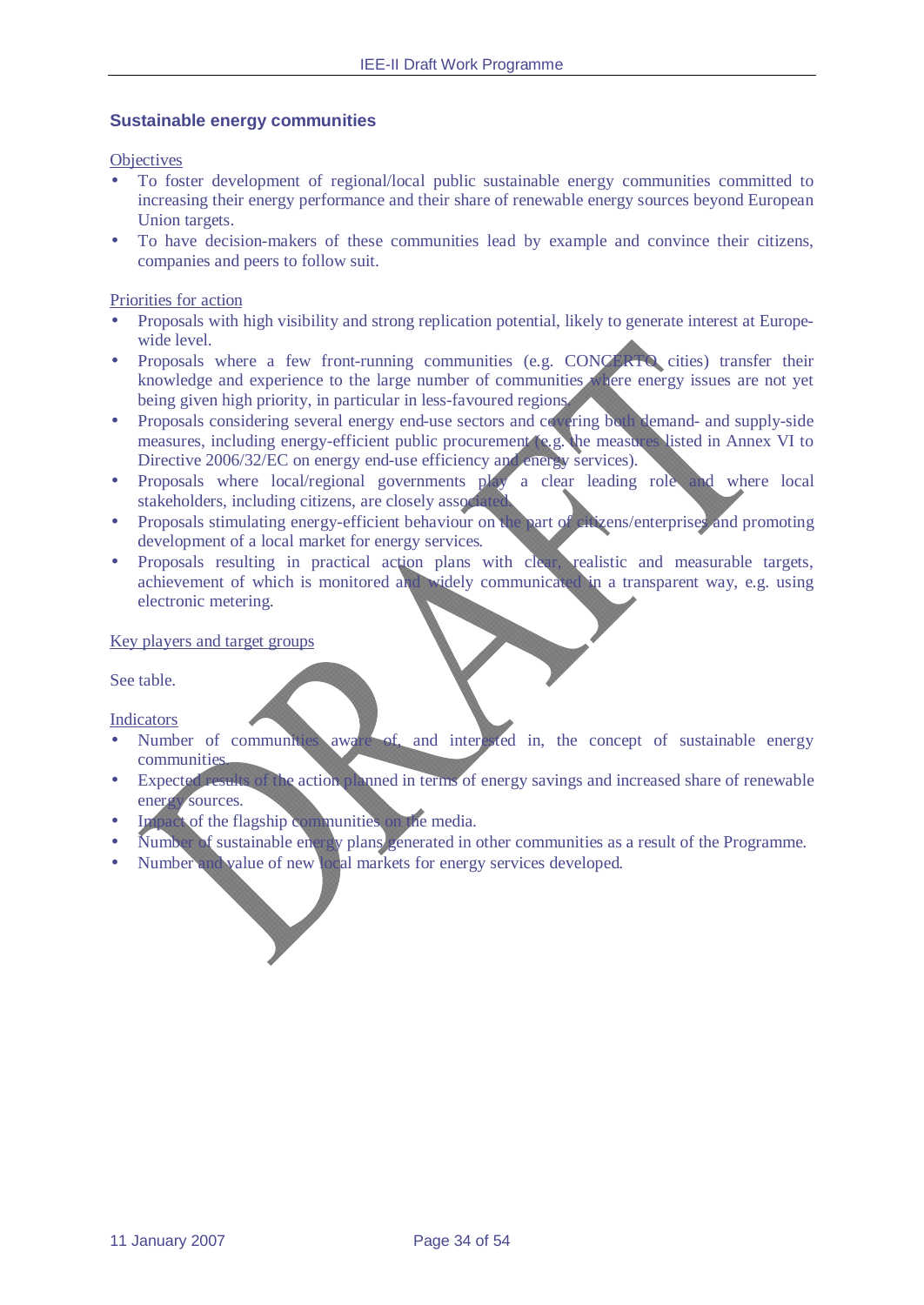## Sustainable energy communities

Objectives

- To foster development of regional/local public sustainable energy communities committed to increasing their energy performance and their share of renewable energy sources beyond European Union targets.
- To have decision-makers of these communities lead by example and convince their citizens, companies and peers to follow suit.

Priorities for action

- Proposals with high visibility and strong replication potential, likely to generate interest at Europe-wide level.
- Proposals where a few front-running communities (e.g. CONCERTO cities) transfer their knowledge and experience to the large number of communities where energy issues are not yet being given high priority, in particular in less-favoured regions.
- Proposals considering several energy end-use sectors and covering both demand- and supply-side measures, including energy-efficient public procurement (e.g. the measures listed in Annex VI to Directive 2006/32/EC on energy end-use efficiency and energy services).
- Proposals where local/regional governments play a clear leading role and where local stakeholders, including citizens, are closely associated.
- Proposals stimulating energy-efficient behaviour on the part of citizens/enterprises and promoting development of a local market for energy services.
- Proposals resulting in practical action plans with clear, realistic and measurable targets, achievement of which is monitored and widely communicated in a transparent way, e.g. using electronic metering.

Key players and target groups

See table.

Indicators

- Number of communities aware of, and interested in, the concept of sustainable energy communities.
- Expected results of the action planned in terms of energy savings and increased share of renewable energy sources.
- Impact of the flagship communities on the media.
- Number of sustainable energy plans generated in other communities as a result of the Programme.
- Number and value of new local markets for energy services developed.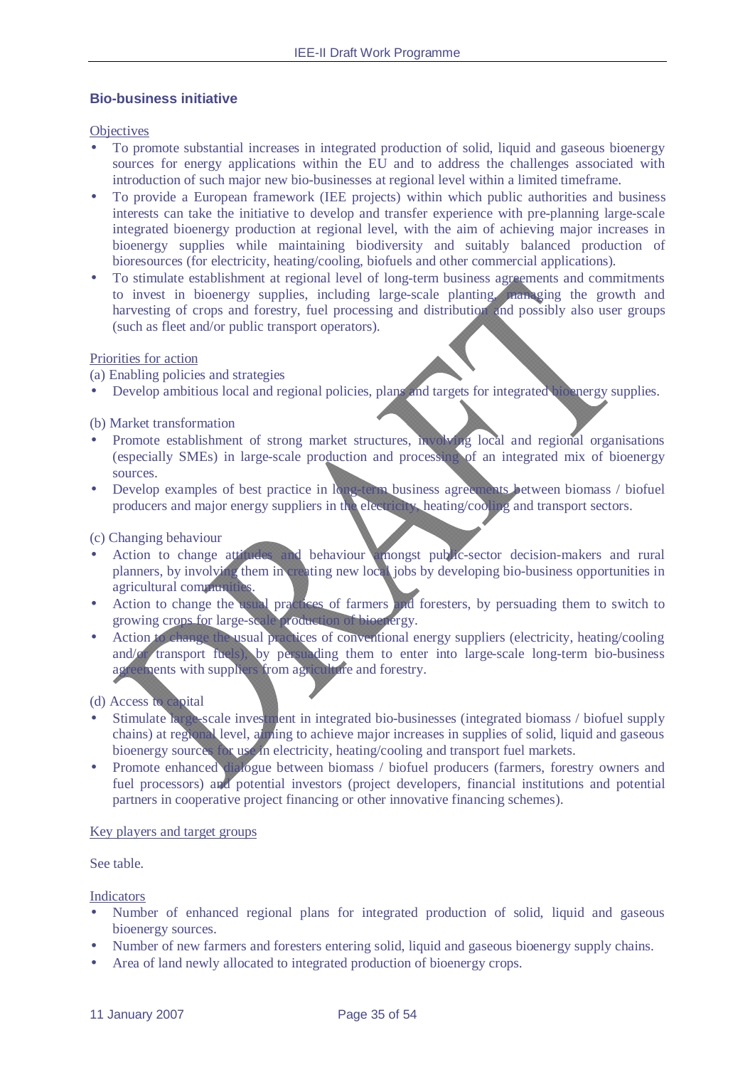## Bio-business initiative

Objectives

- To promote substantial increases in integrated production of solid, liquid and gaseous bioenergy sources for energy applications within the EU and to address the challenges associated with introduction of such major new bio-businesses at regional level within a limited timeframe.
- To provide a European framework (IEE projects) within which public authorities and business interests can take the initiative to develop and transfer experience with pre-planning large-scale integrated bioenergy production at regional level, with the aim of achieving major increases in bioenergy supplies while maintaining biodiversity and suitably balanced production of bioresources (for electricity, heating/cooling, biofuels and other commercial applications).
- To stimulate establishment at regional level of long-term business agreements and commitments to invest in bioenergy supplies, including large-scale planting, managing the growth and harvesting of crops and forestry, fuel processing and distribution and possibly also user groups (such as fleet and/or public transport operators).

Priorities for action

(a) Enabling policies and strategies

- Develop ambitious local and regional policies, plans and targets for integrated bioenergy supplies.

(b) Market transformation

- Promote establishment of strong market structures, involving local and regional organisations (especially SMEs) in large-scale production and processing of an integrated mix of bioenergy sources.
- Develop examples of best practice in long-term business agreements between biomass / biofuel producers and major energy suppliers in the electricity, heating/cooling and transport sectors.

(c) Changing behaviour

- Action to change attitudes and behaviour amongst public-sector decision-makers and rural planners, by involving them in creating new local jobs by developing bio-business opportunities in agricultural communities.
- Action to change the usual practices of farmers and foresters, by persuading them to switch to growing crops for large-scale production of bioenergy.
- Action to change the usual practices of conventional energy suppliers (electricity, heating/cooling and/or transport fuels), by persuading them to enter into large-scale long-term bio-business agreements with suppliers from agriculture and forestry.

(d) Access to capital

- Stimulate large-scale investment in integrated bio-businesses (integrated biomass / biofuel supply chains) at regional level, aiming to achieve major increases in supplies of solid, liquid and gaseous bioenergy sources for use in electricity, heating/cooling and transport fuel markets.
- Promote enhanced dialogue between biomass / biofuel producers (farmers, forestry owners and fuel processors) and potential investors (project developers, financial institutions and potential partners in cooperative project financing or other innovative financing schemes).

Key players and target groups

See table.

Indicators

- Number of enhanced regional plans for integrated production of solid, liquid and gaseous bioenergy sources.
- Number of new farmers and foresters entering solid, liquid and gaseous bioenergy supply chains.
- Area of land newly allocated to integrated production of bioenergy crops.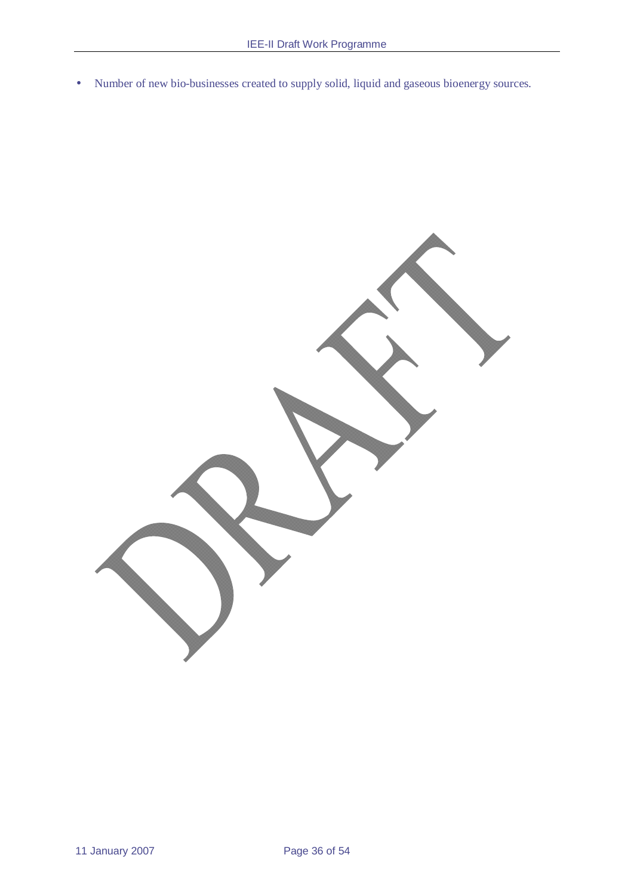- Number of new bio-businesses created to supply solid, liquid and gaseous bioenergy sources.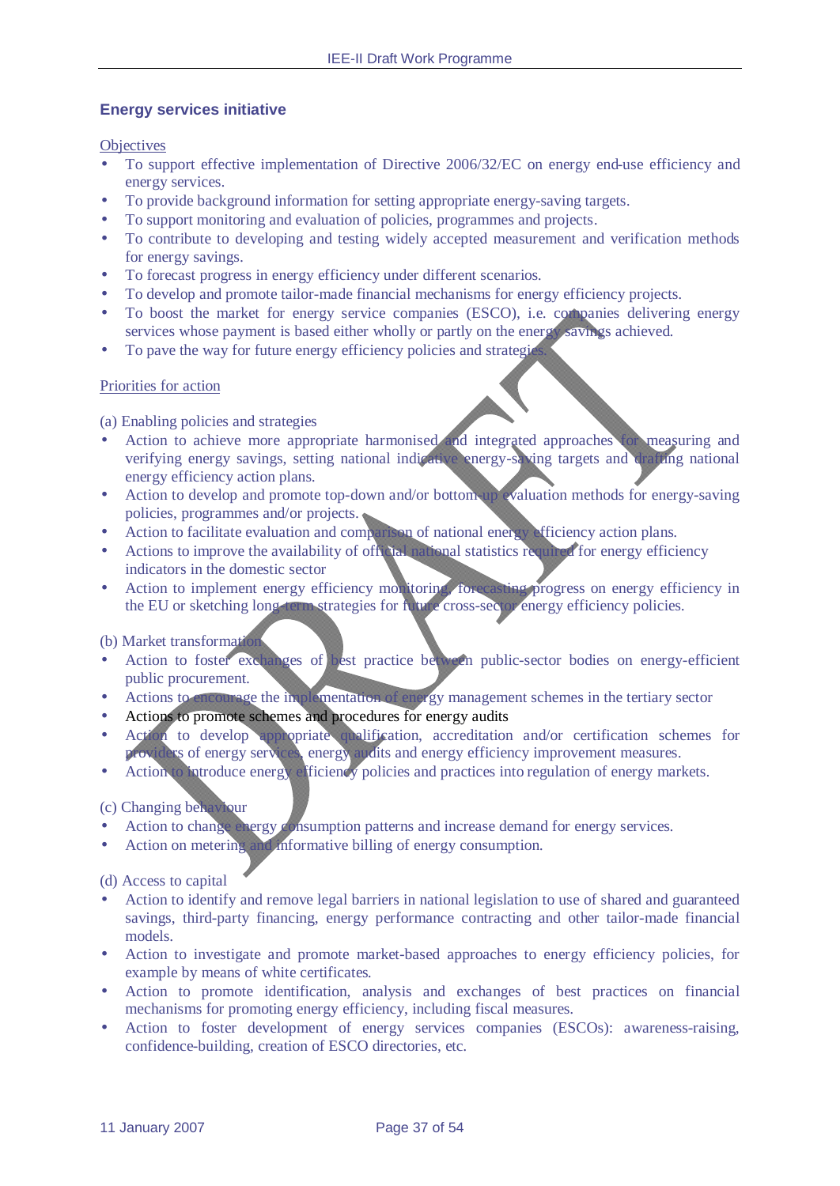### Energy services initiative

Objectives

- To support effective implementation of Directive 2006/32/EC on energy end-use efficiency and energy services.
- To provide background information for setting appropriate energy-saving targets.
- To support monitoring and evaluation of policies, programmes and projects.
- To contribute to developing and testing widely accepted measurement and verification methods for energy savings.
- To forecast progress in energy efficiency under different scenarios.
- To develop and promote tailor-made financial mechanisms for energy efficiency projects.
- To boost the market for energy service companies (ESCO), i.e. companies delivering energy services whose payment is based either wholly or partly on the energy savings achieved.
- To pave the way for future energy efficiency policies and strategies.

Priorities for action

(a) Enabling policies and strategies

- Action to achieve more appropriate harmonised and integrated approaches for measuring and verifying energy savings, setting national indicative energy-saving targets and drafting national energy efficiency action plans.
- Action to develop and promote top-down and/or bottom-up evaluation methods for energy-saving policies, programmes and/or projects.
- Action to facilitate evaluation and comparison of national energy efficiency action plans.
- Actions to improve the availability of official national statistics required for energy efficiency indicators in the domestic sector
- Action to implement energy efficiency monitoring, forecasting progress on energy efficiency in the EU or sketching long-term strategies for future cross-sector energy efficiency policies.

(b) Market transformation

- Action to foster exchanges of best practice between public-sector bodies on energy-efficient public procurement.
- Actions to encourage the implementation of energy management schemes in the tertiary sector
- Actions to promote schemes and procedures for energy audits
- Action to develop appropriate qualification, accreditation and/or certification schemes for providers of energy services, energy audits and energy efficiency improvement measures.
- Action to introduce energy efficiency policies and practices into regulation of energy markets.

(c) Changing behaviour

- Action to change energy consumption patterns and increase demand for energy services.
- Action on metering and informative billing of energy consumption.

(d) Access to capital

- Action to identify and remove legal barriers in national legislation to use of shared and guaranteed savings, third-party financing, energy performance contracting and other tailor-made financial models.
- Action to investigate and promote market-based approaches to energy efficiency policies, for example by means of white certificates.
- Action to promote identification, analysis and exchanges of best practices on financial mechanisms for promoting energy efficiency, including fiscal measures.
- Action to foster development of energy services companies (ESCOs): awareness-raising, confidence-building, creation of ESCO directories, etc.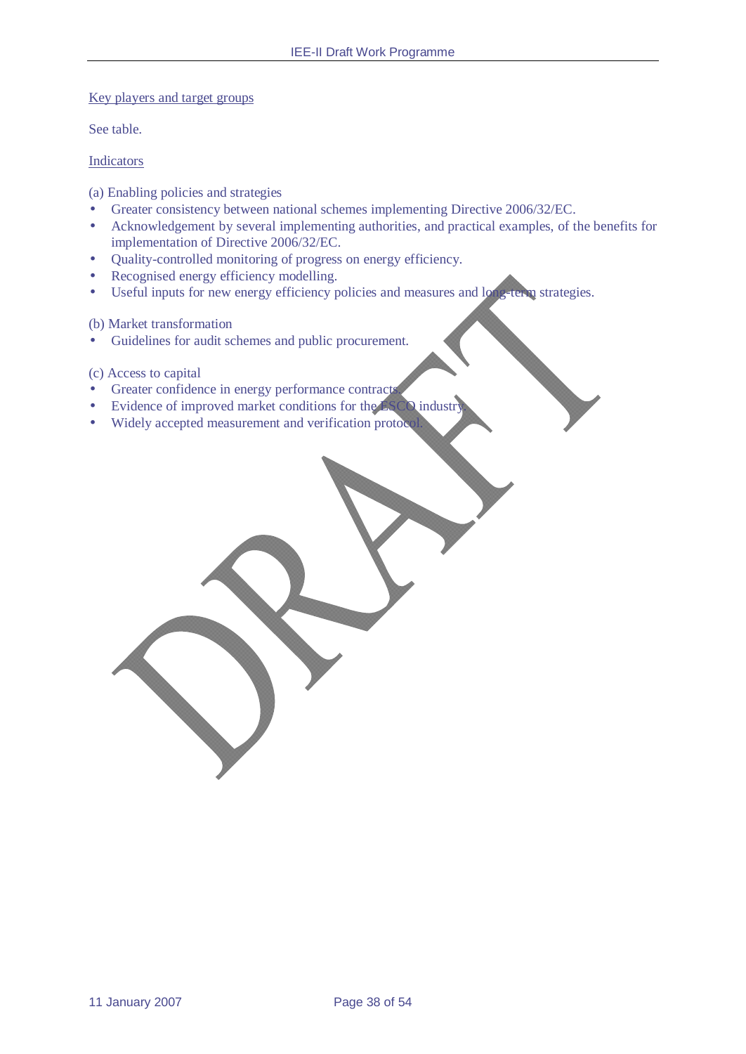Key players and target groups

See table.

Indicators

(a) Enabling policies and strategies

- Greater consistency between national schemes implementing Directive 2006/32/EC.
- Acknowledgement by several implementing authorities, and practical examples, of the benefits for implementation of Directive 2006/32/EC.
- Quality-controlled monitoring of progress on energy efficiency.
- Recognised energy efficiency modelling.
- Useful inputs for new energy efficiency policies and measures and long-term strategies.

(b) Market transformation

- Guidelines for audit schemes and public procurement.

(c) Access to capital

- Greater confidence in energy performance contracts.
- Evidence of improved market conditions for the ESCO industry.
- Widely accepted measurement and verification protocol.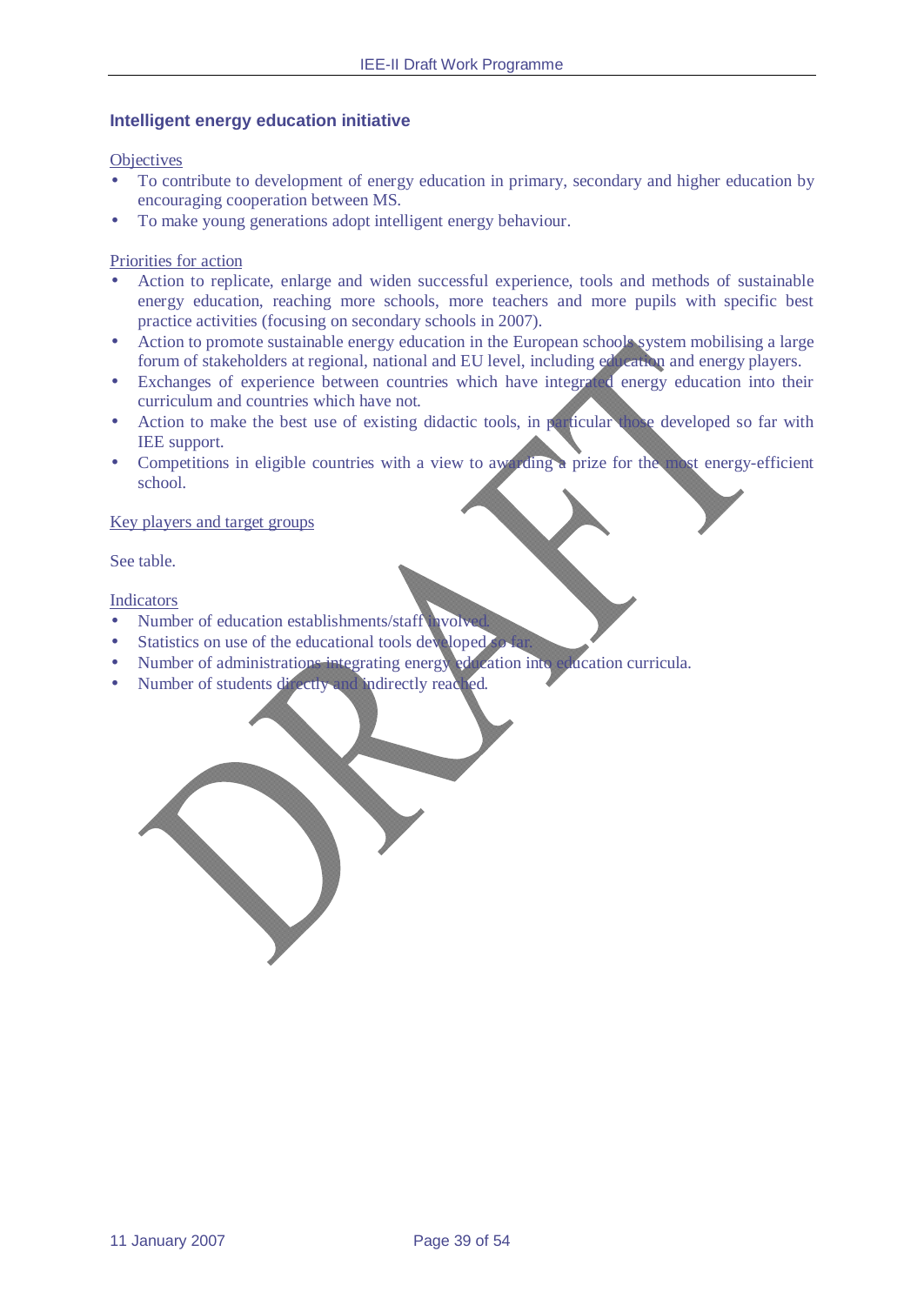### Intelligent energy education initiative

Objectives

- To contribute to development of energy education in primary, secondary and higher education by encouraging cooperation between MS.
- To make young generations adopt intelligent energy behaviour.

Priorities for action

- Action to replicate, enlarge and widen successful experience, tools and methods of sustainable energy education, reaching more schools, more teachers and more pupils with specific best practice activities (focusing on secondary schools in 2007).
- Action to promote sustainable energy education in the European schools system mobilising a large forum of stakeholders at regional, national and EU level, including education and energy players.
- Exchanges of experience between countries which have integrated energy education into their curriculum and countries which have not.
- Action to make the best use of existing didactic tools, in particular those developed so far with IEE support.
- Competitions in eligible countries with a view to awarding a prize for the most energy-efficient school.

Key players and target groups

See table.

Indicators

- Number of education establishments/staff involved.
- Statistics on use of the educational tools developed so far.
- Number of administrations integrating energy education into education curricula.
- Number of students directly and indirectly reached.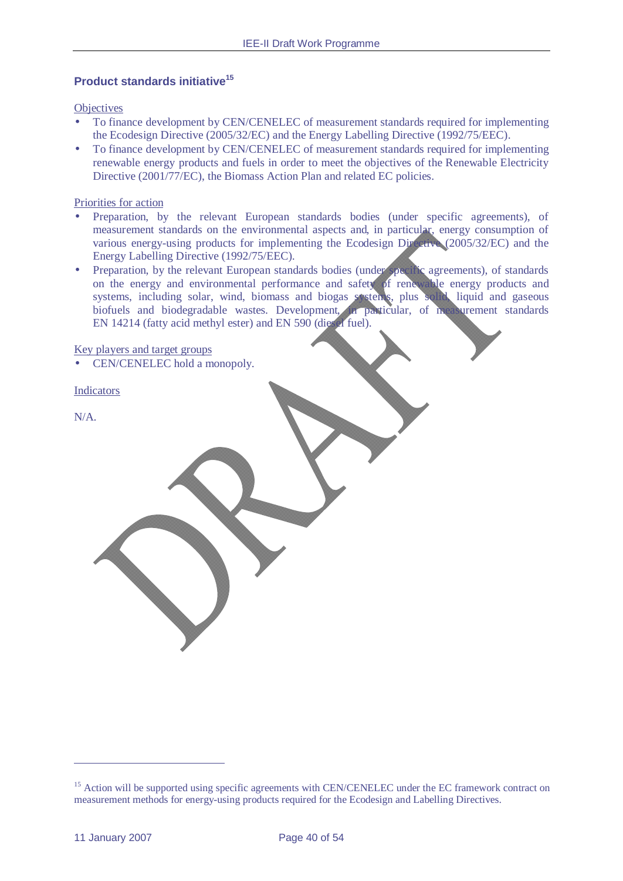### Product standards initiative[15]

Objectives

- To finance development by CEN/CENELEC of measurement standards required for implementing the Ecodesign Directive (2005/32/EC) and the Energy Labelling Directive (1992/75/EEC).
- To finance development by CEN/CENELEC of measurement standards required for implementing renewable energy products and fuels in order to meet the objectives of the Renewable Electricity Directive (2001/77/EC), the Biomass Action Plan and related EC policies.

Priorities for action

- Preparation, by the relevant European standards bodies (under specific agreements), of measurement standards on the environmental aspects and, in particular, energy consumption of various energy-using products for implementing the Ecodesign Directive (2005/32/EC) and the Energy Labelling Directive (1992/75/EEC).
- Preparation, by the relevant European standards bodies (under specific agreements), of standards on the energy and environmental performance and safety of renewable energy products and systems, including solar, wind, biomass and biogas systems, plus solid, liquid and gaseous biofuels and biodegradable wastes. Development, in particular, of measurement standards EN 14214 (fatty acid methyl ester) and EN 590 (diesel fuel).

Key players and target groups

- CEN/CENELEC hold a monopoly.

Indicators

N/A.

---

[15] Action will be supported using specific agreements with CEN/CENELEC under the EC framework contract on measurement methods for energy-using products required for the Ecodesign and Labelling Directives.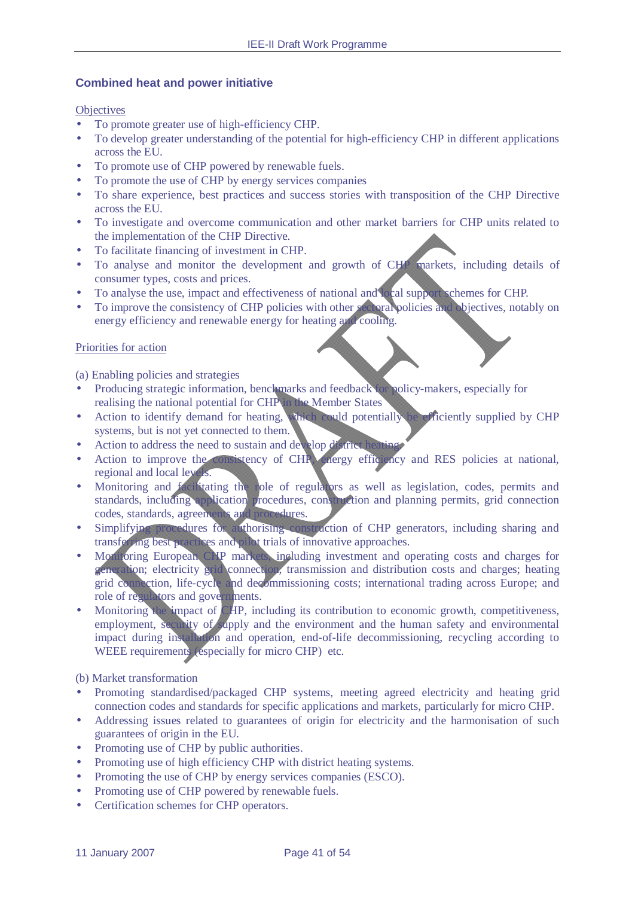### Combined heat and power initiative

Objectives

- To promote greater use of high-efficiency CHP.
- To develop greater understanding of the potential for high-efficiency CHP in different applications across the EU.
- To promote use of CHP powered by renewable fuels.
- To promote the use of CHP by energy services companies
- To share experience, best practices and success stories with transposition of the CHP Directive across the EU.
- To investigate and overcome communication and other market barriers for CHP units related to the implementation of the CHP Directive.
- To facilitate financing of investment in CHP.
- To analyse and monitor the development and growth of CHP markets, including details of consumer types, costs and prices.
- To analyse the use, impact and effectiveness of national and local support schemes for CHP.
- To improve the consistency of CHP policies with other sectoral policies and objectives, notably on energy efficiency and renewable energy for heating and cooling.

Priorities for action

(a) Enabling policies and strategies

- Producing strategic information, benchmarks and feedback for policy-makers, especially for realising the national potential for CHP in the Member States
- Action to identify demand for heating, which could potentially be efficiently supplied by CHP systems, but is not yet connected to them.
- Action to address the need to sustain and develop district heating.
- Action to improve the consistency of CHP, energy efficiency and RES policies at national, regional and local levels.
- Monitoring and facilitating the role of regulators as well as legislation, codes, permits and standards, including application procedures, construction and planning permits, grid connection codes, standards, agreements and procedures.
- Simplifying procedures for authorising construction of CHP generators, including sharing and transferring best practices and pilot trials of innovative approaches.
- Monitoring European CHP markets, including investment and operating costs and charges for generation; electricity grid connection, transmission and distribution costs and charges; heating grid connection, life-cycle and decommissioning costs; international trading across Europe; and role of regulators and governments.
- Monitoring the impact of CHP, including its contribution to economic growth, competitiveness, employment, security of supply and the environment and the human safety and environmental impact during installation and operation, end-of-life decommissioning, recycling according to WEEE requirements (especially for micro CHP) etc.

(b) Market transformation

- Promoting standardised/packaged CHP systems, meeting agreed electricity and heating grid connection codes and standards for specific applications and markets, particularly for micro CHP.
- Addressing issues related to guarantees of origin for electricity and the harmonisation of such guarantees of origin in the EU.
- Promoting use of CHP by public authorities.
- Promoting use of high efficiency CHP with district heating systems.
- Promoting the use of CHP by energy services companies (ESCO).
- Promoting use of CHP powered by renewable fuels.
- Certification schemes for CHP operators.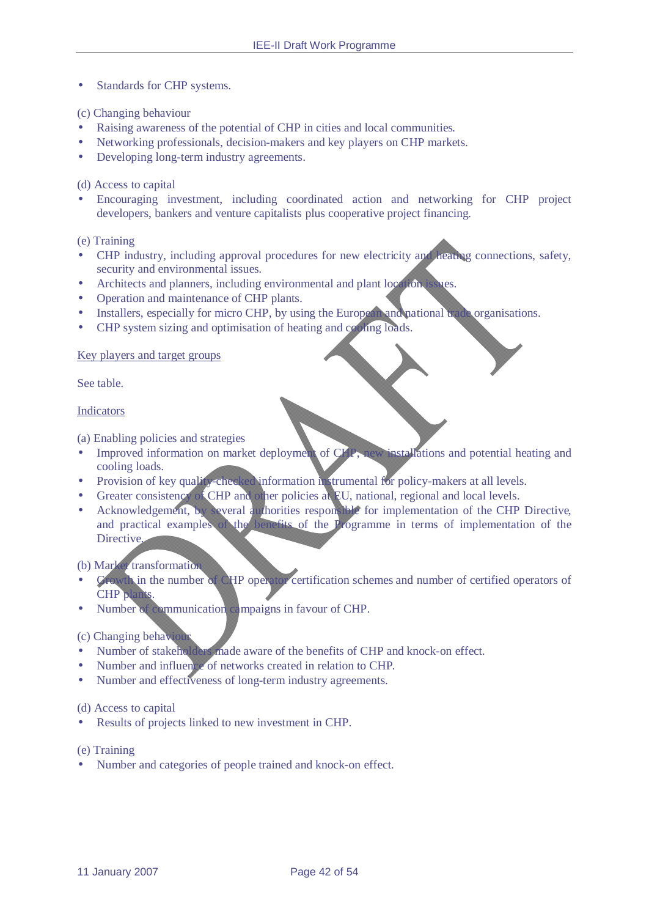- Standards for CHP systems.

(c) Changing behaviour

- Raising awareness of the potential of CHP in cities and local communities.
- Networking professionals, decision-makers and key players on CHP markets.
- Developing long-term industry agreements.

(d) Access to capital

- Encouraging investment, including coordinated action and networking for CHP project developers, bankers and venture capitalists plus cooperative project financing.

(e) Training

- CHP industry, including approval procedures for new electricity and heating connections, safety, security and environmental issues.
- Architects and planners, including environmental and plant location issues.
- Operation and maintenance of CHP plants.
- Installers, especially for micro CHP, by using the European and national trade organisations.
- CHP system sizing and optimisation of heating and cooling loads.

<u>Key players and target groups</u>

See table.

<u>Indicators</u>

(a) Enabling policies and strategies

- Improved information on market deployment of CHP, new installations and potential heating and cooling loads.
- Provision of key quality-checked information instrumental for policy-makers at all levels.
- Greater consistency of CHP and other policies at EU, national, regional and local levels.
- Acknowledgement, by several authorities responsible for implementation of the CHP Directive, and practical examples of the benefits of the Programme in terms of implementation of the Directive.

(b) Market transformation

- Growth in the number of CHP operator certification schemes and number of certified operators of CHP plants.
- Number of communication campaigns in favour of CHP.

(c) Changing behaviour

- Number of stakeholders made aware of the benefits of CHP and knock-on effect.
- Number and influence of networks created in relation to CHP.
- Number and effectiveness of long-term industry agreements.

(d) Access to capital

- Results of projects linked to new investment in CHP.

(e) Training

- Number and categories of people trained and knock-on effect.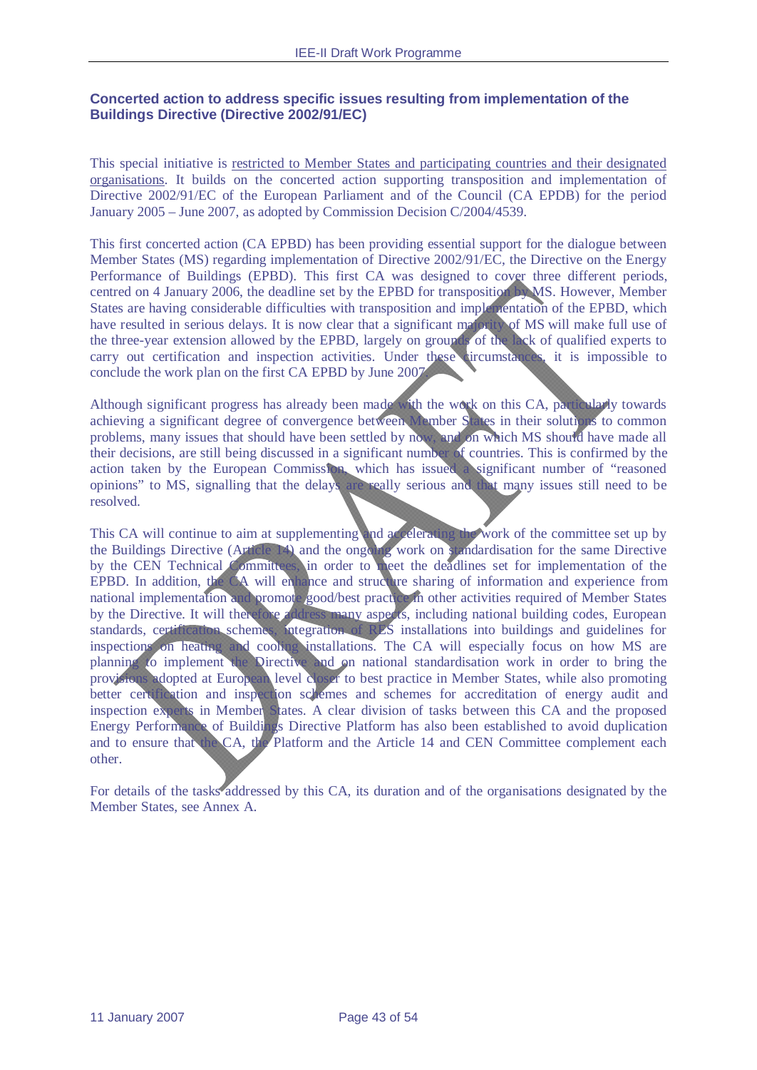**Concerted action to address specific issues resulting from implementation of the Buildings Directive (Directive 2002/91/EC)**

This special initiative is restricted to Member States and participating countries and their designated organisations. It builds on the concerted action supporting transposition and implementation of Directive 2002/91/EC of the European Parliament and of the Council (CA EPDB) for the period January 2005 – June 2007, as adopted by Commission Decision C/2004/4539.

This first concerted action (CA EPBD) has been providing essential support for the dialogue between Member States (MS) regarding implementation of Directive 2002/91/EC, the Directive on the Energy Performance of Buildings (EPBD). This first CA was designed to cover three different periods, centred on 4 January 2006, the deadline set by the EPBD for transposition by MS. However, Member States are having considerable difficulties with transposition and implementation of the EPBD, which have resulted in serious delays. It is now clear that a significant majority of MS will make full use of the three-year extension allowed by the EPBD, largely on grounds of the lack of qualified experts to carry out certification and inspection activities. Under these circumstances, it is impossible to conclude the work plan on the first CA EPBD by June 2007.

Although significant progress has already been made with the work on this CA, particularly towards achieving a significant degree of convergence between Member States in their solutions to common problems, many issues that should have been settled by now, and on which MS should have made all their decisions, are still being discussed in a significant number of countries. This is confirmed by the action taken by the European Commission, which has issued a significant number of "reasoned opinions" to MS, signalling that the delays are really serious and that many issues still need to be resolved.

This CA will continue to aim at supplementing and accelerating the work of the committee set up by the Buildings Directive (Article 14) and the ongoing work on standardisation for the same Directive by the CEN Technical Committees, in order to meet the deadlines set for implementation of the EPBD. In addition, the CA will enhance and structure sharing of information and experience from national implementation and promote good/best practice in other activities required of Member States by the Directive. It will therefore address many aspects, including national building codes, European standards, certification schemes, integration of RES installations into buildings and guidelines for inspections on heating and cooling installations. The CA will especially focus on how MS are planning to implement the Directive and on national standardisation work in order to bring the provisions adopted at European level closer to best practice in Member States, while also promoting better certification and inspection schemes and schemes for accreditation of energy audit and inspection experts in Member States. A clear division of tasks between this CA and the proposed Energy Performance of Buildings Directive Platform has also been established to avoid duplication and to ensure that the CA, the Platform and the Article 14 and CEN Committee complement each other.

For details of the tasks addressed by this CA, its duration and of the organisations designated by the Member States, see Annex A.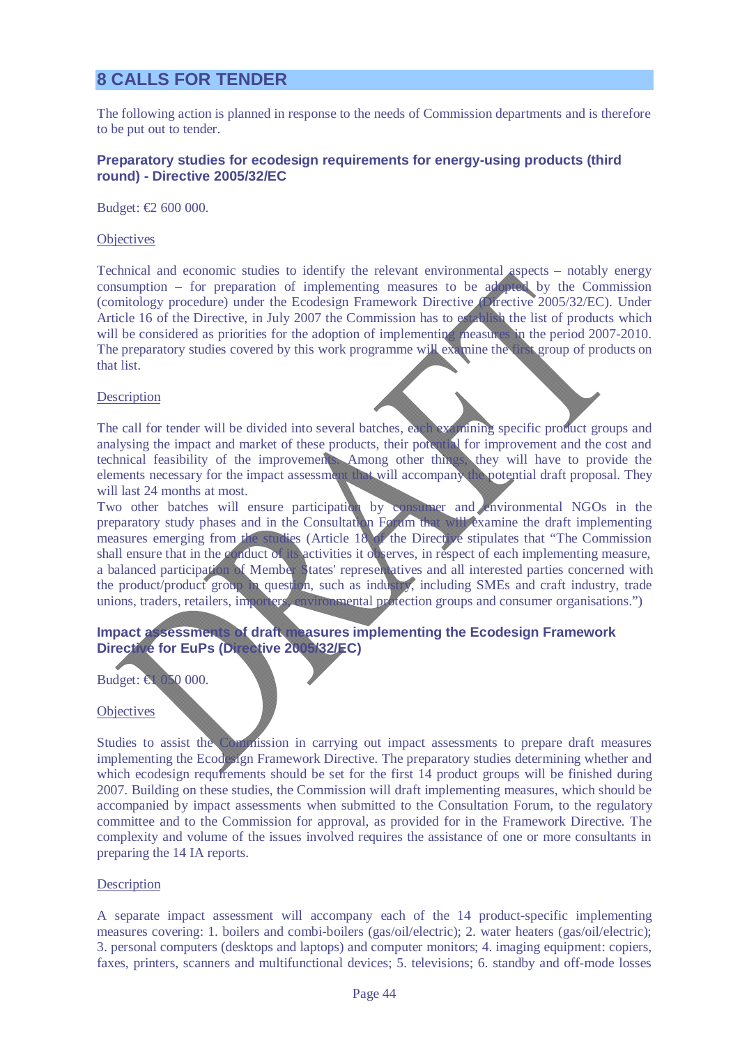# 8 CALLS FOR TENDER

The following action is planned in response to the needs of Commission departments and is therefore to be put out to tender.

### Preparatory studies for ecodesign requirements for energy-using products (third round) - Directive 2005/32/EC

Budget: €2 600 000.

Objectives

Technical and economic studies to identify the relevant environmental aspects – notably energy consumption – for preparation of implementing measures to be adopted by the Commission (comitology procedure) under the Ecodesign Framework Directive (Directive 2005/32/EC). Under Article 16 of the Directive, in July 2007 the Commission has to establish the list of products which will be considered as priorities for the adoption of implementing measures in the period 2007-2010. The preparatory studies covered by this work programme will examine the first group of products on that list.

Description

The call for tender will be divided into several batches, each examining specific product groups and analysing the impact and market of these products, their potential for improvement and the cost and technical feasibility of the improvements. Among other things, they will have to provide the elements necessary for the impact assessment that will accompany the potential draft proposal. They will last 24 months at most.
Two other batches will ensure participation by consumer and environmental NGOs in the preparatory study phases and in the Consultation Forum that will examine the draft implementing measures emerging from the studies (Article 18 of the Directive stipulates that "The Commission shall ensure that in the conduct of its activities it observes, in respect of each implementing measure, a balanced participation of Member States' representatives and all interested parties concerned with the product/product group in question, such as industry, including SMEs and craft industry, trade unions, traders, retailers, importers, environmental protection groups and consumer organisations.")

### Impact assessments of draft measures implementing the Ecodesign Framework Directive for EuPs (Directive 2005/32/EC)

Budget: €1 050 000.

Objectives

Studies to assist the Commission in carrying out impact assessments to prepare draft measures implementing the Ecodesign Framework Directive. The preparatory studies determining whether and which ecodesign requirements should be set for the first 14 product groups will be finished during 2007. Building on these studies, the Commission will draft implementing measures, which should be accompanied by impact assessments when submitted to the Consultation Forum, to the regulatory committee and to the Commission for approval, as provided for in the Framework Directive. The complexity and volume of the issues involved requires the assistance of one or more consultants in preparing the 14 IA reports.

Description

A separate impact assessment will accompany each of the 14 product-specific implementing measures covering: 1. boilers and combi-boilers (gas/oil/electric); 2. water heaters (gas/oil/electric); 3. personal computers (desktops and laptops) and computer monitors; 4. imaging equipment: copiers, faxes, printers, scanners and multifunctional devices; 5. televisions; 6. standby and off-mode losses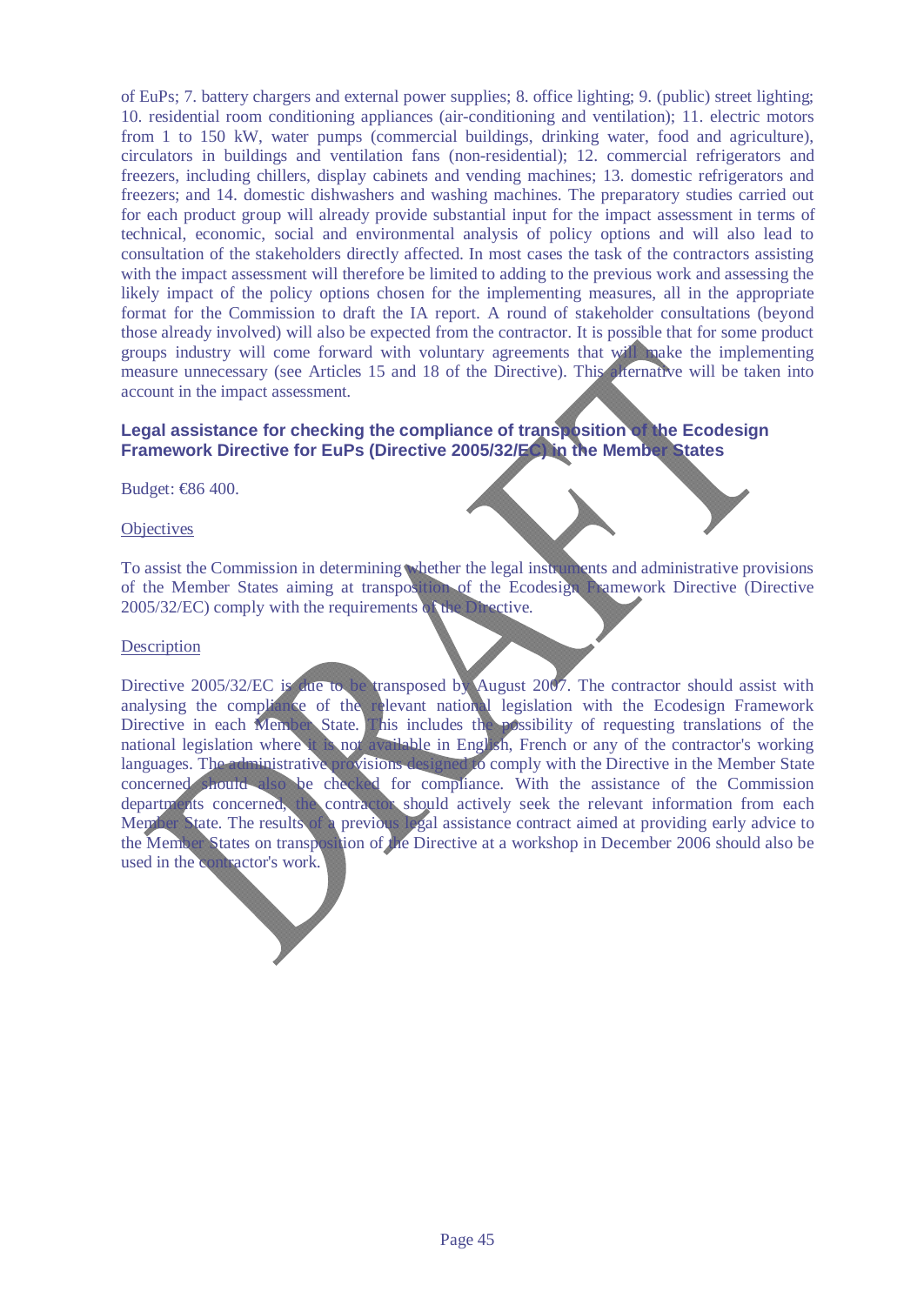of EuPs; 7. battery chargers and external power supplies; 8. office lighting; 9. (public) street lighting; 10. residential room conditioning appliances (air-conditioning and ventilation); 11. electric motors from 1 to 150 kW, water pumps (commercial buildings, drinking water, food and agriculture), circulators in buildings and ventilation fans (non-residential); 12. commercial refrigerators and freezers, including chillers, display cabinets and vending machines; 13. domestic refrigerators and freezers; and 14. domestic dishwashers and washing machines. The preparatory studies carried out for each product group will already provide substantial input for the impact assessment in terms of technical, economic, social and environmental analysis of policy options and will also lead to consultation of the stakeholders directly affected. In most cases the task of the contractors assisting with the impact assessment will therefore be limited to adding to the previous work and assessing the likely impact of the policy options chosen for the implementing measures, all in the appropriate format for the Commission to draft the IA report. A round of stakeholder consultations (beyond those already involved) will also be expected from the contractor. It is possible that for some product groups industry will come forward with voluntary agreements that will make the implementing measure unnecessary (see Articles 15 and 18 of the Directive). This alternative will be taken into account in the impact assessment.

### Legal assistance for checking the compliance of transposition of the Ecodesign Framework Directive for EuPs (Directive 2005/32/EC) in the Member States

Budget: €86 400.

Objectives

To assist the Commission in determining whether the legal instruments and administrative provisions of the Member States aiming at transposition of the Ecodesign Framework Directive (Directive 2005/32/EC) comply with the requirements of the Directive.

Description

Directive 2005/32/EC is due to be transposed by August 2007. The contractor should assist with analysing the compliance of the relevant national legislation with the Ecodesign Framework Directive in each Member State. This includes the possibility of requesting translations of the national legislation where it is not available in English, French or any of the contractor's working languages. The administrative provisions designed to comply with the Directive in the Member State concerned should also be checked for compliance. With the assistance of the Commission departments concerned, the contractor should actively seek the relevant information from each Member State. The results of a previous legal assistance contract aimed at providing early advice to the Member States on transposition of the Directive at a workshop in December 2006 should also be used in the contractor's work.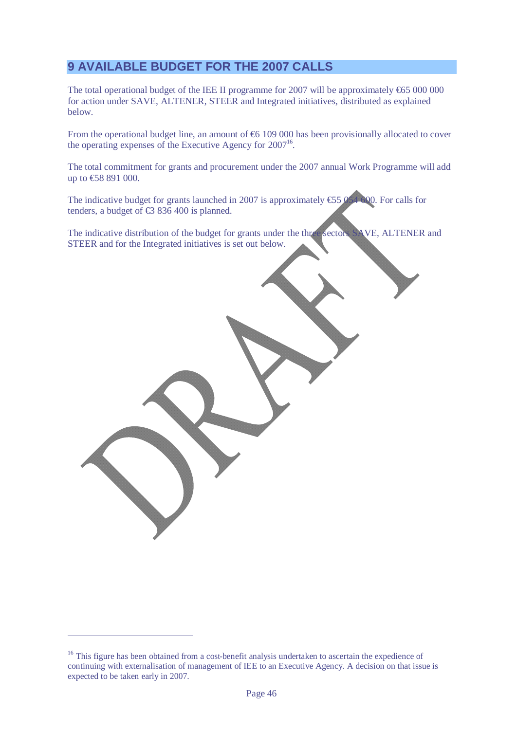# 9 AVAILABLE BUDGET FOR THE 2007 CALLS

The total operational budget of the IEE II programme for 2007 will be approximately €65 000 000 for action under SAVE, ALTENER, STEER and Integrated initiatives, distributed as explained below.

From the operational budget line, an amount of €6 109 000 has been provisionally allocated to cover the operating expenses of the Executive Agency for 2007[16].

The total commitment for grants and procurement under the 2007 annual Work Programme will add up to €58 891 000.

The indicative budget for grants launched in 2007 is approximately €55 054 600. For calls for tenders, a budget of €3 836 400 is planned.

The indicative distribution of the budget for grants under the three sectors SAVE, ALTENER and STEER and for the Integrated initiatives is set out below.

[16] This figure has been obtained from a cost-benefit analysis undertaken to ascertain the expedience of continuing with externalisation of management of IEE to an Executive Agency. A decision on that issue is expected to be taken early in 2007.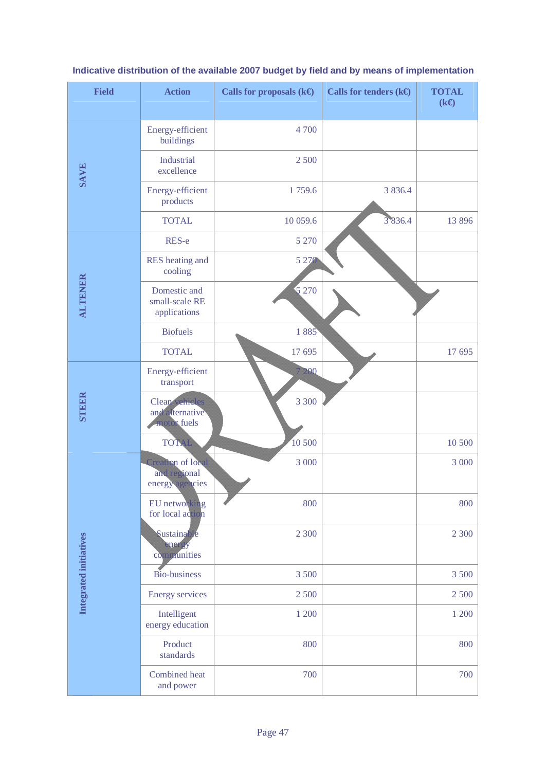**Indicative distribution of the available 2007 budget by field and by means of implementation**

| Field | Action | Calls for proposals (k€) | Calls for tenders (k€) | TOTAL (k€) |
|---|---|---|---|---|
| SAVE | Energy-efficient buildings | 4 700 | | |
| | Industrial excellence | 2 500 | | |
| | Energy-efficient products | 1 759.6 | 3 836.4 | |
| | TOTAL | 10 059.6 | 3 836.4 | 13 896 |
| ALTENER | RES-e | 5 270 | | |
| | RES heating and cooling | 5 270 | | |
| | Domestic and small-scale RE applications | 5 270 | | |
| | Biofuels | 1 885 | | |
| | TOTAL | 17 695 | | 17 695 |
| STEER | Energy-efficient transport | 7 200 | | |
| | Clean vehicles and alternative motor fuels | 3 300 | | |
| | TOTAL | 10 500 | | 10 500 |
| Integrated initiatives | Creation of local and regional energy agencies | 3 000 | | 3 000 |
| | EU networking for local action | 800 | | 800 |
| | Sustainable energy communities | 2 300 | | 2 300 |
| | Bio-business | 3 500 | | 3 500 |
| | Energy services | 2 500 | | 2 500 |
| | Intelligent energy education | 1 200 | | 1 200 |
| | Product standards | 800 | | 800 |
| | Combined heat and power | 700 | | 700 |

DRAFT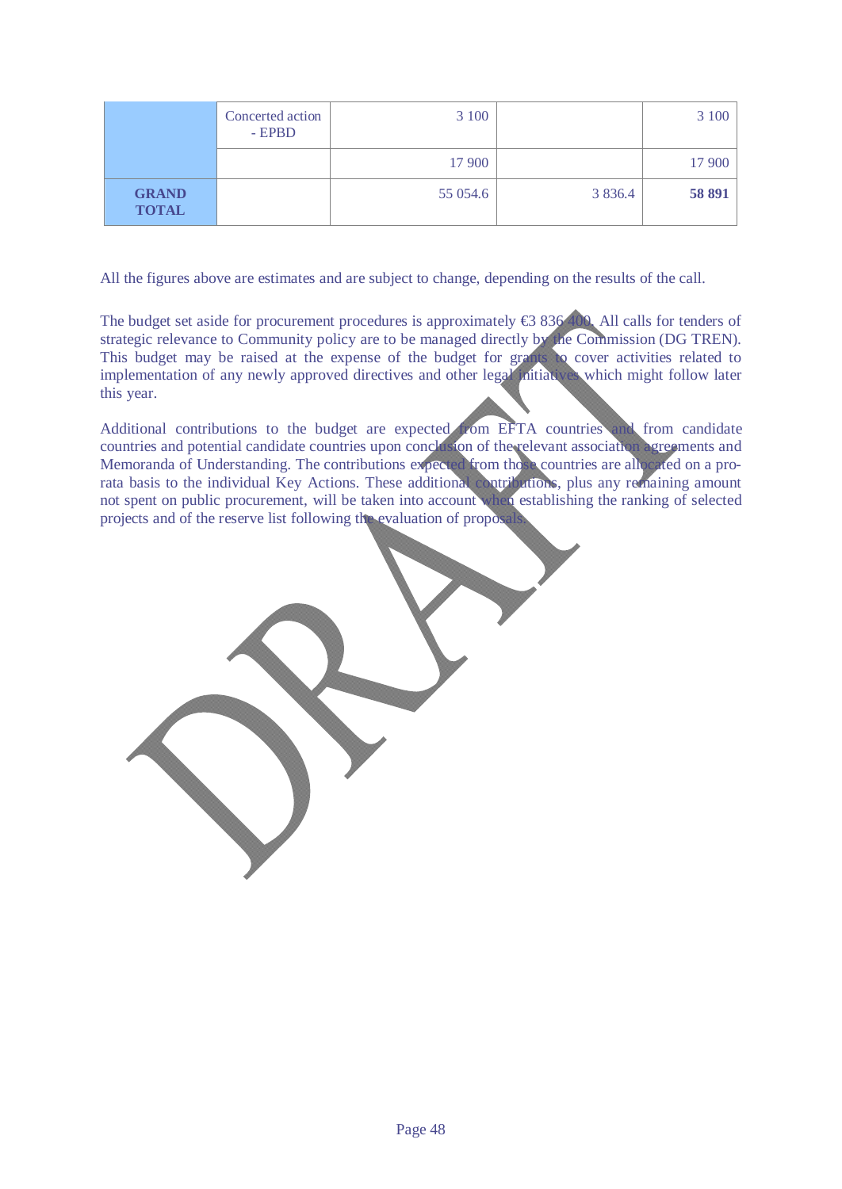| | | | | |
|---|---|---|---|---|
| | Concerted action - EPBD | 3 100 | | 3 100 |
| | | 17 900 | | 17 900 |
| **GRAND TOTAL** | | 55 054.6 | 3 836.4 | **58 891** |

All the figures above are estimates and are subject to change, depending on the results of the call.

The budget set aside for procurement procedures is approximately €3 836 400. All calls for tenders of strategic relevance to Community policy are to be managed directly by the Commission (DG TREN). This budget may be raised at the expense of the budget for grants to cover activities related to implementation of any newly approved directives and other legal initiatives which might follow later this year.

Additional contributions to the budget are expected from EFTA countries and from candidate countries and potential candidate countries upon conclusion of the relevant association agreements and Memoranda of Understanding. The contributions expected from those countries are allocated on a pro-rata basis to the individual Key Actions. These additional contributions, plus any remaining amount not spent on public procurement, will be taken into account when establishing the ranking of selected projects and of the reserve list following the evaluation of proposals.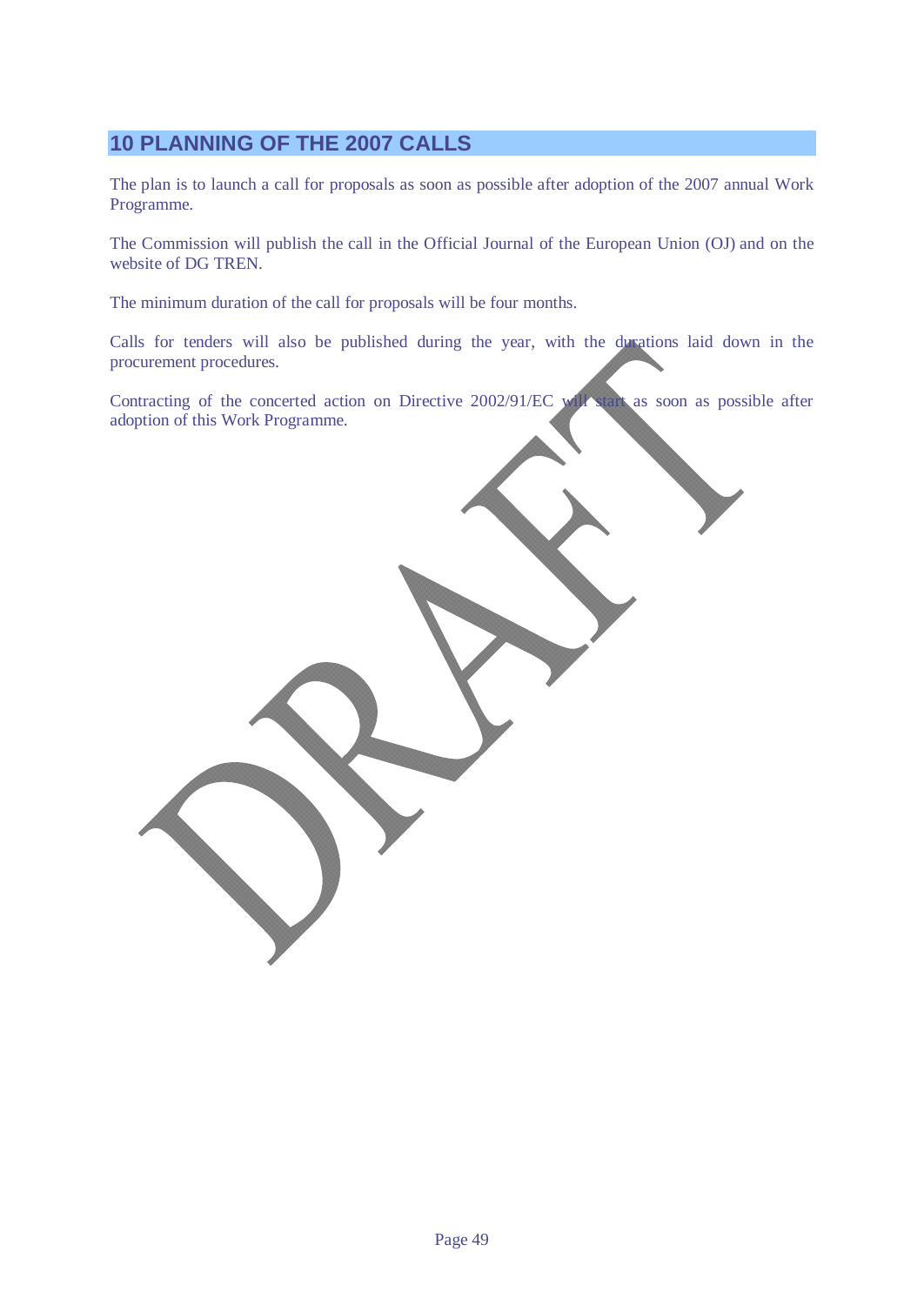# 10 PLANNING OF THE 2007 CALLS

The plan is to launch a call for proposals as soon as possible after adoption of the 2007 annual Work Programme.

The Commission will publish the call in the Official Journal of the European Union (OJ) and on the website of DG TREN.

The minimum duration of the call for proposals will be four months.

Calls for tenders will also be published during the year, with the durations laid down in the procurement procedures.

Contracting of the concerted action on Directive 2002/91/EC will start as soon as possible after adoption of this Work Programme.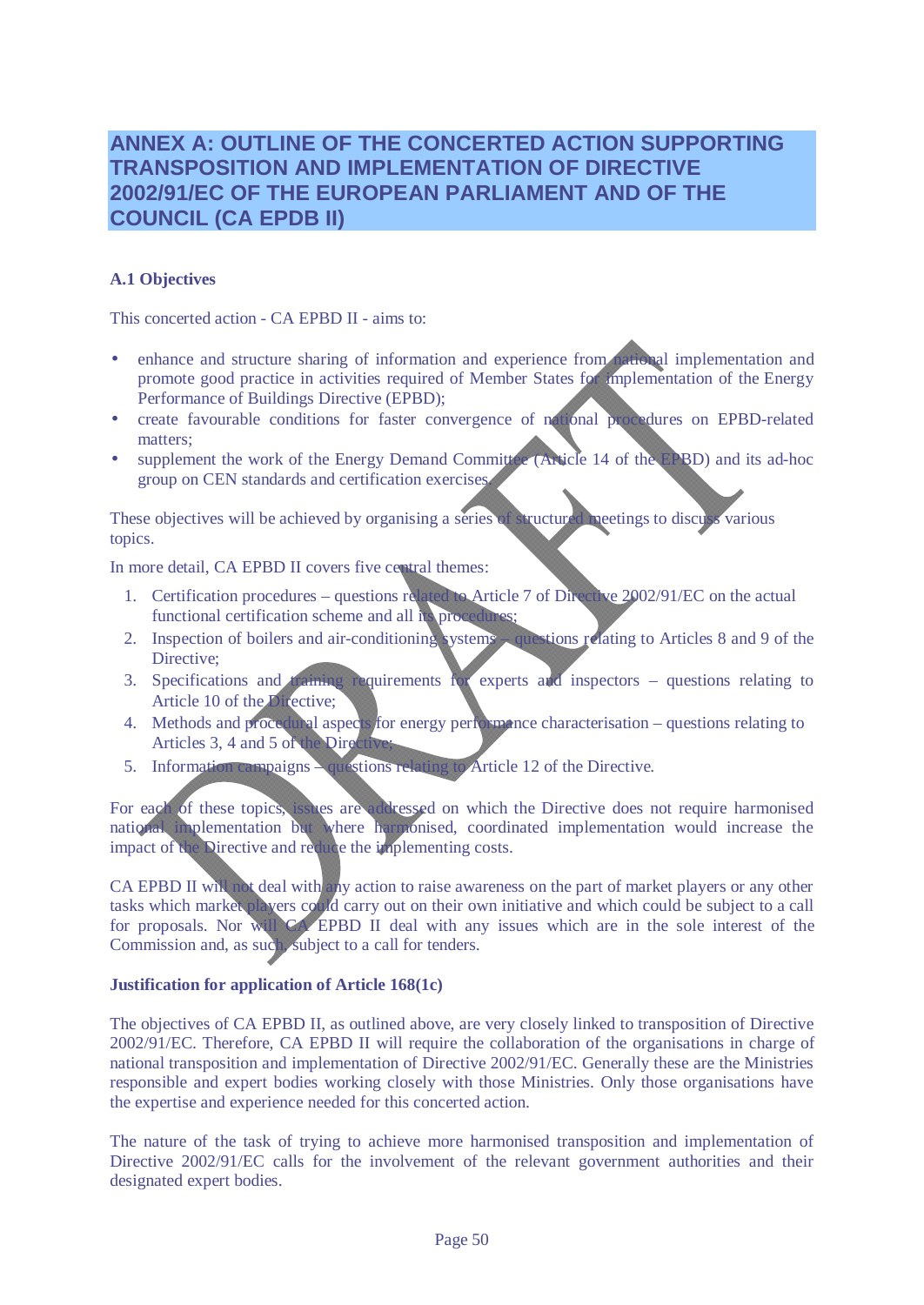# ANNEX A: OUTLINE OF THE CONCERTED ACTION SUPPORTING TRANSPOSITION AND IMPLEMENTATION OF DIRECTIVE 2002/91/EC OF THE EUROPEAN PARLIAMENT AND OF THE COUNCIL (CA EPDB II)

**A.1 Objectives**

This concerted action - CA EPBD II - aims to:

- enhance and structure sharing of information and experience from national implementation and promote good practice in activities required of Member States for implementation of the Energy Performance of Buildings Directive (EPBD);
- create favourable conditions for faster convergence of national procedures on EPBD-related matters;
- supplement the work of the Energy Demand Committee (Article 14 of the EPBD) and its ad-hoc group on CEN standards and certification exercises.

These objectives will be achieved by organising a series of structured meetings to discuss various topics.

In more detail, CA EPBD II covers five central themes:

1. Certification procedures – questions related to Article 7 of Directive 2002/91/EC on the actual functional certification scheme and all its procedures;
2. Inspection of boilers and air-conditioning systems – questions relating to Articles 8 and 9 of the Directive;
3. Specifications and training requirements for experts and inspectors – questions relating to Article 10 of the Directive;
4. Methods and procedural aspects for energy performance characterisation – questions relating to Articles 3, 4 and 5 of the Directive;
5. Information campaigns – questions relating to Article 12 of the Directive.

For each of these topics, issues are addressed on which the Directive does not require harmonised national implementation but where harmonised, coordinated implementation would increase the impact of the Directive and reduce the implementing costs.

CA EPBD II will not deal with any action to raise awareness on the part of market players or any other tasks which market players could carry out on their own initiative and which could be subject to a call for proposals. Nor will CA EPBD II deal with any issues which are in the sole interest of the Commission and, as such, subject to a call for tenders.

**Justification for application of Article 168(1c)**

The objectives of CA EPBD II, as outlined above, are very closely linked to transposition of Directive 2002/91/EC. Therefore, CA EPBD II will require the collaboration of the organisations in charge of national transposition and implementation of Directive 2002/91/EC. Generally these are the Ministries responsible and expert bodies working closely with those Ministries. Only those organisations have the expertise and experience needed for this concerted action.

The nature of the task of trying to achieve more harmonised transposition and implementation of Directive 2002/91/EC calls for the involvement of the relevant government authorities and their designated expert bodies.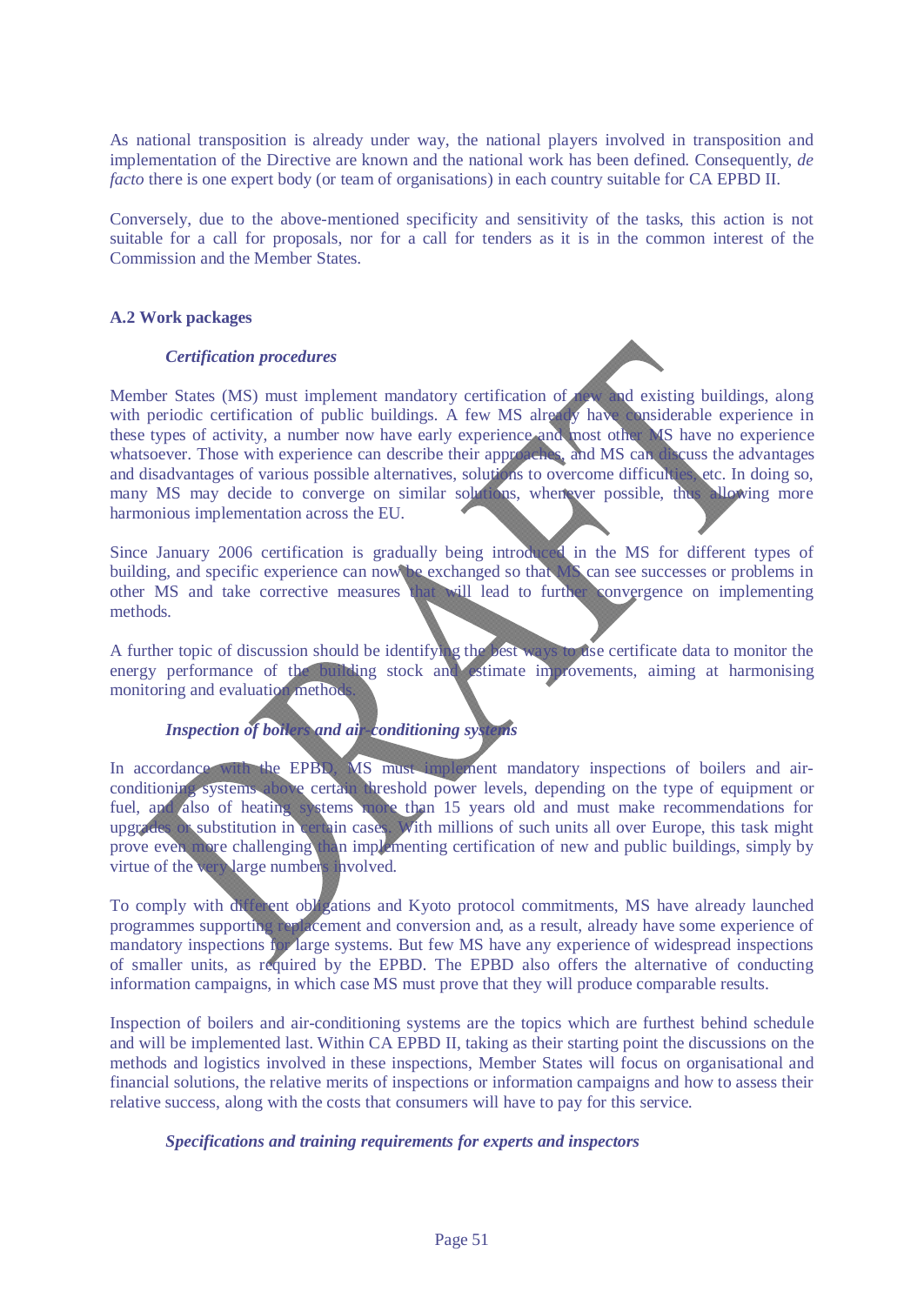As national transposition is already under way, the national players involved in transposition and implementation of the Directive are known and the national work has been defined. Consequently, *de facto* there is one expert body (or team of organisations) in each country suitable for CA EPBD II.

Conversely, due to the above-mentioned specificity and sensitivity of the tasks, this action is not suitable for a call for proposals, nor for a call for tenders as it is in the common interest of the Commission and the Member States.

### A.2 Work packages

#### *Certification procedures*

Member States (MS) must implement mandatory certification of new and existing buildings, along with periodic certification of public buildings. A few MS already have considerable experience in these types of activity, a number now have early experience and most other MS have no experience whatsoever. Those with experience can describe their approaches, and MS can discuss the advantages and disadvantages of various possible alternatives, solutions to overcome difficulties, etc. In doing so, many MS may decide to converge on similar solutions, whenever possible, thus allowing more harmonious implementation across the EU.

Since January 2006 certification is gradually being introduced in the MS for different types of building, and specific experience can now be exchanged so that MS can see successes or problems in other MS and take corrective measures that will lead to further convergence on implementing methods.

A further topic of discussion should be identifying the best ways to use certificate data to monitor the energy performance of the building stock and estimate improvements, aiming at harmonising monitoring and evaluation methods.

#### *Inspection of boilers and air-conditioning systems*

In accordance with the EPBD, MS must implement mandatory inspections of boilers and air-conditioning systems above certain threshold power levels, depending on the type of equipment or fuel, and also of heating systems more than 15 years old and must make recommendations for upgrades or substitution in certain cases. With millions of such units all over Europe, this task might prove even more challenging than implementing certification of new and public buildings, simply by virtue of the very large numbers involved.

To comply with different obligations and Kyoto protocol commitments, MS have already launched programmes supporting replacement and conversion and, as a result, already have some experience of mandatory inspections for large systems. But few MS have any experience of widespread inspections of smaller units, as required by the EPBD. The EPBD also offers the alternative of conducting information campaigns, in which case MS must prove that they will produce comparable results.

Inspection of boilers and air-conditioning systems are the topics which are furthest behind schedule and will be implemented last. Within CA EPBD II, taking as their starting point the discussions on the methods and logistics involved in these inspections, Member States will focus on organisational and financial solutions, the relative merits of inspections or information campaigns and how to assess their relative success, along with the costs that consumers will have to pay for this service.

#### *Specifications and training requirements for experts and inspectors*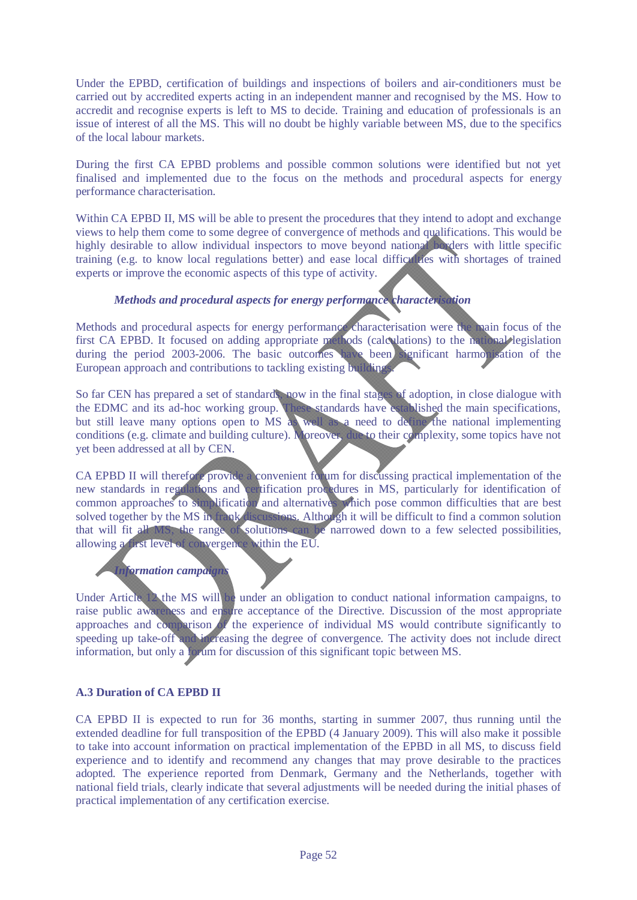Under the EPBD, certification of buildings and inspections of boilers and air-conditioners must be carried out by accredited experts acting in an independent manner and recognised by the MS. How to accredit and recognise experts is left to MS to decide. Training and education of professionals is an issue of interest of all the MS. This will no doubt be highly variable between MS, due to the specifics of the local labour markets.

During the first CA EPBD problems and possible common solutions were identified but not yet finalised and implemented due to the focus on the methods and procedural aspects for energy performance characterisation.

Within CA EPBD II, MS will be able to present the procedures that they intend to adopt and exchange views to help them come to some degree of convergence of methods and qualifications. This would be highly desirable to allow individual inspectors to move beyond national borders with little specific training (e.g. to know local regulations better) and ease local difficulties with shortages of trained experts or improve the economic aspects of this type of activity.

***Methods and procedural aspects for energy performance characterisation***

Methods and procedural aspects for energy performance characterisation were the main focus of the first CA EPBD. It focused on adding appropriate methods (calculations) to the national legislation during the period 2003-2006. The basic outcomes have been significant harmonisation of the European approach and contributions to tackling existing buildings.

So far CEN has prepared a set of standards, now in the final stages of adoption, in close dialogue with the EDMC and its ad-hoc working group. These standards have established the main specifications, but still leave many options open to MS as well as a need to define the national implementing conditions (e.g. climate and building culture). Moreover, due to their complexity, some topics have not yet been addressed at all by CEN.

CA EPBD II will therefore provide a convenient forum for discussing practical implementation of the new standards in regulations and certification procedures in MS, particularly for identification of common approaches to simplification and alternatives which pose common difficulties that are best solved together by the MS in frank discussions. Although it will be difficult to find a common solution that will fit all MS, the range of solutions can be narrowed down to a few selected possibilities, allowing a first level of convergence within the EU.

***Information campaigns***

Under Article 12 the MS will be under an obligation to conduct national information campaigns, to raise public awareness and ensure acceptance of the Directive. Discussion of the most appropriate approaches and comparison of the experience of individual MS would contribute significantly to speeding up take-off and increasing the degree of convergence. The activity does not include direct information, but only a forum for discussion of this significant topic between MS.

**A.3 Duration of CA EPBD II**

CA EPBD II is expected to run for 36 months, starting in summer 2007, thus running until the extended deadline for full transposition of the EPBD (4 January 2009). This will also make it possible to take into account information on practical implementation of the EPBD in all MS, to discuss field experience and to identify and recommend any changes that may prove desirable to the practices adopted. The experience reported from Denmark, Germany and the Netherlands, together with national field trials, clearly indicate that several adjustments will be needed during the initial phases of practical implementation of any certification exercise.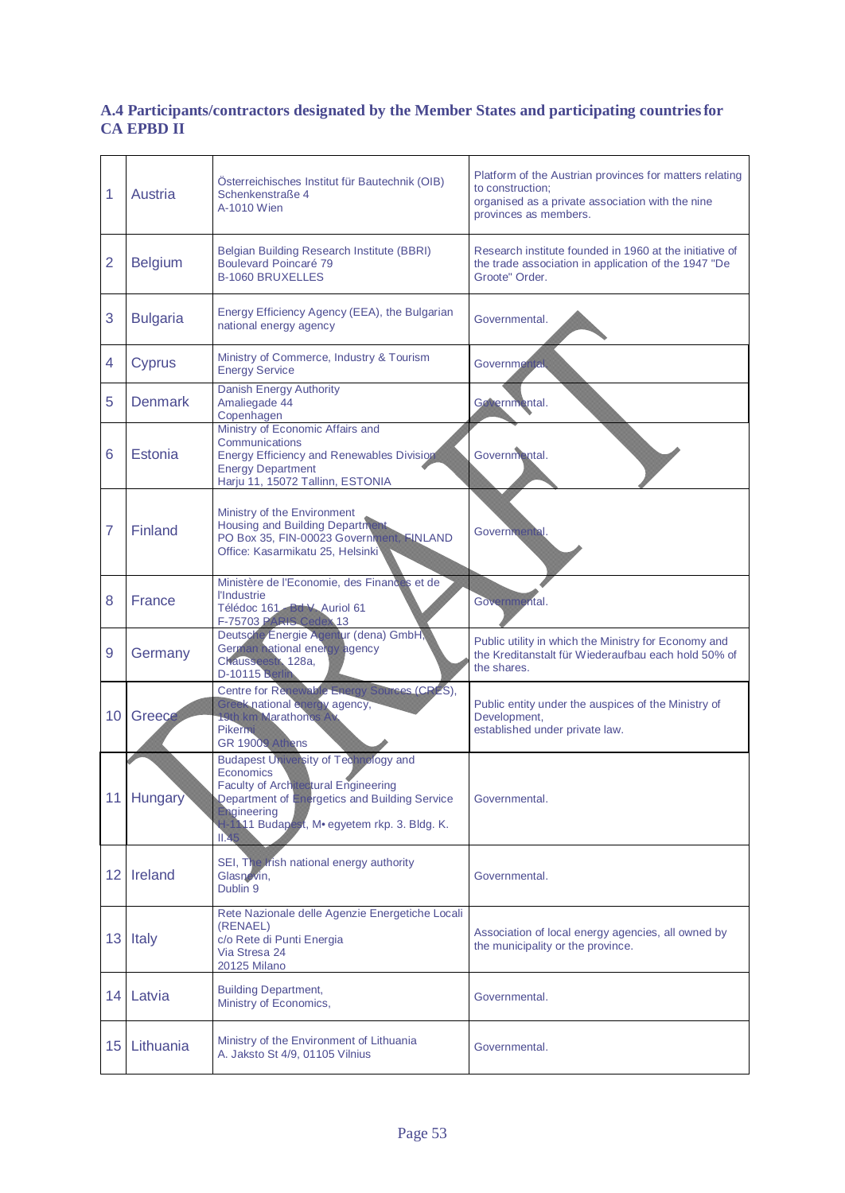## A.4 Participants/contractors designated by the Member States and participating countries for CA EPBD II

| | | | |
|---|---|---|---|
| 1 | Austria | Österreichisches Institut für Bautechnik (OIB)<br>Schenkenstraße 4<br>A-1010 Wien | Platform of the Austrian provinces for matters relating to construction;<br>organised as a private association with the nine provinces as members. |
| 2 | Belgium | Belgian Building Research Institute (BBRI)<br>Boulevard Poincaré 79<br>B-1060 BRUXELLES | Research institute founded in 1960 at the initiative of the trade association in application of the 1947 "De Groote" Order. |
| 3 | Bulgaria | Energy Efficiency Agency (EEA), the Bulgarian national energy agency | Governmental. |
| 4 | Cyprus | Ministry of Commerce, Industry & Tourism<br>Energy Service | Governmental. |
| 5 | Denmark | Danish Energy Authority<br>Amaliegade 44<br>Copenhagen | Governmental. |
| 6 | Estonia | Ministry of Economic Affairs and Communications<br>Energy Efficiency and Renewables Division<br>Energy Department<br>Harju 11, 15072 Tallinn, ESTONIA | Governmental. |
| 7 | Finland | Ministry of the Environment<br>Housing and Building Department<br>PO Box 35, FIN-00023 Government, FINLAND<br>Office: Kasarmikatu 25, Helsinki | Governmental. |
| 8 | France | Ministère de l'Economie, des Finances et de l'Industrie<br>Télédoc 161 - Bd V. Auriol 61<br>F-75703 PARIS Cedex 13 | Governmental. |
| 9 | Germany | Deutsche Energie Agentur (dena) GmbH,<br>German national energy agency<br>Chausseestr. 128a,<br>D-10115 Berlin | Public utility in which the Ministry for Economy and the Kreditanstalt für Wiederaufbau each hold 50% of the shares. |
| 10 | Greece | Centre for Renewable Energy Sources (CRES),<br>Greek national energy agency,<br>19th km Marathonos Av.<br>Pikermi<br>GR 19009 Athens | Public entity under the auspices of the Ministry of Development,<br>established under private law. |
| 11 | Hungary | Budapest University of Technology and Economics<br>Faculty of Architectural Engineering<br>Department of Energetics and Building Service Engineering<br>H-1111 Budapest, M• egyetem rkp. 3. Bldg. K. II.45 | Governmental. |
| 12 | Ireland | SEI, The Irish national energy authority<br>Glasnevin,<br>Dublin 9 | Governmental. |
| 13 | Italy | Rete Nazionale delle Agenzie Energetiche Locali (RENAEL)<br>c/o Rete di Punti Energia<br>Via Stresa 24<br>20125 Milano | Association of local energy agencies, all owned by the municipality or the province. |
| 14 | Latvia | Building Department,<br>Ministry of Economics, | Governmental. |
| 15 | Lithuania | Ministry of the Environment of Lithuania<br>A. Jakšto St 4/9, 01105 Vilnius | Governmental. |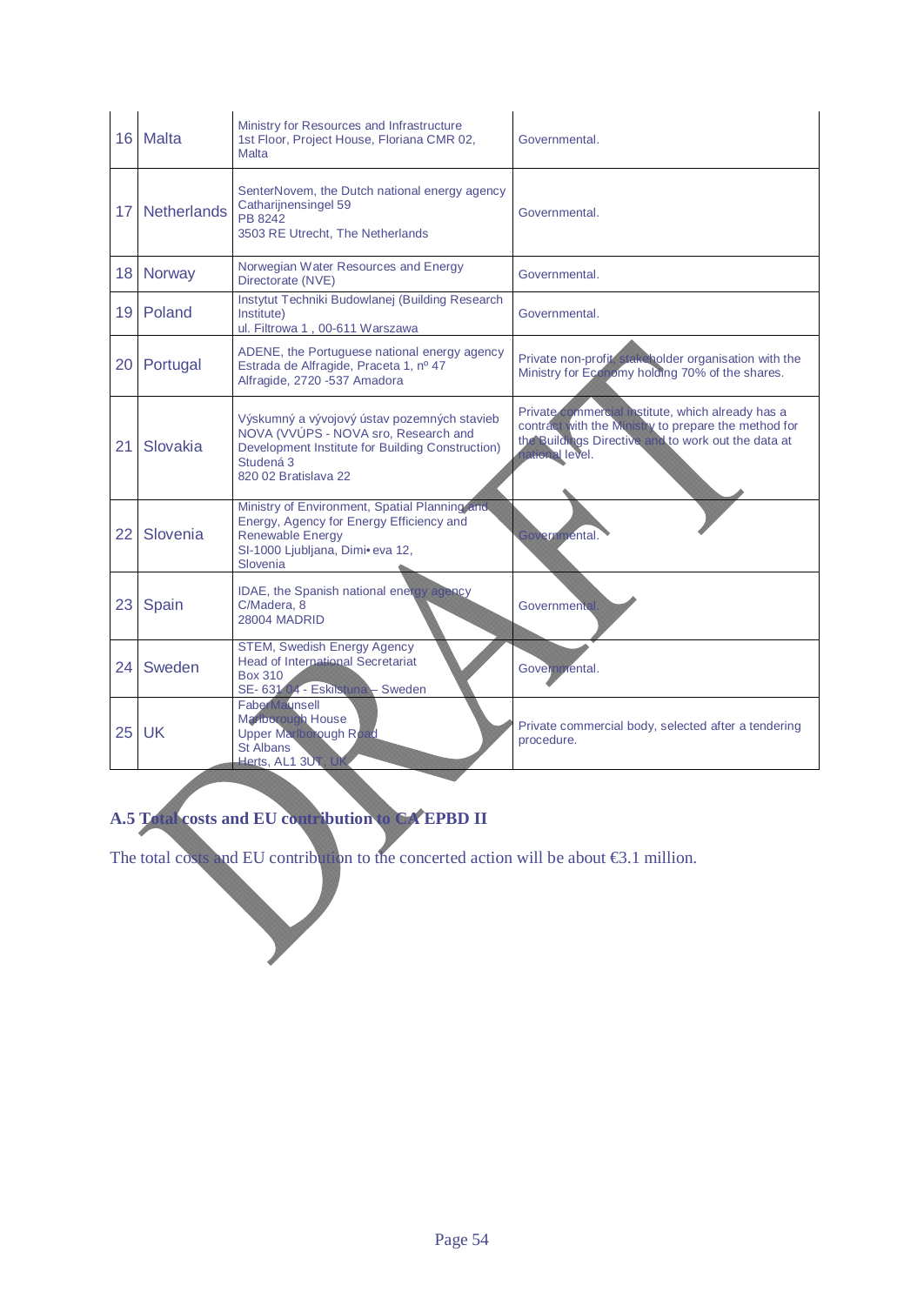| | | | |
|---|---|---|---|
| 16 | Malta | Ministry for Resources and Infrastructure<br>1st Floor, Project House, Floriana CMR 02, Malta | Governmental. |
| 17 | Netherlands | SenterNovem, the Dutch national energy agency<br>Catharijnensingel 59<br>PB 8242<br>3503 RE Utrecht, The Netherlands | Governmental. |
| 18 | Norway | Norwegian Water Resources and Energy Directorate (NVE) | Governmental. |
| 19 | Poland | Instytut Techniki Budowlanej (Building Research Institute)<br>ul. Filtrowa 1 , 00-611 Warszawa | Governmental. |
| 20 | Portugal | ADENE, the Portuguese national energy agency<br>Estrada de Alfragide, Praceta 1, nº 47<br>Alfragide, 2720 -537 Amadora | Private non-profit, stakeholder organisation with the Ministry for Economy holding 70% of the shares. |
| 21 | Slovakia | Výskumný a vývojový ústav pozemných stavieb NOVA (VVÚPS - NOVA sro, Research and Development Institute for Building Construction)<br>Studená 3<br>820 02 Bratislava 22 | Private commercial institute, which already has a contract with the Ministry to prepare the method for the Buildings Directive and to work out the data at national level. |
| 22 | Slovenia | Ministry of Environment, Spatial Planning and Energy, Agency for Energy Efficiency and Renewable Energy<br>SI-1000 Ljubljana, Dimi• eva 12, Slovenia | Governmental. |
| 23 | Spain | IDAE, the Spanish national energy agency<br>C/Madera, 8<br>28004 MADRID | Governmental. |
| 24 | Sweden | STEM, Swedish Energy Agency<br>Head of International Secretariat<br>Box 310<br>SE- 631 04 - Eskilstuna – Sweden | Governmental. |
| 25 | UK | FaberMaunsell<br>Marlborough House<br>Upper Marlborough Road<br>St Albans<br>Herts, AL1 3UT, UK | Private commercial body, selected after a tendering procedure. |

## A.5 Total costs and EU contribution to CA EPBD II

The total costs and EU contribution to the concerted action will be about €3.1 million.